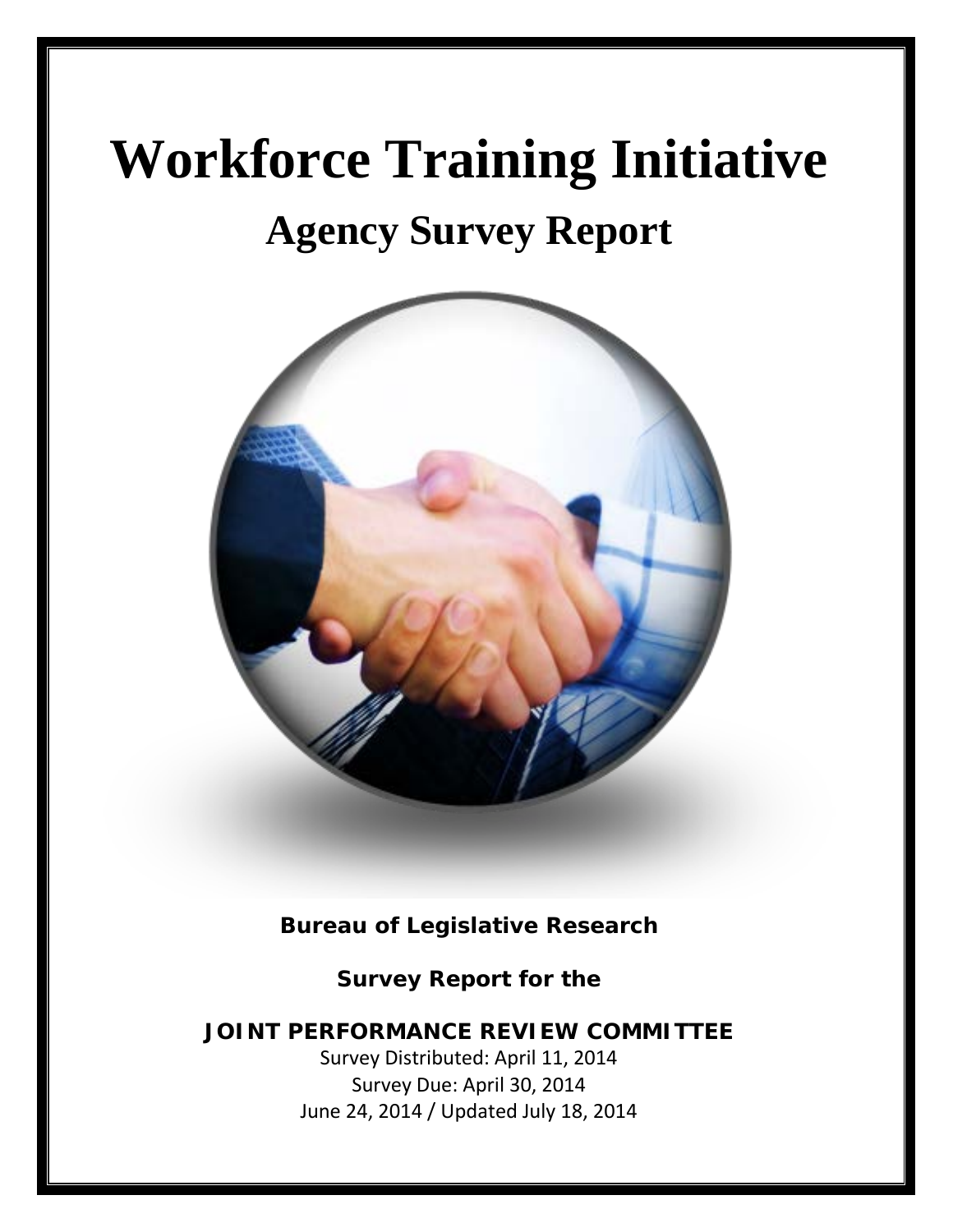# Workforce Training Initiative

## Agency Survey Report

**Bureau of Legislative Research**

**Survey Report for the**

**JOINT PERFORMANCE REVIEW COMMITTEE**

Survey Distributed: April 11, 2014

Survey Due: April 30, 2014

June 24, 2014 / Updated July 18, 2014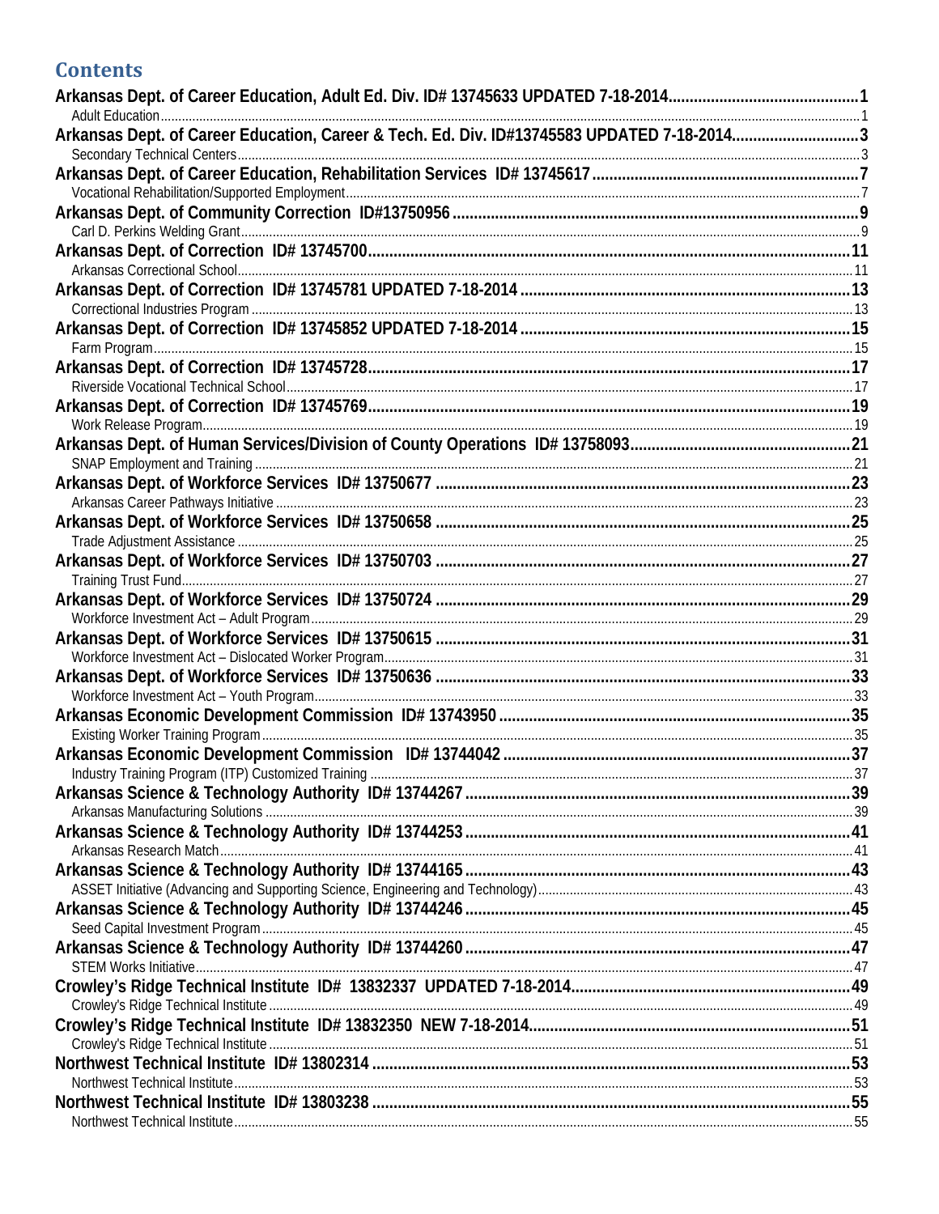# Contents

- Arkansas Dept. of Career Education, Adult Ed. Div. ID# 13745633 UPDATED 7-18-2014 ..... 1
  - Adult Education ..... 1
- Arkansas Dept. of Career Education, Career & Tech. Ed. Div. ID#13745583 UPDATED 7-18-2014 ..... 3
  - Secondary Technical Centers ..... 3
- Arkansas Dept. of Career Education, Rehabilitation Services ID# 13745617 ..... 7
  - Vocational Rehabilitation/Supported Employment ..... 7
- Arkansas Dept. of Community Correction ID#13750956 ..... 9
  - Carl D. Perkins Welding Grant ..... 9
- Arkansas Dept. of Correction ID# 13745700 ..... 11
  - Arkansas Correctional School ..... 11
- Arkansas Dept. of Correction ID# 13745781 UPDATED 7-18-2014 ..... 13
  - Correctional Industries Program ..... 13
- Arkansas Dept. of Correction ID# 13745852 UPDATED 7-18-2014 ..... 15
  - Farm Program ..... 15
- Arkansas Dept. of Correction ID# 13745728 ..... 17
  - Riverside Vocational Technical School ..... 17
- Arkansas Dept. of Correction ID# 13745769 ..... 19
  - Work Release Program ..... 19
- Arkansas Dept. of Human Services/Division of County Operations ID# 13758093 ..... 21
  - SNAP Employment and Training ..... 21
- Arkansas Dept. of Workforce Services ID# 13750677 ..... 23
  - Arkansas Career Pathways Initiative ..... 23
- Arkansas Dept. of Workforce Services ID# 13750658 ..... 25
  - Trade Adjustment Assistance ..... 25
- Arkansas Dept. of Workforce Services ID# 13750703 ..... 27
  - Training Trust Fund ..... 27
- Arkansas Dept. of Workforce Services ID# 13750724 ..... 29
  - Workforce Investment Act – Adult Program ..... 29
- Arkansas Dept. of Workforce Services ID# 13750615 ..... 31
  - Workforce Investment Act – Dislocated Worker Program ..... 31
- Arkansas Dept. of Workforce Services ID# 13750636 ..... 33
  - Workforce Investment Act – Youth Program ..... 33
- Arkansas Economic Development Commission ID# 13743950 ..... 35
  - Existing Worker Training Program ..... 35
- Arkansas Economic Development Commission ID# 13744042 ..... 37
  - Industry Training Program (ITP) Customized Training ..... 37
- Arkansas Science & Technology Authority ID# 13744267 ..... 39
  - Arkansas Manufacturing Solutions ..... 39
- Arkansas Science & Technology Authority ID# 13744253 ..... 41
  - Arkansas Research Match ..... 41
- Arkansas Science & Technology Authority ID# 13744165 ..... 43
  - ASSET Initiative (Advancing and Supporting Science, Engineering and Technology) ..... 43
- Arkansas Science & Technology Authority ID# 13744246 ..... 45
  - Seed Capital Investment Program ..... 45
- Arkansas Science & Technology Authority ID# 13744260 ..... 47
  - STEM Works Initiative ..... 47
- Crowley's Ridge Technical Institute ID# 13832337 UPDATED 7-18-2014 ..... 49
  - Crowley's Ridge Technical Institute ..... 49
- Crowley's Ridge Technical Institute ID# 13832350 NEW 7-18-2014 ..... 51
  - Crowley's Ridge Technical Institute ..... 51
- Northwest Technical Institute ID# 13802314 ..... 53
  - Northwest Technical Institute ..... 53
- Northwest Technical Institute ID# 13803238 ..... 55
  - Northwest Technical Institute ..... 55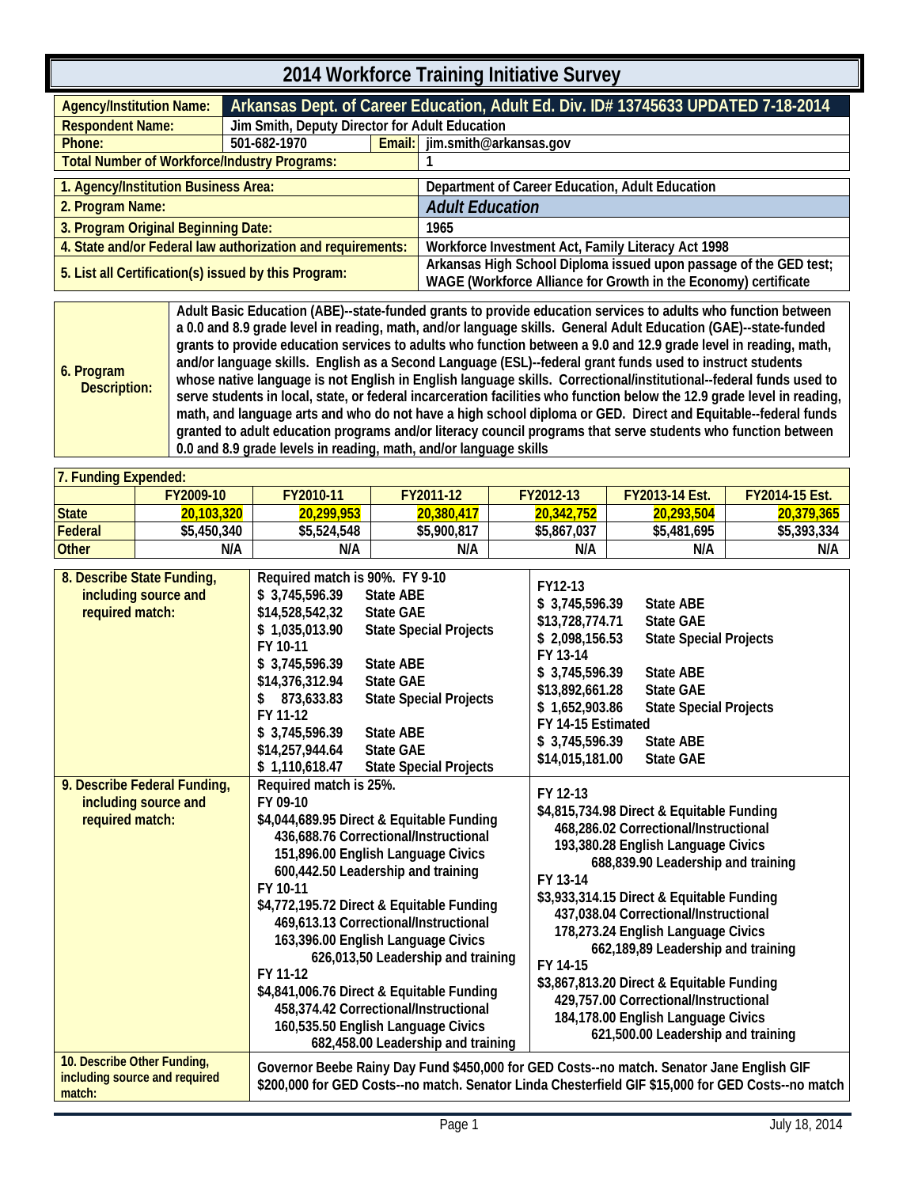# 2014 Workforce Training Initiative Survey

| | | | |
|---|---|---|---|
| **Agency/Institution Name:** | **Arkansas Dept. of Career Education, Adult Ed. Div. ID# 13745633 UPDATED 7-18-2014** | | |
| **Respondent Name:** | Jim Smith, Deputy Director for Adult Education | | |
| **Phone:** | 501-682-1970 | **Email:** | jim.smith@arkansas.gov |
| **Total Number of Workforce/Industry Programs:** | | 1 | |

| | |
|---|---|
| **1. Agency/Institution Business Area:** | Department of Career Education, Adult Education |
| **2. Program Name:** | *Adult Education* |
| **3. Program Original Beginning Date:** | 1965 |
| **4. State and/or Federal law authorization and requirements:** | Workforce Investment Act, Family Literacy Act 1998 |
| **5. List all Certification(s) issued by this Program:** | Arkansas High School Diploma issued upon passage of the GED test; WAGE (Workforce Alliance for Growth in the Economy) certificate |

| | |
|---|---|
| **6. Program Description:** | Adult Basic Education (ABE)--state-funded grants to provide education services to adults who function between a 0.0 and 8.9 grade level in reading, math, and/or language skills. General Adult Education (GAE)--state-funded grants to provide education services to adults who function between a 9.0 and 12.9 grade level in reading, math, and/or language skills. English as a Second Language (ESL)--federal grant funds used to instruct students whose native language is not English in English language skills. Correctional/institutional--federal funds used to serve students in local, state, or federal incarceration facilities who function below the 12.9 grade level in reading, math, and language arts and who do not have a high school diploma or GED. Direct and Equitable--federal funds granted to adult education programs and/or literacy council programs that serve students who function between 0.0 and 8.9 grade levels in reading, math, and/or language skills |

**7. Funding Expended:**

| | FY2009-10 | FY2010-11 | FY2011-12 | FY2012-13 | FY2013-14 Est. | FY2014-15 Est. |
|---|---|---|---|---|---|---|
| **State** | 20,103,320 | 20,299,953 | 20,380,417 | 20,342,752 | 20,293,504 | 20,379,365 |
| **Federal** | $5,450,340 | $5,524,548 | $5,900,817 | $5,867,037 | $5,481,695 | $5,393,334 |
| **Other** | N/A | N/A | N/A | N/A | N/A | N/A |

| | | |
|---|---|---|
| **8. Describe State Funding, including source and required match:** | Required match is 90%. FY 9-10<br>$ 3,745,596.39 State ABE<br>$14,528,542,32 State GAE<br>$ 1,035,013.90 State Special Projects<br>FY 10-11<br>$ 3,745,596.39 State ABE<br>$14,376,312.94 State GAE<br>$ 873,633.83 State Special Projects<br>FY 11-12<br>$ 3,745,596.39 State ABE<br>$14,257,944.64 State GAE<br>$ 1,110,618.47 State Special Projects | FY12-13<br>$ 3,745,596.39 State ABE<br>$13,728,774.71 State GAE<br>$ 2,098,156.53 State Special Projects<br>FY 13-14<br>$ 3,745,596.39 State ABE<br>$13,892,661.28 State GAE<br>$ 1,652,903.86 State Special Projects<br>FY 14-15 Estimated<br>$ 3,745,596.39 State ABE<br>$14,015,181.00 State GAE |
| **9. Describe Federal Funding, including source and required match:** | Required match is 25%.<br>FY 09-10<br>$4,044,689.95 Direct & Equitable Funding<br>436,688.76 Correctional/Instructional<br>151,896.00 English Language Civics<br>600,442.50 Leadership and training<br>FY 10-11<br>$4,772,195.72 Direct & Equitable Funding<br>469,613.13 Correctional/Instructional<br>163,396.00 English Language Civics<br>626,013,50 Leadership and training<br>FY 11-12<br>$4,841,006.76 Direct & Equitable Funding<br>458,374.42 Correctional/Instructional<br>160,535.50 English Language Civics<br>682,458.00 Leadership and training | FY 12-13<br>$4,815,734.98 Direct & Equitable Funding<br>468,286.02 Correctional/Instructional<br>193,380.28 English Language Civics<br>688,839.90 Leadership and training<br>FY 13-14<br>$3,933,314.15 Direct & Equitable Funding<br>437,038.04 Correctional/Instructional<br>178,273.24 English Language Civics<br>662,189,89 Leadership and training<br>FY 14-15<br>$3,867,813.20 Direct & Equitable Funding<br>429,757.00 Correctional/Instructional<br>184,178.00 English Language Civics<br>621,500.00 Leadership and training |
| **10. Describe Other Funding, including source and required match:** | Governor Beebe Rainy Day Fund $450,000 for GED Costs--no match. Senator Jane English GIF $200,000 for GED Costs--no match. Senator Linda Chesterfield GIF $15,000 for GED Costs--no match | |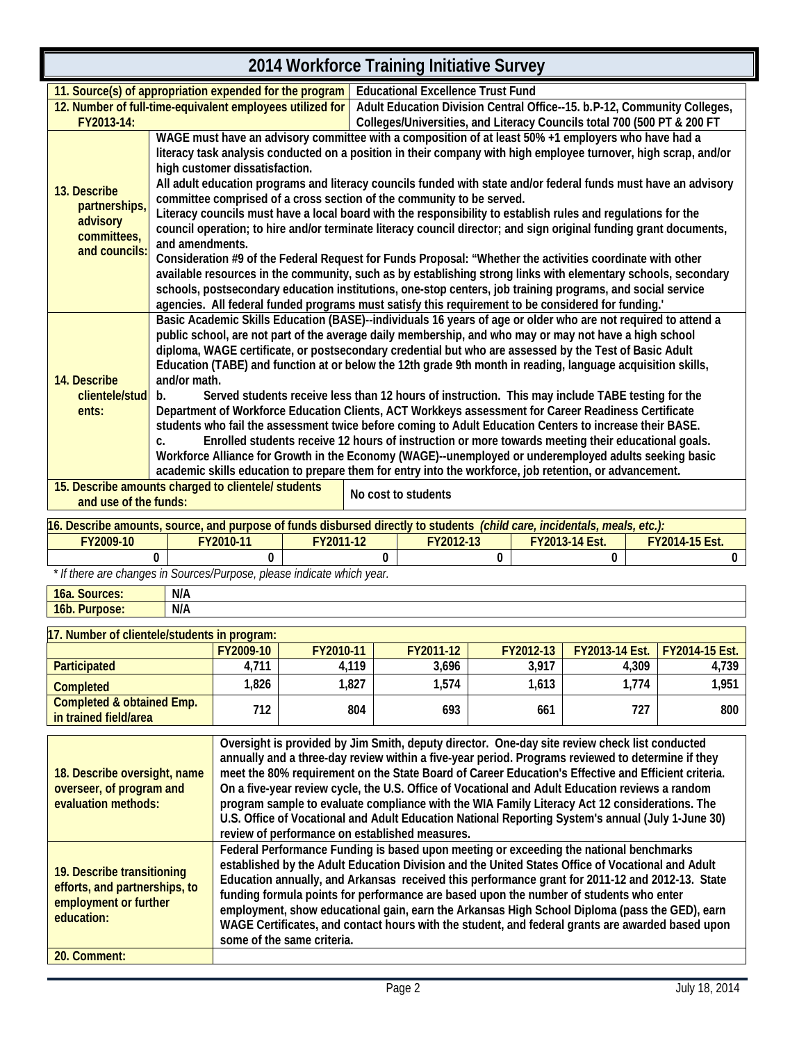# 2014 Workforce Training Initiative Survey

| | |
|---|---|
| **11. Source(s) of appropriation expended for the program** | **Educational Excellence Trust Fund** |
| **12. Number of full-time-equivalent employees utilized for FY2013-14:** | **Adult Education Division Central Office--15. b.P-12, Community Colleges, Colleges/Universities, and Literacy Councils total 700 (500 PT & 200 FT** |
| **13. Describe partnerships, advisory committees, and councils:** | **WAGE must have an advisory committee with a composition of at least 50% +1 employers who have had a literacy task analysis conducted on a position in their company with high employee turnover, high scrap, and/or high customer dissatisfaction.<br>All adult education programs and literacy councils funded with state and/or federal funds must have an advisory committee comprised of a cross section of the community to be served.<br>Literacy councils must have a local board with the responsibility to establish rules and regulations for the council operation; to hire and/or terminate literacy council director; and sign original funding grant documents, and amendments.<br>Consideration #9 of the Federal Request for Funds Proposal: "Whether the activities coordinate with other available resources in the community, such as by establishing strong links with elementary schools, secondary schools, postsecondary education institutions, one-stop centers, job training programs, and social service agencies. All federal funded programs must satisfy this requirement to be considered for funding.'** |
| **14. Describe clientele/students:** | **Basic Academic Skills Education (BASE)--individuals 16 years of age or older who are not required to attend a public school, are not part of the average daily membership, and who may or may not have a high school diploma, WAGE certificate, or postsecondary credential but who are assessed by the Test of Basic Adult Education (TABE) and function at or below the 12th grade 9th month in reading, language acquisition skills, and/or math.<br>b. Served students receive less than 12 hours of instruction. This may include TABE testing for the Department of Workforce Education Clients, ACT Workkeys assessment for Career Readiness Certificate students who fail the assessment twice before coming to Adult Education Centers to increase their BASE.<br>c. Enrolled students receive 12 hours of instruction or more towards meeting their educational goals.<br>Workforce Alliance for Growth in the Economy (WAGE)--unemployed or underemployed adults seeking basic academic skills education to prepare them for entry into the workforce, job retention, or advancement.** |
| **15. Describe amounts charged to clientele/ students and use of the funds:** | **No cost to students** |

**16. Describe amounts, source, and purpose of funds disbursed directly to students** ***(child care, incidentals, meals, etc.):***

| FY2009-10 | FY2010-11 | FY2011-12 | FY2012-13 | FY2013-14 Est. | FY2014-15 Est. |
|---|---|---|---|---|---|
| 0 | 0 | 0 | 0 | 0 | 0 |

*\* If there are changes in Sources/Purpose, please indicate which year.*

| | |
|---|---|
| **16a. Sources:** | **N/A** |
| **16b. Purpose:** | **N/A** |

**17. Number of clientele/students in program:**

| | FY2009-10 | FY2010-11 | FY2011-12 | FY2012-13 | FY2013-14 Est. | FY2014-15 Est. |
|---|---|---|---|---|---|---|
| **Participated** | 4,711 | 4,119 | 3,696 | 3,917 | 4,309 | 4,739 |
| **Completed** | 1,826 | 1,827 | 1,574 | 1,613 | 1,774 | 1,951 |
| **Completed & obtained Emp. in trained field/area** | 712 | 804 | 693 | 661 | 727 | 800 |

| | |
|---|---|
| **18. Describe oversight, name overseer, of program and evaluation methods:** | **Oversight is provided by Jim Smith, deputy director. One-day site review check list conducted annually and a three-day review within a five-year period. Programs reviewed to determine if they meet the 80% requirement on the State Board of Career Education's Effective and Efficient criteria. On a five-year review cycle, the U.S. Office of Vocational and Adult Education reviews a random program sample to evaluate compliance with the WIA Family Literacy Act 12 considerations. The U.S. Office of Vocational and Adult Education National Reporting System's annual (July 1-June 30) review of performance on established measures.** |
| **19. Describe transitioning efforts, and partnerships, to employment or further education:** | **Federal Performance Funding is based upon meeting or exceeding the national benchmarks established by the Adult Education Division and the United States Office of Vocational and Adult Education annually, and Arkansas received this performance grant for 2011-12 and 2012-13. State funding formula points for performance are based upon the number of students who enter employment, show educational gain, earn the Arkansas High School Diploma (pass the GED), earn WAGE Certificates, and contact hours with the student, and federal grants are awarded based upon some of the same criteria.** |
| **20. Comment:** | |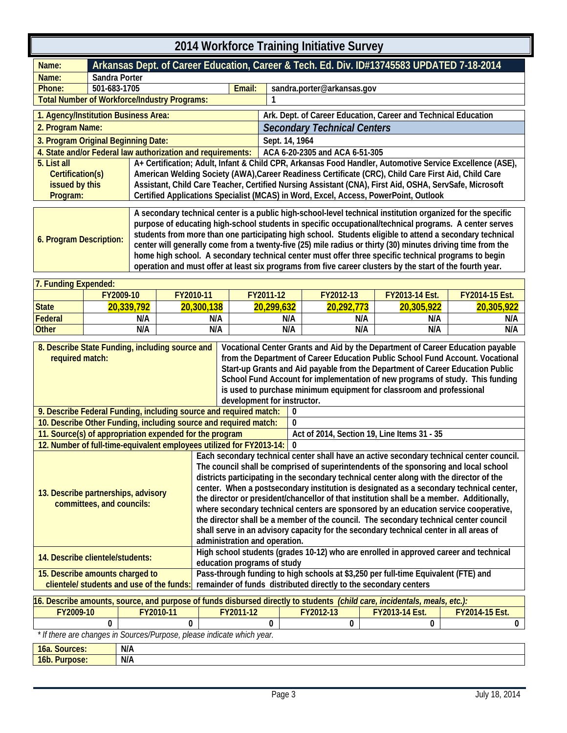# 2014 Workforce Training Initiative Survey

| Name: | Arkansas Dept. of Career Education, Career & Tech. Ed. Div. ID#13745583 UPDATED 7-18-2014 | | |
|---|---|---|---|
| Name: | Sandra Porter | | |
| Phone: | 501-683-1705 | Email: | sandra.porter@arkansas.gov |
| Total Number of Workforce/Industry Programs: | | | 1 |

| | |
|---|---|
| 1. Agency/Institution Business Area: | Ark. Dept. of Career Education, Career and Technical Education |
| 2. Program Name: | *Secondary Technical Centers* |
| 3. Program Original Beginning Date: | Sept. 14, 1964 |
| 4. State and/or Federal law authorization and requirements: | ACA 6-20-2305 and ACA 6-51-305 |
| 5. List all Certification(s) issued by this Program: | A+ Certification; Adult, Infant & Child CPR, Arkansas Food Handler, Automotive Service Excellence (ASE), American Welding Society (AWA),Career Readiness Certificate (CRC), Child Care First Aid, Child Care Assistant, Child Care Teacher, Certified Nursing Assistant (CNA), First Aid, OSHA, ServSafe, Microsoft Certified Applications Specialist (MCAS) in Word, Excel, Access, PowerPoint, Outlook |

| | |
|---|---|
| 6. Program Description: | A secondary technical center is a public high-school-level technical institution organized for the specific purpose of educating high-school students in specific occupational/technical programs. A center serves students from more than one participating high school. Students eligible to attend a secondary technical center will generally come from a twenty-five (25) mile radius or thirty (30) minutes driving time from the home high school. A secondary technical center must offer three specific technical programs to begin operation and must offer at least six programs from five career clusters by the start of the fourth year. |

**7. Funding Expended:**

| | FY2009-10 | FY2010-11 | FY2011-12 | FY2012-13 | FY2013-14 Est. | FY2014-15 Est. |
|---|---|---|---|---|---|---|
| State | 20,339,792 | 20,300,138 | 20,299,632 | 20,292,773 | 20,305,922 | 20,305,922 |
| Federal | N/A | N/A | N/A | N/A | N/A | N/A |
| Other | N/A | N/A | N/A | N/A | N/A | N/A |

| | |
|---|---|
| 8. Describe State Funding, including source and required match: | Vocational Center Grants and Aid by the Department of Career Education payable from the Department of Career Education Public School Fund Account. Vocational Start-up Grants and Aid payable from the Department of Career Education Public School Fund Account for implementation of new programs of study. This funding is used to purchase minimum equipment for classroom and professional development for instructor. |
| 9. Describe Federal Funding, including source and required match: | 0 |
| 10. Describe Other Funding, including source and required match: | 0 |
| 11. Source(s) of appropriation expended for the program | Act of 2014, Section 19, Line Items 31 - 35 |
| 12. Number of full-time-equivalent employees utilized for FY2013-14: | 0 |
| 13. Describe partnerships, advisory committees, and councils: | Each secondary technical center shall have an active secondary technical center council. The council shall be comprised of superintendents of the sponsoring and local school districts participating in the secondary technical center along with the director of the center. When a postsecondary institution is designated as a secondary technical center, the director or president/chancellor of that institution shall be a member. Additionally, where secondary technical centers are sponsored by an education service cooperative, the director shall be a member of the council. The secondary technical center council shall serve in an advisory capacity for the secondary technical center in all areas of administration and operation. |
| 14. Describe clientele/students: | High school students (grades 10-12) who are enrolled in approved career and technical education programs of study |
| 15. Describe amounts charged to clientele/ students and use of the funds: | Pass-through funding to high schools at $3,250 per full-time Equivalent (FTE) and remainder of funds distributed directly to the secondary centers |

**16. Describe amounts, source, and purpose of funds disbursed directly to students** *(child care, incidentals, meals, etc.):*

| FY2009-10 | FY2010-11 | FY2011-12 | FY2012-13 | FY2013-14 Est. | FY2014-15 Est. |
|---|---|---|---|---|---|
| 0 | 0 | 0 | 0 | 0 | 0 |

*\* If there are changes in Sources/Purpose, please indicate which year.*

| | |
|---|---|
| 16a. Sources: | N/A |
| 16b. Purpose: | N/A |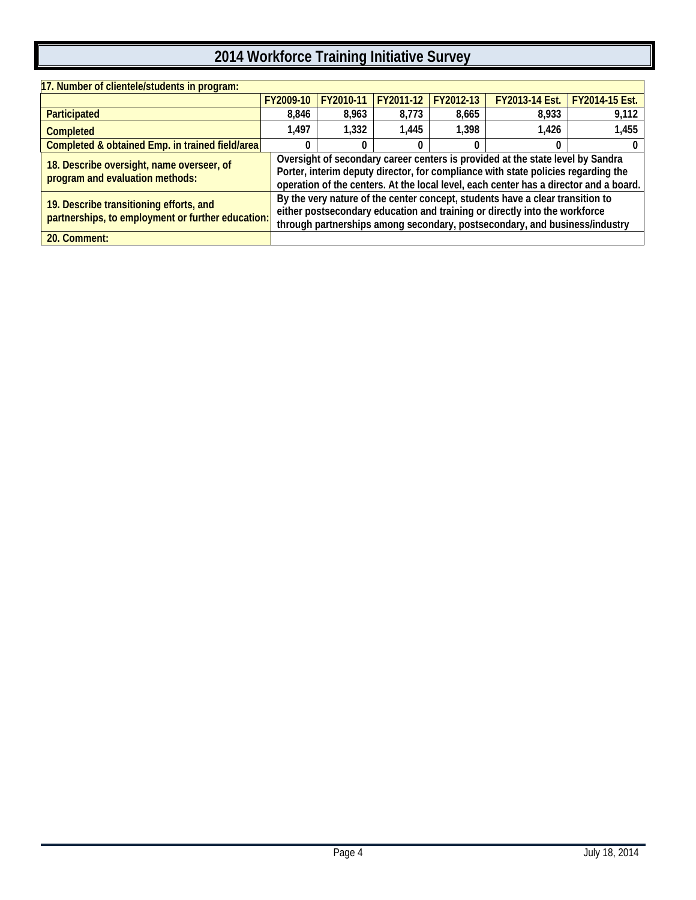# 2014 Workforce Training Initiative Survey

| 17. Number of clientele/students in program: | | | | | | |
|---|---|---|---|---|---|---|
| | FY2009-10 | FY2010-11 | FY2011-12 | FY2012-13 | FY2013-14 Est. | FY2014-15 Est. |
| Participated | 8,846 | 8,963 | 8,773 | 8,665 | 8,933 | 9,112 |
| Completed | 1,497 | 1,332 | 1,445 | 1,398 | 1,426 | 1,455 |
| Completed & obtained Emp. in trained field/area | 0 | 0 | 0 | 0 | 0 | 0 |

| | |
|---|---|
| 18. Describe oversight, name overseer, of program and evaluation methods: | Oversight of secondary career centers is provided at the state level by Sandra Porter, interim deputy director, for compliance with state policies regarding the operation of the centers. At the local level, each center has a director and a board. |
| 19. Describe transitioning efforts, and partnerships, to employment or further education: | By the very nature of the center concept, students have a clear transition to either postsecondary education and training or directly into the workforce through partnerships among secondary, postsecondary, and business/industry |
| 20. Comment: | |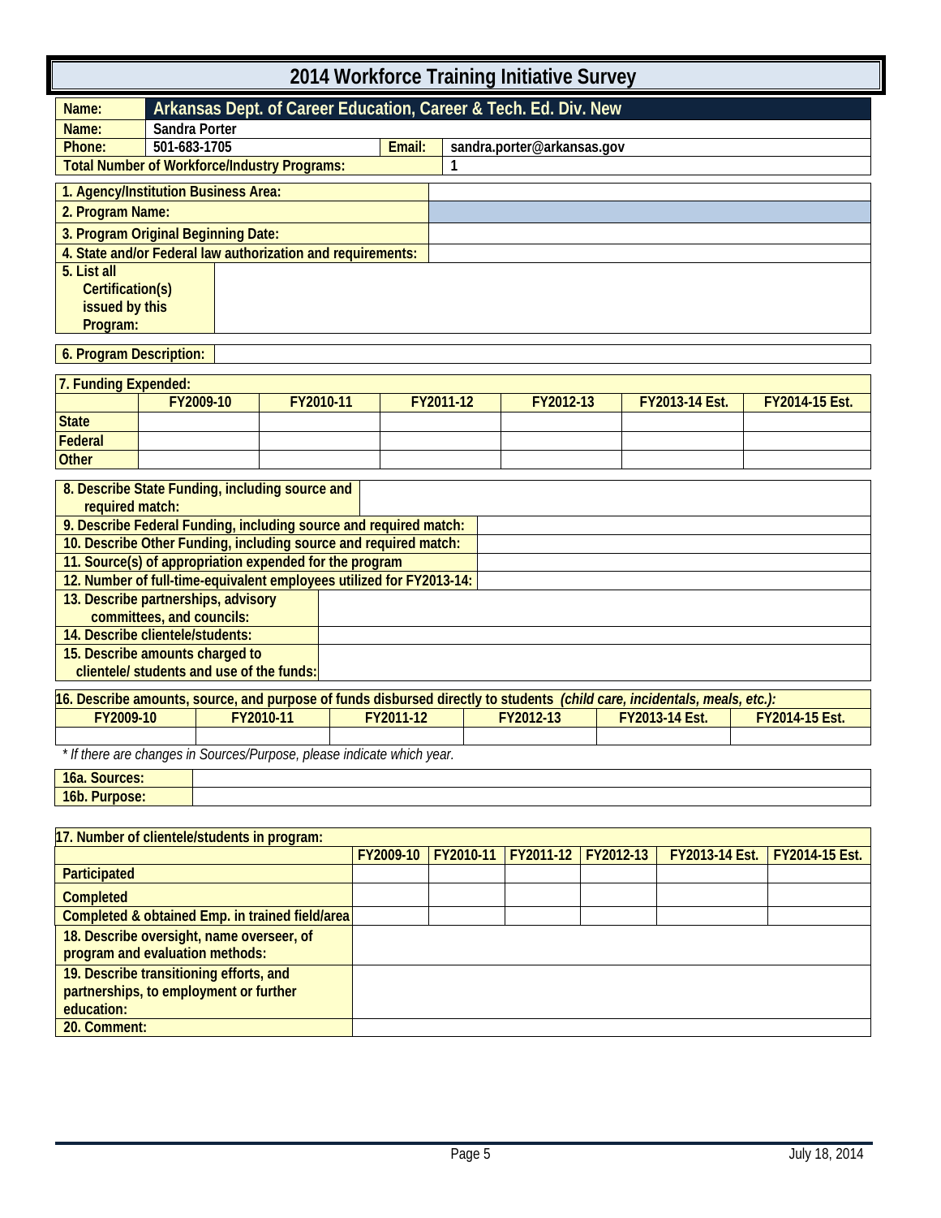# 2014 Workforce Training Initiative Survey

| Name: | Arkansas Dept. of Career Education, Career & Tech. Ed. Div. New | | |
|---|---|---|---|
| Name: | Sandra Porter | | |
| Phone: | 501-683-1705 | Email: | sandra.porter@arkansas.gov |
| Total Number of Workforce/Industry Programs: | | | 1 |

| | |
|---|---|
| 1. Agency/Institution Business Area: | |
| 2. Program Name: | |
| 3. Program Original Beginning Date: | |
| 4. State and/or Federal law authorization and requirements: | |
| 5. List all Certification(s) issued by this Program: | |

| | |
|---|---|
| 6. Program Description: | |

**7. Funding Expended:**

| | FY2009-10 | FY2010-11 | FY2011-12 | FY2012-13 | FY2013-14 Est. | FY2014-15 Est. |
|---|---|---|---|---|---|---|
| State | | | | | | |
| Federal | | | | | | |
| Other | | | | | | |

| | |
|---|---|
| 8. Describe State Funding, including source and required match: | |
| 9. Describe Federal Funding, including source and required match: | |
| 10. Describe Other Funding, including source and required match: | |
| 11. Source(s) of appropriation expended for the program | |
| 12. Number of full-time-equivalent employees utilized for FY2013-14: | |
| 13. Describe partnerships, advisory committees, and councils: | |
| 14. Describe clientele/students: | |
| 15. Describe amounts charged to clientele/ students and use of the funds: | |

**16. Describe amounts, source, and purpose of funds disbursed directly to students** *(child care, incidentals, meals, etc.):*

| FY2009-10 | FY2010-11 | FY2011-12 | FY2012-13 | FY2013-14 Est. | FY2014-15 Est. |
|---|---|---|---|---|---|
| | | | | | |

*\* If there are changes in Sources/Purpose, please indicate which year.*

| | |
|---|---|
| 16a. Sources: | |
| 16b. Purpose: | |

**17. Number of clientele/students in program:**

| | FY2009-10 | FY2010-11 | FY2011-12 | FY2012-13 | FY2013-14 Est. | FY2014-15 Est. |
|---|---|---|---|---|---|---|
| Participated | | | | | | |
| Completed | | | | | | |
| Completed & obtained Emp. in trained field/area | | | | | | |

| | |
|---|---|
| 18. Describe oversight, name overseer, of program and evaluation methods: | |
| 19. Describe transitioning efforts, and partnerships, to employment or further education: | |
| 20. Comment: | |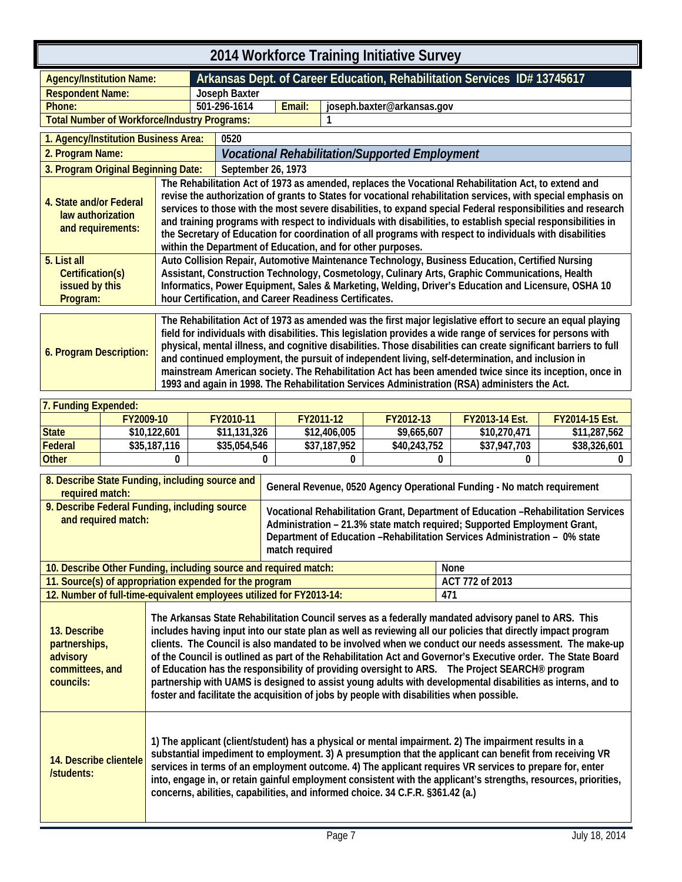# 2014 Workforce Training Initiative Survey

| | | | |
|---|---|---|---|
| **Agency/Institution Name:** | **Arkansas Dept. of Career Education, Rehabilitation Services ID# 13745617** | | |
| **Respondent Name:** | Joseph Baxter | | |
| **Phone:** | 501-296-1614 | **Email:** | joseph.baxter@arkansas.gov |
| **Total Number of Workforce/Industry Programs:** | | | 1 |

| | |
|---|---|
| **1. Agency/Institution Business Area:** | 0520 |
| **2. Program Name:** | ***Vocational Rehabilitation/Supported Employment*** |
| **3. Program Original Beginning Date:** | September 26, 1973 |
| **4. State and/or Federal law authorization and requirements:** | The Rehabilitation Act of 1973 as amended, replaces the Vocational Rehabilitation Act, to extend and revise the authorization of grants to States for vocational rehabilitation services, with special emphasis on services to those with the most severe disabilities, to expand special Federal responsibilities and research and training programs with respect to individuals with disabilities, to establish special responsibilities in the Secretary of Education for coordination of all programs with respect to individuals with disabilities within the Department of Education, and for other purposes. |
| **5. List all Certification(s) issued by this Program:** | Auto Collision Repair, Automotive Maintenance Technology, Business Education, Certified Nursing Assistant, Construction Technology, Cosmetology, Culinary Arts, Graphic Communications, Health Informatics, Power Equipment, Sales & Marketing, Welding, Driver's Education and Licensure, OSHA 10 hour Certification, and Career Readiness Certificates. |

| | |
|---|---|
| **6. Program Description:** | The Rehabilitation Act of 1973 as amended was the first major legislative effort to secure an equal playing field for individuals with disabilities. This legislation provides a wide range of services for persons with physical, mental illness, and cognitive disabilities. Those disabilities can create significant barriers to full and continued employment, the pursuit of independent living, self-determination, and inclusion in mainstream American society. The Rehabilitation Act has been amended twice since its inception, once in 1993 and again in 1998. The Rehabilitation Services Administration (RSA) administers the Act. |

**7. Funding Expended:**

| | FY2009-10 | FY2010-11 | FY2011-12 | FY2012-13 | FY2013-14 Est. | FY2014-15 Est. |
|---|---|---|---|---|---|---|
| **State** | $10,122,601 | $11,131,326 | $12,406,005 | $9,665,607 | $10,270,471 | $11,287,562 |
| **Federal** | $35,187,116 | $35,054,546 | $37,187,952 | $40,243,752 | $37,947,703 | $38,326,601 |
| **Other** | 0 | 0 | 0 | 0 | 0 | 0 |

| | |
|---|---|
| **8. Describe State Funding, including source and required match:** | General Revenue, 0520 Agency Operational Funding - No match requirement |
| **9. Describe Federal Funding, including source and required match:** | Vocational Rehabilitation Grant, Department of Education –Rehabilitation Services Administration – 21.3% state match required; Supported Employment Grant, Department of Education –Rehabilitation Services Administration – 0% state match required |
| **10. Describe Other Funding, including source and required match:** | None |
| **11. Source(s) of appropriation expended for the program** | ACT 772 of 2013 |
| **12. Number of full-time-equivalent employees utilized for FY2013-14:** | 471 |

| | |
|---|---|
| **13. Describe partnerships, advisory committees, and councils:** | The Arkansas State Rehabilitation Council serves as a federally mandated advisory panel to ARS. This includes having input into our state plan as well as reviewing all our policies that directly impact program clients. The Council is also mandated to be involved when we conduct our needs assessment. The make-up of the Council is outlined as part of the Rehabilitation Act and Governor's Executive order. The State Board of Education has the responsibility of providing oversight to ARS. The Project SEARCH® program partnership with UAMS is designed to assist young adults with developmental disabilities as interns, and to foster and facilitate the acquisition of jobs by people with disabilities when possible. |
| **14. Describe clientele /students:** | 1) The applicant (client/student) has a physical or mental impairment. 2) The impairment results in a substantial impediment to employment. 3) A presumption that the applicant can benefit from receiving VR services in terms of an employment outcome. 4) The applicant requires VR services to prepare for, enter into, engage in, or retain gainful employment consistent with the applicant's strengths, resources, priorities, concerns, abilities, capabilities, and informed choice. 34 C.F.R. §361.42 (a.) |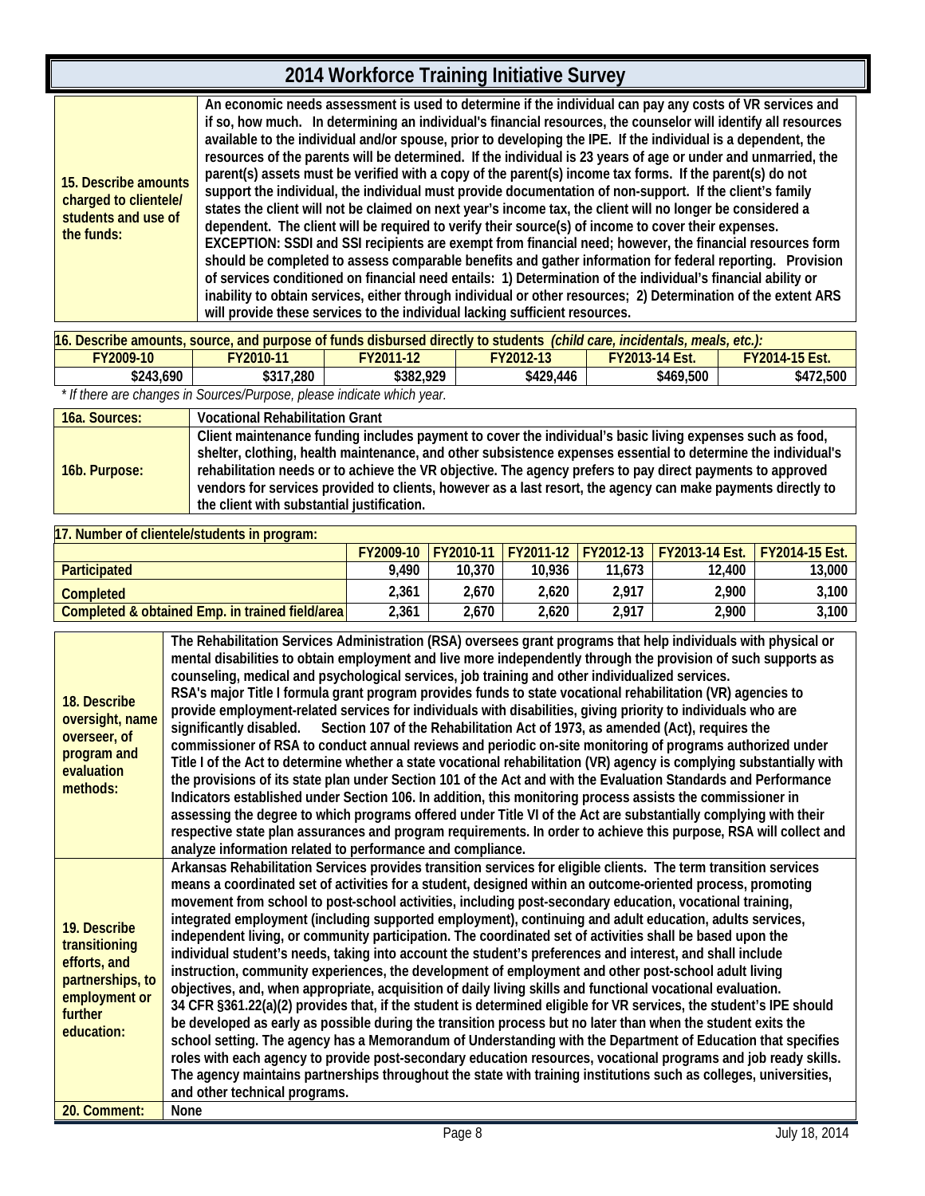# 2014 Workforce Training Initiative Survey

| **15. Describe amounts charged to clientele/ students and use of the funds:** | An economic needs assessment is used to determine if the individual can pay any costs of VR services and if so, how much. In determining an individual's financial resources, the counselor will identify all resources available to the individual and/or spouse, prior to developing the IPE. If the individual is a dependent, the resources of the parents will be determined. If the individual is 23 years of age or under and unmarried, the parent(s) assets must be verified with a copy of the parent(s) income tax forms. If the parent(s) do not support the individual, the individual must provide documentation of non-support. If the client's family states the client will not be claimed on next year's income tax, the client will no longer be considered a dependent. The client will be required to verify their source(s) of income to cover their expenses. EXCEPTION: SSDI and SSI recipients are exempt from financial need; however, the financial resources form should be completed to assess comparable benefits and gather information for federal reporting. Provision of services conditioned on financial need entails: 1) Determination of the individual's financial ability or inability to obtain services, either through individual or other resources; 2) Determination of the extent ARS will provide these services to the individual lacking sufficient resources. |
|---|---|

**16. Describe amounts, source, and purpose of funds disbursed directly to students** *(child care, incidentals, meals, etc.):*

| FY2009-10 | FY2010-11 | FY2011-12 | FY2012-13 | FY2013-14 Est. | FY2014-15 Est. |
|---|---|---|---|---|---|
| $243,690 | $317,280 | $382,929 | $429,446 | $469,500 | $472,500 |

*\* If there are changes in Sources/Purpose, please indicate which year.*

| **16a. Sources:** | Vocational Rehabilitation Grant |
|---|---|
| **16b. Purpose:** | Client maintenance funding includes payment to cover the individual's basic living expenses such as food, shelter, clothing, health maintenance, and other subsistence expenses essential to determine the individual's rehabilitation needs or to achieve the VR objective. The agency prefers to pay direct payments to approved vendors for services provided to clients, however as a last resort, the agency can make payments directly to the client with substantial justification. |

**17. Number of clientele/students in program:**

| | FY2009-10 | FY2010-11 | FY2011-12 | FY2012-13 | FY2013-14 Est. | FY2014-15 Est. |
|---|---|---|---|---|---|---|
| Participated | 9,490 | 10,370 | 10,936 | 11,673 | 12,400 | 13,000 |
| Completed | 2,361 | 2,670 | 2,620 | 2,917 | 2,900 | 3,100 |
| Completed & obtained Emp. in trained field/area | 2,361 | 2,670 | 2,620 | 2,917 | 2,900 | 3,100 |

| **18. Describe oversight, name overseer, of program and evaluation methods:** | The Rehabilitation Services Administration (RSA) oversees grant programs that help individuals with physical or mental disabilities to obtain employment and live more independently through the provision of such supports as counseling, medical and psychological services, job training and other individualized services. RSA's major Title I formula grant program provides funds to state vocational rehabilitation (VR) agencies to provide employment-related services for individuals with disabilities, giving priority to individuals who are significantly disabled. Section 107 of the Rehabilitation Act of 1973, as amended (Act), requires the commissioner of RSA to conduct annual reviews and periodic on-site monitoring of programs authorized under Title I of the Act to determine whether a state vocational rehabilitation (VR) agency is complying substantially with the provisions of its state plan under Section 101 of the Act and with the Evaluation Standards and Performance Indicators established under Section 106. In addition, this monitoring process assists the commissioner in assessing the degree to which programs offered under Title VI of the Act are substantially complying with their respective state plan assurances and program requirements. In order to achieve this purpose, RSA will collect and analyze information related to performance and compliance. |
|---|---|
| **19. Describe transitioning efforts, and partnerships, to employment or further education:** | Arkansas Rehabilitation Services provides transition services for eligible clients. The term transition services means a coordinated set of activities for a student, designed within an outcome-oriented process, promoting movement from school to post-school activities, including post-secondary education, vocational training, integrated employment (including supported employment), continuing and adult education, adults services, independent living, or community participation. The coordinated set of activities shall be based upon the individual student's needs, taking into account the student's preferences and interest, and shall include instruction, community experiences, the development of employment and other post-school adult living objectives, and, when appropriate, acquisition of daily living skills and functional vocational evaluation. 34 CFR §361.22(a)(2) provides that, if the student is determined eligible for VR services, the student's IPE should be developed as early as possible during the transition process but no later than when the student exits the school setting. The agency has a Memorandum of Understanding with the Department of Education that specifies roles with each agency to provide post-secondary education resources, vocational programs and job ready skills. The agency maintains partnerships throughout the state with training institutions such as colleges, universities, and other technical programs. |
| **20. Comment:** | None |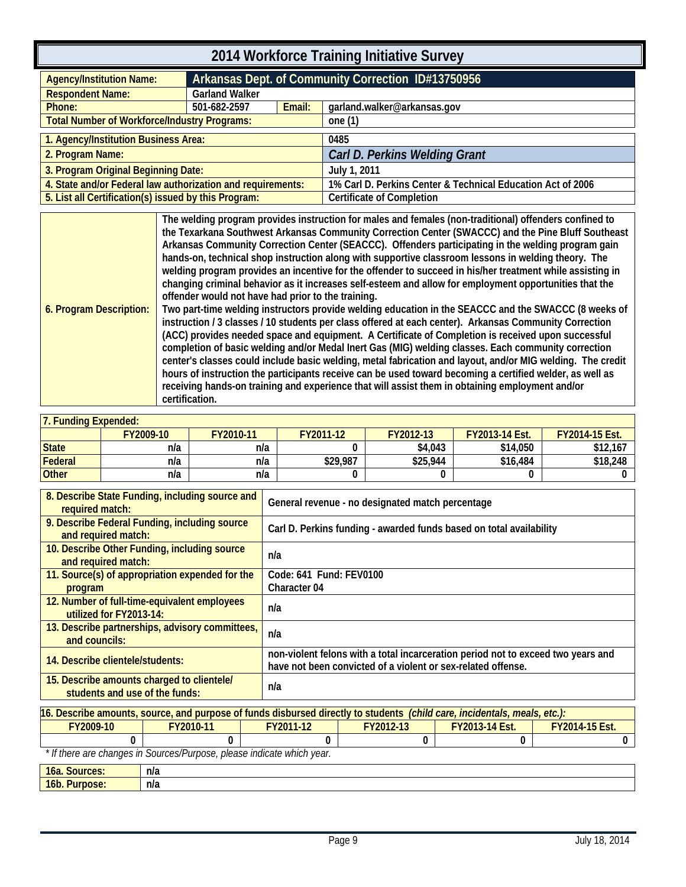# 2014 Workforce Training Initiative Survey

| | | | |
|---|---|---|---|
| **Agency/Institution Name:** | **Arkansas Dept. of Community Correction ID#13750956** | | |
| **Respondent Name:** | Garland Walker | | |
| **Phone:** | 501-682-2597 | **Email:** | garland.walker@arkansas.gov |
| **Total Number of Workforce/Industry Programs:** | | | one (1) |

| | |
|---|---|
| **1. Agency/Institution Business Area:** | 0485 |
| **2. Program Name:** | ***Carl D. Perkins Welding Grant*** |
| **3. Program Original Beginning Date:** | July 1, 2011 |
| **4. State and/or Federal law authorization and requirements:** | 1% Carl D. Perkins Center & Technical Education Act of 2006 |
| **5. List all Certification(s) issued by this Program:** | Certificate of Completion |

**6. Program Description:**

The welding program provides instruction for males and females (non-traditional) offenders confined to the Texarkana Southwest Arkansas Community Correction Center (SWACCC) and the Pine Bluff Southeast Arkansas Community Correction Center (SEACCC). Offenders participating in the welding program gain hands-on, technical shop instruction along with supportive classroom lessons in welding theory. The welding program provides an incentive for the offender to succeed in his/her treatment while assisting in changing criminal behavior as it increases self-esteem and allow for employment opportunities that the offender would not have had prior to the training.

Two part-time welding instructors provide welding education in the SEACCC and the SWACCC (8 weeks of instruction / 3 classes / 10 students per class offered at each center). Arkansas Community Correction (ACC) provides needed space and equipment. A Certificate of Completion is received upon successful completion of basic welding and/or Medal Inert Gas (MIG) welding classes. Each community correction center's classes could include basic welding, metal fabrication and layout, and/or MIG welding. The credit hours of instruction the participants receive can be used toward becoming a certified welder, as well as receiving hands-on training and experience that will assist them in obtaining employment and/or certification.

**7. Funding Expended:**

| | FY2009-10 | FY2010-11 | FY2011-12 | FY2012-13 | FY2013-14 Est. | FY2014-15 Est. |
|---|---|---|---|---|---|---|
| **State** | n/a | n/a | 0 | $4,043 | $14,050 | $12,167 |
| **Federal** | n/a | n/a | $29,987 | $25,944 | $16,484 | $18,248 |
| **Other** | n/a | n/a | 0 | 0 | 0 | 0 |

| | |
|---|---|
| **8. Describe State Funding, including source and required match:** | General revenue - no designated match percentage |
| **9. Describe Federal Funding, including source and required match:** | Carl D. Perkins funding - awarded funds based on total availability |
| **10. Describe Other Funding, including source and required match:** | n/a |
| **11. Source(s) of appropriation expended for the program** | Code: 641 Fund: FEV0100 Character 04 |
| **12. Number of full-time-equivalent employees utilized for FY2013-14:** | n/a |
| **13. Describe partnerships, advisory committees, and councils:** | n/a |
| **14. Describe clientele/students:** | non-violent felons with a total incarceration period not to exceed two years and have not been convicted of a violent or sex-related offense. |
| **15. Describe amounts charged to clientele/ students and use of the funds:** | n/a |

**16. Describe amounts, source, and purpose of funds disbursed directly to students** *(child care, incidentals, meals, etc.):*

| FY2009-10 | FY2010-11 | FY2011-12 | FY2012-13 | FY2013-14 Est. | FY2014-15 Est. |
|---|---|---|---|---|---|
| 0 | 0 | 0 | 0 | 0 | 0 |

*\* If there are changes in Sources/Purpose, please indicate which year.*

| | |
|---|---|
| **16a. Sources:** | n/a |
| **16b. Purpose:** | n/a |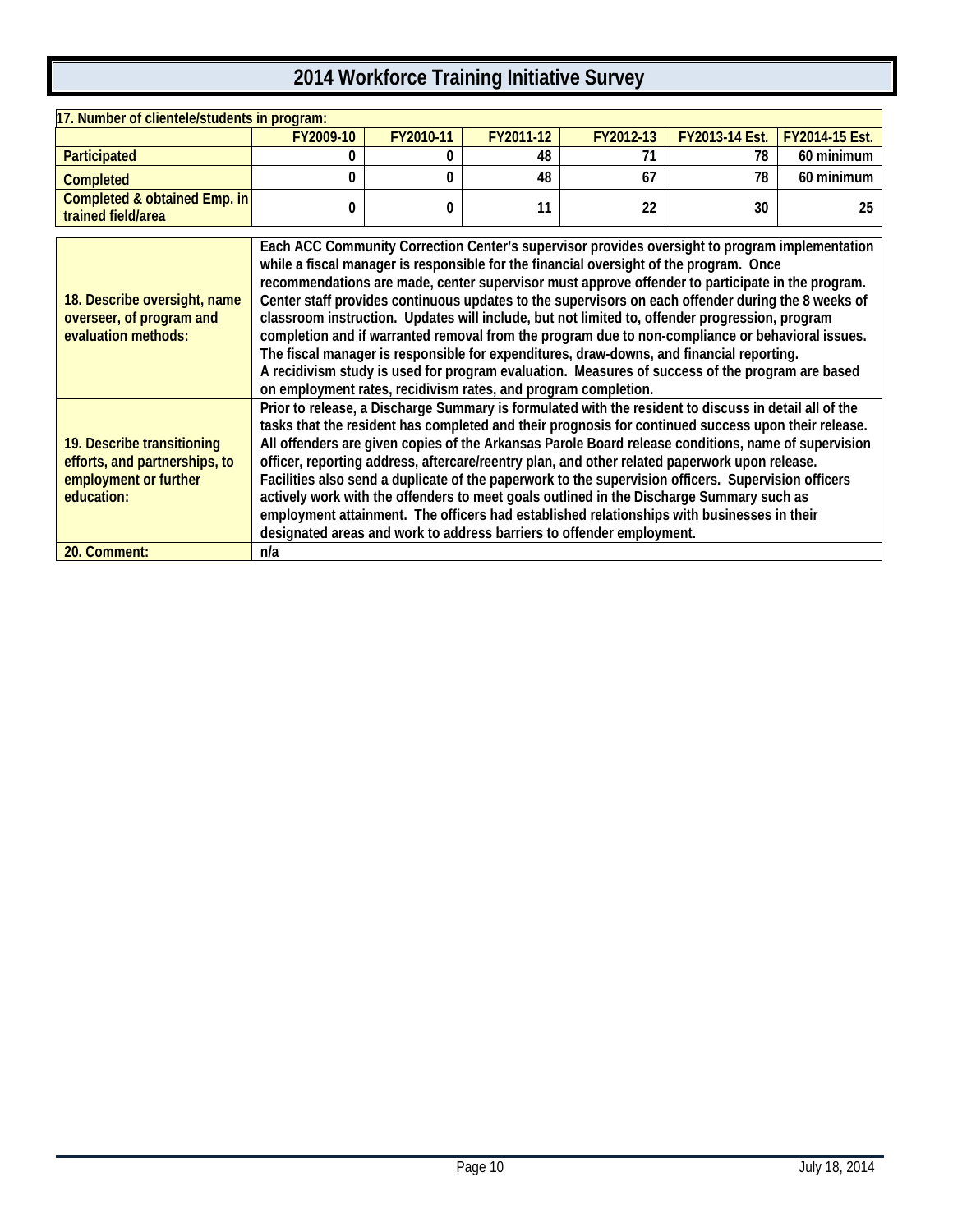# 2014 Workforce Training Initiative Survey

**17. Number of clientele/students in program:**

| | FY2009-10 | FY2010-11 | FY2011-12 | FY2012-13 | FY2013-14 Est. | FY2014-15 Est. |
|---|---|---|---|---|---|---|
| Participated | 0 | 0 | 48 | 71 | 78 | 60 minimum |
| Completed | 0 | 0 | 48 | 67 | 78 | 60 minimum |
| Completed & obtained Emp. in trained field/area | 0 | 0 | 11 | 22 | 30 | 25 |

| | |
|---|---|
| 18. Describe oversight, name overseer, of program and evaluation methods: | Each ACC Community Correction Center's supervisor provides oversight to program implementation while a fiscal manager is responsible for the financial oversight of the program. Once recommendations are made, center supervisor must approve offender to participate in the program. Center staff provides continuous updates to the supervisors on each offender during the 8 weeks of classroom instruction. Updates will include, but not limited to, offender progression, program completion and if warranted removal from the program due to non-compliance or behavioral issues. The fiscal manager is responsible for expenditures, draw-downs, and financial reporting. A recidivism study is used for program evaluation. Measures of success of the program are based on employment rates, recidivism rates, and program completion. |
| 19. Describe transitioning efforts, and partnerships, to employment or further education: | Prior to release, a Discharge Summary is formulated with the resident to discuss in detail all of the tasks that the resident has completed and their prognosis for continued success upon their release. All offenders are given copies of the Arkansas Parole Board release conditions, name of supervision officer, reporting address, aftercare/reentry plan, and other related paperwork upon release. Facilities also send a duplicate of the paperwork to the supervision officers. Supervision officers actively work with the offenders to meet goals outlined in the Discharge Summary such as employment attainment. The officers had established relationships with businesses in their designated areas and work to address barriers to offender employment. |
| 20. Comment: | n/a |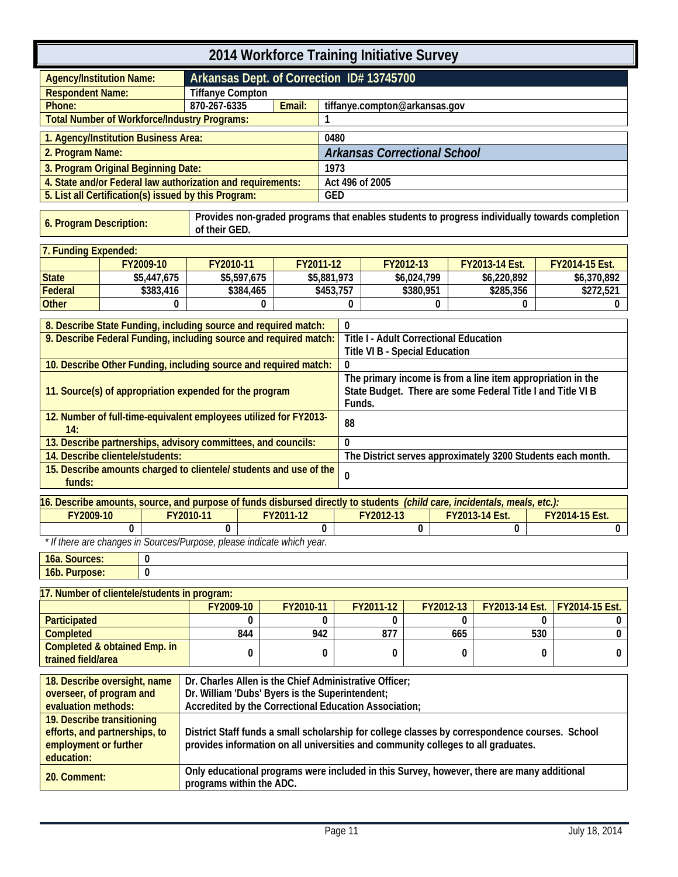# 2014 Workforce Training Initiative Survey

| | | | |
|---|---|---|---|
| **Agency/Institution Name:** | **Arkansas Dept. of Correction ID# 13745700** | | |
| **Respondent Name:** | **Tiffanye Compton** | | |
| **Phone:** | **870-267-6335** | **Email:** | **tiffanye.compton@arkansas.gov** |
| **Total Number of Workforce/Industry Programs:** | | | **1** |

| | |
|---|---|
| **1. Agency/Institution Business Area:** | **0480** |
| **2. Program Name:** | ***Arkansas Correctional School*** |
| **3. Program Original Beginning Date:** | **1973** |
| **4. State and/or Federal law authorization and requirements:** | **Act 496 of 2005** |
| **5. List all Certification(s) issued by this Program:** | **GED** |

| | |
|---|---|
| **6. Program Description:** | **Provides non-graded programs that enables students to progress individually towards completion of their GED.** |

**7. Funding Expended:**

| | FY2009-10 | FY2010-11 | FY2011-12 | FY2012-13 | FY2013-14 Est. | FY2014-15 Est. |
|---|---|---|---|---|---|---|
| **State** | $5,447,675 | $5,597,675 | $5,881,973 | $6,024,799 | $6,220,892 | $6,370,892 |
| **Federal** | $383,416 | $384,465 | $453,757 | $380,951 | $285,356 | $272,521 |
| **Other** | 0 | 0 | 0 | 0 | 0 | 0 |

| | |
|---|---|
| **8. Describe State Funding, including source and required match:** | **0** |
| **9. Describe Federal Funding, including source and required match:** | **Title I - Adult Correctional Education**<br>**Title VI B - Special Education** |
| **10. Describe Other Funding, including source and required match:** | **0** |
| **11. Source(s) of appropriation expended for the program** | **The primary income is from a line item appropriation in the State Budget. There are some Federal Title I and Title VI B Funds.** |
| **12. Number of full-time-equivalent employees utilized for FY2013-14:** | **88** |
| **13. Describe partnerships, advisory committees, and councils:** | **0** |
| **14. Describe clientele/students:** | **The District serves approximately 3200 Students each month.** |
| **15. Describe amounts charged to clientele/ students and use of the funds:** | **0** |

**16. Describe amounts, source, and purpose of funds disbursed directly to students** ***(child care, incidentals, meals, etc.):***

| FY2009-10 | FY2010-11 | FY2011-12 | FY2012-13 | FY2013-14 Est. | FY2014-15 Est. |
|---|---|---|---|---|---|
| 0 | 0 | 0 | 0 | 0 | 0 |

*\* If there are changes in Sources/Purpose, please indicate which year.*

| | |
|---|---|
| **16a. Sources:** | **0** |
| **16b. Purpose:** | **0** |

**17. Number of clientele/students in program:**

| | FY2009-10 | FY2010-11 | FY2011-12 | FY2012-13 | FY2013-14 Est. | FY2014-15 Est. |
|---|---|---|---|---|---|---|
| **Participated** | 0 | 0 | 0 | 0 | 0 | 0 |
| **Completed** | 844 | 942 | 877 | 665 | 530 | 0 |
| **Completed & obtained Emp. in trained field/area** | 0 | 0 | 0 | 0 | 0 | 0 |

| | |
|---|---|
| **18. Describe oversight, name overseer, of program and evaluation methods:** | **Dr. Charles Allen is the Chief Administrative Officer;**<br>**Dr. William 'Dubs' Byers is the Superintendent;**<br>**Accredited by the Correctional Education Association;** |
| **19. Describe transitioning efforts, and partnerships, to employment or further education:** | **District Staff funds a small scholarship for college classes by correspondence courses. School provides information on all universities and community colleges to all graduates.** |
| **20. Comment:** | **Only educational programs were included in this Survey, however, there are many additional programs within the ADC.** |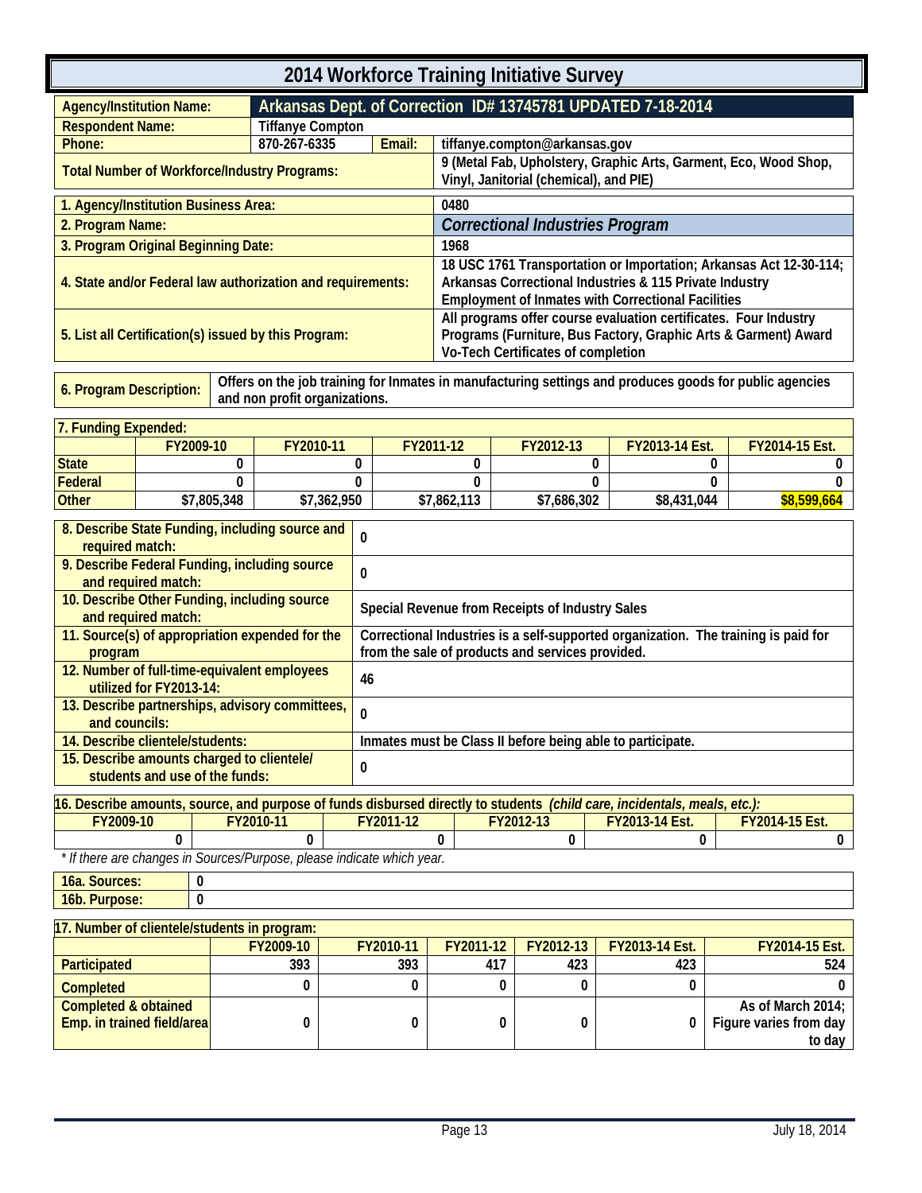# 2014 Workforce Training Initiative Survey

| | | | |
|---|---|---|---|
| **Agency/Institution Name:** | **Arkansas Dept. of Correction ID# 13745781 UPDATED 7-18-2014** | | |
| **Respondent Name:** | Tiffanye Compton | | |
| **Phone:** | 870-267-6335 | **Email:** | tiffanye.compton@arkansas.gov |
| **Total Number of Workforce/Industry Programs:** | | | 9 (Metal Fab, Upholstery, Graphic Arts, Garment, Eco, Wood Shop, Vinyl, Janitorial (chemical), and PIE) |

| | |
|---|---|
| **1. Agency/Institution Business Area:** | 0480 |
| **2. Program Name:** | *Correctional Industries Program* |
| **3. Program Original Beginning Date:** | 1968 |
| **4. State and/or Federal law authorization and requirements:** | 18 USC 1761 Transportation or Importation; Arkansas Act 12-30-114; Arkansas Correctional Industries & 115 Private Industry Employment of Inmates with Correctional Facilities |
| **5. List all Certification(s) issued by this Program:** | All programs offer course evaluation certificates. Four Industry Programs (Furniture, Bus Factory, Graphic Arts & Garment) Award Vo-Tech Certificates of completion |

| | |
|---|---|
| **6. Program Description:** | Offers on the job training for Inmates in manufacturing settings and produces goods for public agencies and non profit organizations. |

**7. Funding Expended:**

| | FY2009-10 | FY2010-11 | FY2011-12 | FY2012-13 | FY2013-14 Est. | FY2014-15 Est. |
|---|---|---|---|---|---|---|
| State | 0 | 0 | 0 | 0 | 0 | 0 |
| Federal | 0 | 0 | 0 | 0 | 0 | 0 |
| Other | $7,805,348 | $7,362,950 | $7,862,113 | $7,686,302 | $8,431,044 | $8,599,664 |

| | |
|---|---|
| **8. Describe State Funding, including source and required match:** | 0 |
| **9. Describe Federal Funding, including source and required match:** | 0 |
| **10. Describe Other Funding, including source and required match:** | Special Revenue from Receipts of Industry Sales |
| **11. Source(s) of appropriation expended for the program** | Correctional Industries is a self-supported organization. The training is paid for from the sale of products and services provided. |
| **12. Number of full-time-equivalent employees utilized for FY2013-14:** | 46 |
| **13. Describe partnerships, advisory committees, and councils:** | 0 |
| **14. Describe clientele/students:** | Inmates must be Class II before being able to participate. |
| **15. Describe amounts charged to clientele/ students and use of the funds:** | 0 |

**16. Describe amounts, source, and purpose of funds disbursed directly to students** *(child care, incidentals, meals, etc.):*

| FY2009-10 | FY2010-11 | FY2011-12 | FY2012-13 | FY2013-14 Est. | FY2014-15 Est. |
|---|---|---|---|---|---|
| 0 | 0 | 0 | 0 | 0 | 0 |

*\* If there are changes in Sources/Purpose, please indicate which year.*

| | |
|---|---|
| **16a. Sources:** | 0 |
| **16b. Purpose:** | 0 |

**17. Number of clientele/students in program:**

| | FY2009-10 | FY2010-11 | FY2011-12 | FY2012-13 | FY2013-14 Est. | FY2014-15 Est. |
|---|---|---|---|---|---|---|
| Participated | 393 | 393 | 417 | 423 | 423 | 524 |
| Completed | 0 | 0 | 0 | 0 | 0 | 0 |
| Completed & obtained Emp. in trained field/area | 0 | 0 | 0 | 0 | 0 | As of March 2014; Figure varies from day to day |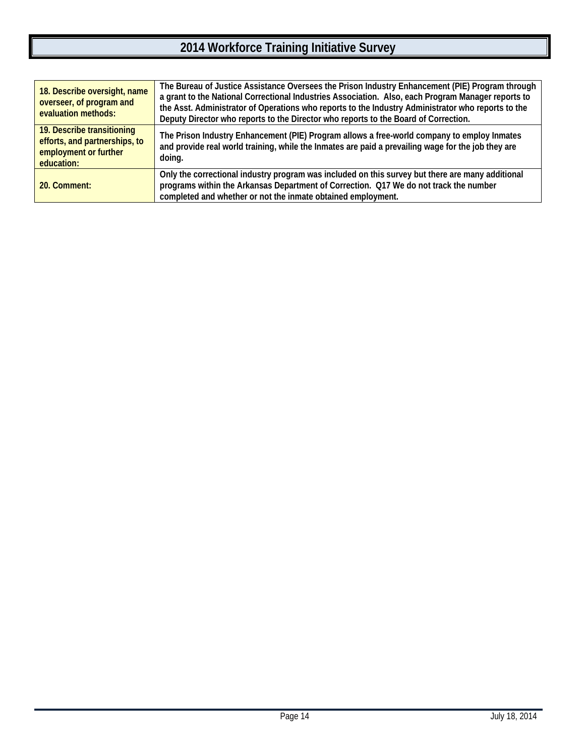# 2014 Workforce Training Initiative Survey

| | |
|---|---|
| **18. Describe oversight, name overseer, of program and evaluation methods:** | **The Bureau of Justice Assistance Oversees the Prison Industry Enhancement (PIE) Program through a grant to the National Correctional Industries Association. Also, each Program Manager reports to the Asst. Administrator of Operations who reports to the Industry Administrator who reports to the Deputy Director who reports to the Director who reports to the Board of Correction.** |
| **19. Describe transitioning efforts, and partnerships, to employment or further education:** | **The Prison Industry Enhancement (PIE) Program allows a free-world company to employ Inmates and provide real world training, while the Inmates are paid a prevailing wage for the job they are doing.** |
| **20. Comment:** | **Only the correctional industry program was included on this survey but there are many additional programs within the Arkansas Department of Correction. Q17 We do not track the number completed and whether or not the inmate obtained employment.** |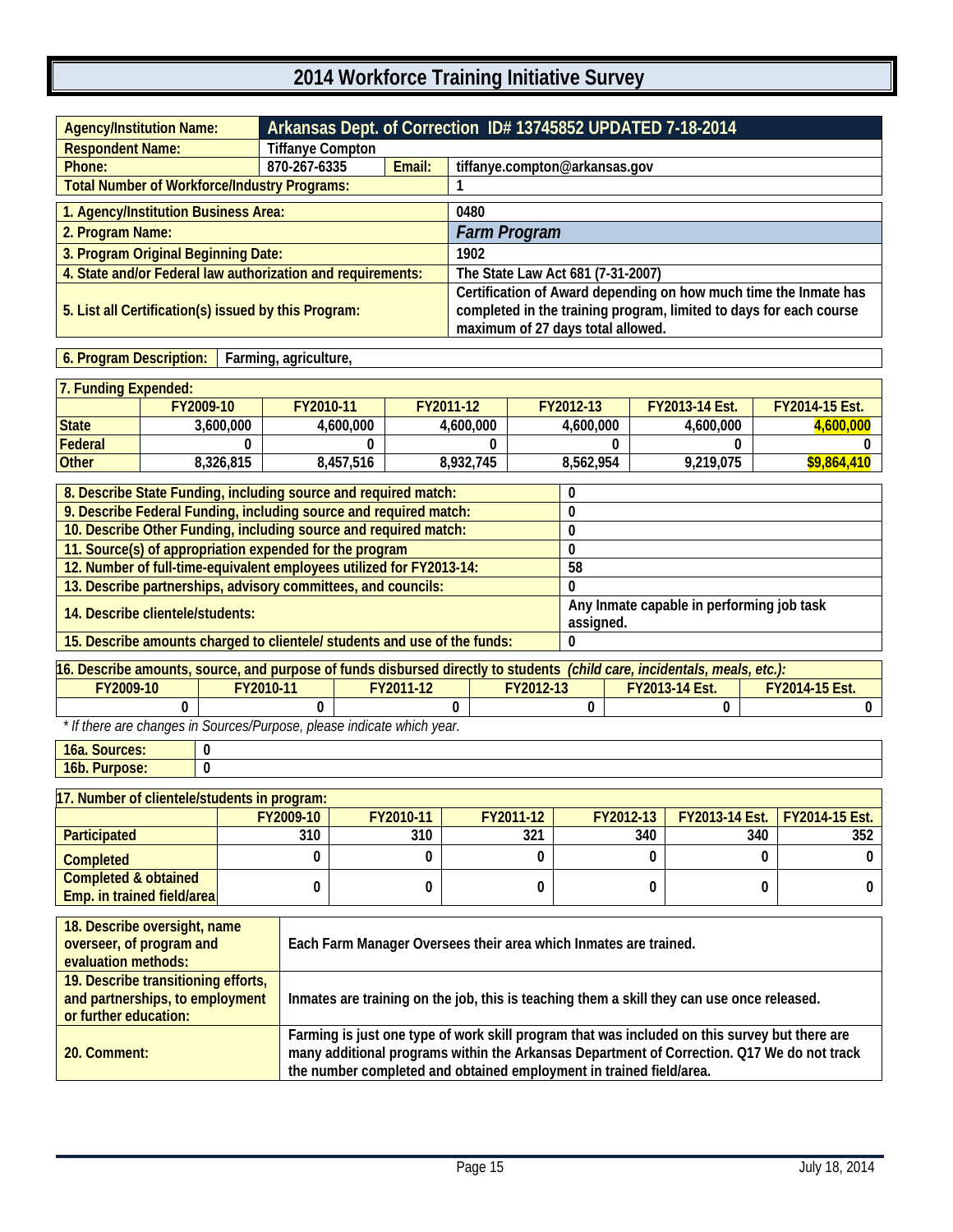# 2014 Workforce Training Initiative Survey

| Agency/Institution Name: | Arkansas Dept. of Correction ID# 13745852 UPDATED 7-18-2014 | | |
|---|---|---|---|
| Respondent Name: | Tiffanye Compton | | |
| Phone: | 870-267-6335 | Email: | tiffanye.compton@arkansas.gov |
| Total Number of Workforce/Industry Programs: | | | 1 |

| | |
|---|---|
| 1. Agency/Institution Business Area: | 0480 |
| 2. Program Name: | *Farm Program* |
| 3. Program Original Beginning Date: | 1902 |
| 4. State and/or Federal law authorization and requirements: | The State Law Act 681 (7-31-2007) |
| 5. List all Certification(s) issued by this Program: | Certification of Award depending on how much time the Inmate has completed in the training program, limited to days for each course maximum of 27 days total allowed. |

| 6. Program Description: | Farming, agriculture, |
|---|---|

**7. Funding Expended:**

| | FY2009-10 | FY2010-11 | FY2011-12 | FY2012-13 | FY2013-14 Est. | FY2014-15 Est. |
|---|---|---|---|---|---|---|
| State | 3,600,000 | 4,600,000 | 4,600,000 | 4,600,000 | 4,600,000 | 4,600,000 |
| Federal | 0 | 0 | 0 | 0 | 0 | 0 |
| Other | 8,326,815 | 8,457,516 | 8,932,745 | 8,562,954 | 9,219,075 | $9,864,410 |

| | |
|---|---|
| 8. Describe State Funding, including source and required match: | 0 |
| 9. Describe Federal Funding, including source and required match: | 0 |
| 10. Describe Other Funding, including source and required match: | 0 |
| 11. Source(s) of appropriation expended for the program | 0 |
| 12. Number of full-time-equivalent employees utilized for FY2013-14: | 58 |
| 13. Describe partnerships, advisory committees, and councils: | 0 |
| 14. Describe clientele/students: | Any Inmate capable in performing job task assigned. |
| 15. Describe amounts charged to clientele/ students and use of the funds: | 0 |

**16. Describe amounts, source, and purpose of funds disbursed directly to students** *(child care, incidentals, meals, etc.):*

| FY2009-10 | FY2010-11 | FY2011-12 | FY2012-13 | FY2013-14 Est. | FY2014-15 Est. |
|---|---|---|---|---|---|
| 0 | 0 | 0 | 0 | 0 | 0 |

*\* If there are changes in Sources/Purpose, please indicate which year.*

| | |
|---|---|
| 16a. Sources: | 0 |
| 16b. Purpose: | 0 |

**17. Number of clientele/students in program:**

| | FY2009-10 | FY2010-11 | FY2011-12 | FY2012-13 | FY2013-14 Est. | FY2014-15 Est. |
|---|---|---|---|---|---|---|
| Participated | 310 | 310 | 321 | 340 | 340 | 352 |
| Completed | 0 | 0 | 0 | 0 | 0 | 0 |
| Completed & obtained Emp. in trained field/area | 0 | 0 | 0 | 0 | 0 | 0 |

| | |
|---|---|
| 18. Describe oversight, name overseer, of program and evaluation methods: | Each Farm Manager Oversees their area which Inmates are trained. |
| 19. Describe transitioning efforts, and partnerships, to employment or further education: | Inmates are training on the job, this is teaching them a skill they can use once released. |
| 20. Comment: | Farming is just one type of work skill program that was included on this survey but there are many additional programs within the Arkansas Department of Correction. Q17 We do not track the number completed and obtained employment in trained field/area. |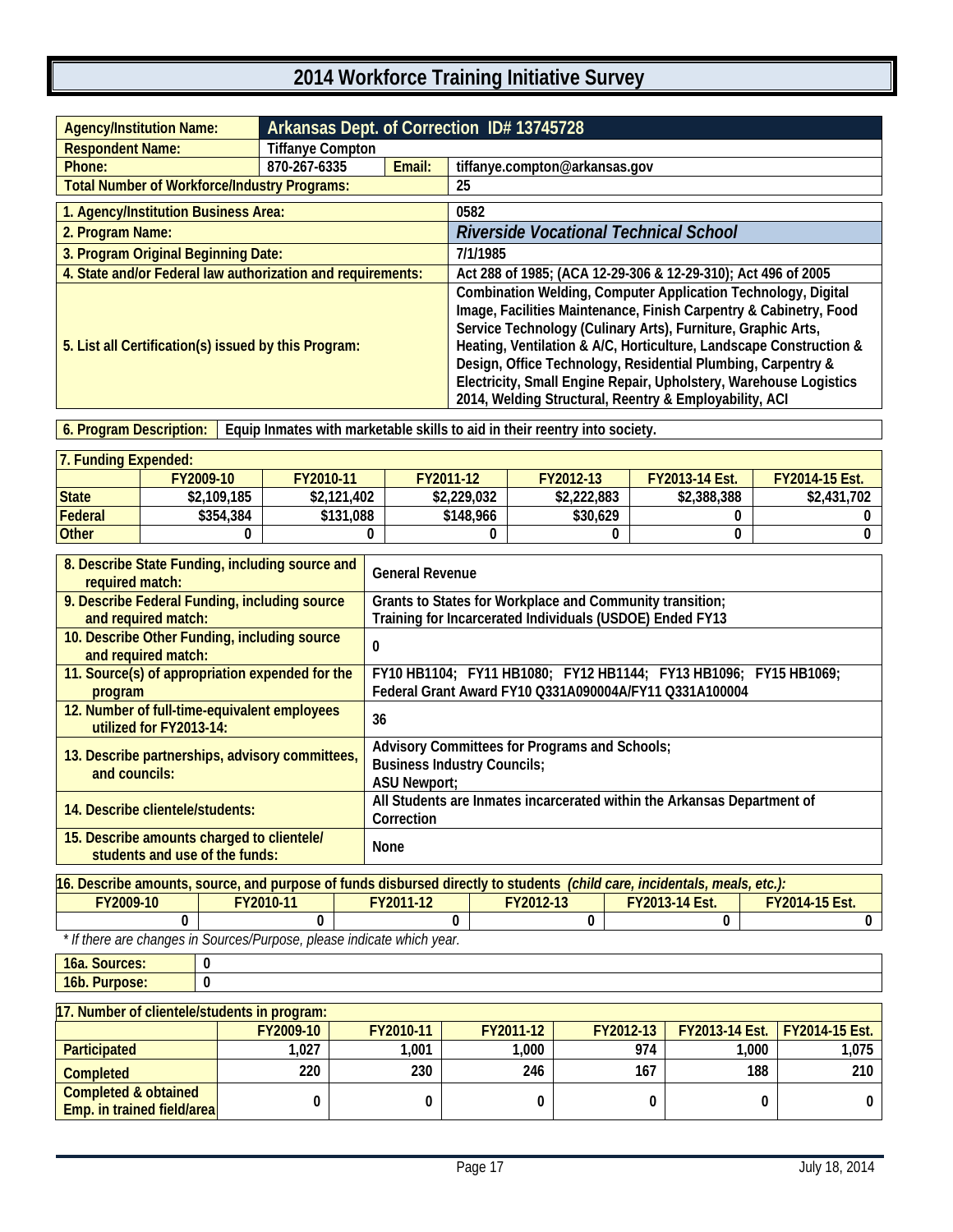# 2014 Workforce Training Initiative Survey

| | | | |
|---|---|---|---|
| **Agency/Institution Name:** | **Arkansas Dept. of Correction ID# 13745728** | | |
| **Respondent Name:** | Tiffanye Compton | | |
| **Phone:** | 870-267-6335 | **Email:** | tiffanye.compton@arkansas.gov |
| **Total Number of Workforce/Industry Programs:** | | | 25 |

| | |
|---|---|
| **1. Agency/Institution Business Area:** | 0582 |
| **2. Program Name:** | ***Riverside Vocational Technical School*** |
| **3. Program Original Beginning Date:** | 7/1/1985 |
| **4. State and/or Federal law authorization and requirements:** | Act 288 of 1985; (ACA 12-29-306 & 12-29-310); Act 496 of 2005 |
| **5. List all Certification(s) issued by this Program:** | Combination Welding, Computer Application Technology, Digital Image, Facilities Maintenance, Finish Carpentry & Cabinetry, Food Service Technology (Culinary Arts), Furniture, Graphic Arts, Heating, Ventilation & A/C, Horticulture, Landscape Construction & Design, Office Technology, Residential Plumbing, Carpentry & Electricity, Small Engine Repair, Upholstery, Warehouse Logistics 2014, Welding Structural, Reentry & Employability, ACI |

| | |
|---|---|
| **6. Program Description:** | Equip Inmates with marketable skills to aid in their reentry into society. |

**7. Funding Expended:**

| | FY2009-10 | FY2010-11 | FY2011-12 | FY2012-13 | FY2013-14 Est. | FY2014-15 Est. |
|---|---|---|---|---|---|---|
| State | $2,109,185 | $2,121,402 | $2,229,032 | $2,222,883 | $2,388,388 | $2,431,702 |
| Federal | $354,384 | $131,088 | $148,966 | $30,629 | 0 | 0 |
| Other | 0 | 0 | 0 | 0 | 0 | 0 |

| | |
|---|---|
| **8. Describe State Funding, including source and required match:** | General Revenue |
| **9. Describe Federal Funding, including source and required match:** | Grants to States for Workplace and Community transition; Training for Incarcerated Individuals (USDOE) Ended FY13 |
| **10. Describe Other Funding, including source and required match:** | 0 |
| **11. Source(s) of appropriation expended for the program** | FY10 HB1104; FY11 HB1080; FY12 HB1144; FY13 HB1096; FY15 HB1069; Federal Grant Award FY10 Q331A090004A/FY11 Q331A100004 |
| **12. Number of full-time-equivalent employees utilized for FY2013-14:** | 36 |
| **13. Describe partnerships, advisory committees, and councils:** | Advisory Committees for Programs and Schools; Business Industry Councils; ASU Newport; |
| **14. Describe clientele/students:** | All Students are Inmates incarcerated within the Arkansas Department of Correction |
| **15. Describe amounts charged to clientele/ students and use of the funds:** | None |

**16. Describe amounts, source, and purpose of funds disbursed directly to students** *(child care, incidentals, meals, etc.):*

| FY2009-10 | FY2010-11 | FY2011-12 | FY2012-13 | FY2013-14 Est. | FY2014-15 Est. |
|---|---|---|---|---|---|
| 0 | 0 | 0 | 0 | 0 | 0 |

*\* If there are changes in Sources/Purpose, please indicate which year.*

| | |
|---|---|
| **16a. Sources:** | 0 |
| **16b. Purpose:** | 0 |

**17. Number of clientele/students in program:**

| | FY2009-10 | FY2010-11 | FY2011-12 | FY2012-13 | FY2013-14 Est. | FY2014-15 Est. |
|---|---|---|---|---|---|---|
| Participated | 1,027 | 1,001 | 1,000 | 974 | 1,000 | 1,075 |
| Completed | 220 | 230 | 246 | 167 | 188 | 210 |
| Completed & obtained Emp. in trained field/area | 0 | 0 | 0 | 0 | 0 | 0 |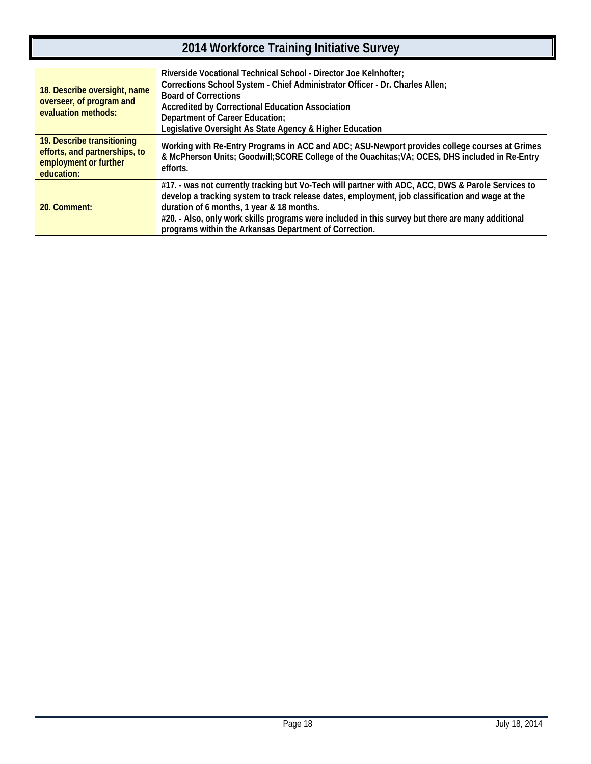# 2014 Workforce Training Initiative Survey

| | |
|---|---|
| 18. Describe oversight, name overseer, of program and evaluation methods: | Riverside Vocational Technical School - Director Joe Kelnhofter;<br>Corrections School System - Chief Administrator Officer - Dr. Charles Allen;<br>Board of Corrections<br>Accredited by Correctional Education Association<br>Department of Career Education;<br>Legislative Oversight As State Agency & Higher Education |
| 19. Describe transitioning efforts, and partnerships, to employment or further education: | Working with Re-Entry Programs in ACC and ADC; ASU-Newport provides college courses at Grimes & McPherson Units; Goodwill;SCORE College of the Ouachitas;VA; OCES, DHS included in Re-Entry efforts. |
| 20. Comment: | #17. - was not currently tracking but Vo-Tech will partner with ADC, ACC, DWS & Parole Services to develop a tracking system to track release dates, employment, job classification and wage at the duration of 6 months, 1 year & 18 months.<br>#20. - Also, only work skills programs were included in this survey but there are many additional programs within the Arkansas Department of Correction. |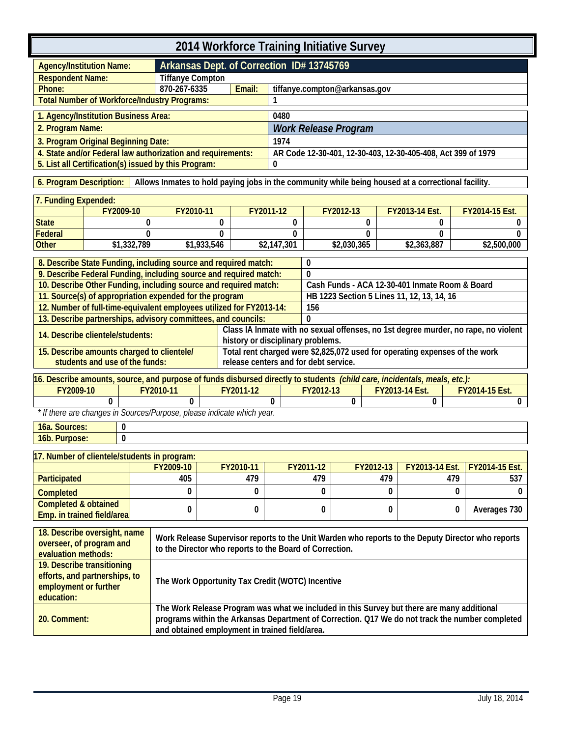# 2014 Workforce Training Initiative Survey

| | | | |
|---|---|---|---|
| **Agency/Institution Name:** | **Arkansas Dept. of Correction ID# 13745769** | | |
| **Respondent Name:** | Tiffanye Compton | | |
| **Phone:** | 870-267-6335 | **Email:** | tiffanye.compton@arkansas.gov |
| **Total Number of Workforce/Industry Programs:** | | | 1 |

| | |
|---|---|
| **1. Agency/Institution Business Area:** | 0480 |
| **2. Program Name:** | *Work Release Program* |
| **3. Program Original Beginning Date:** | 1974 |
| **4. State and/or Federal law authorization and requirements:** | AR Code 12-30-401, 12-30-403, 12-30-405-408, Act 399 of 1979 |
| **5. List all Certification(s) issued by this Program:** | 0 |

| | |
|---|---|
| **6. Program Description:** | Allows Inmates to hold paying jobs in the community while being housed at a correctional facility. |

**7. Funding Expended:**

| | FY2009-10 | FY2010-11 | FY2011-12 | FY2012-13 | FY2013-14 Est. | FY2014-15 Est. |
|---|---|---|---|---|---|---|
| State | 0 | 0 | 0 | 0 | 0 | 0 |
| Federal | 0 | 0 | 0 | 0 | 0 | 0 |
| Other | $1,332,789 | $1,933,546 | $2,147,301 | $2,030,365 | $2,363,887 | $2,500,000 |

| | |
|---|---|
| **8. Describe State Funding, including source and required match:** | 0 |
| **9. Describe Federal Funding, including source and required match:** | 0 |
| **10. Describe Other Funding, including source and required match:** | Cash Funds - ACA 12-30-401 Inmate Room & Board |
| **11. Source(s) of appropriation expended for the program** | HB 1223 Section 5 Lines 11, 12, 13, 14, 16 |
| **12. Number of full-time-equivalent employees utilized for FY2013-14:** | 156 |
| **13. Describe partnerships, advisory committees, and councils:** | 0 |
| **14. Describe clientele/students:** | Class IA Inmate with no sexual offenses, no 1st degree murder, no rape, no violent history or disciplinary problems. |
| **15. Describe amounts charged to clientele/ students and use of the funds:** | Total rent charged were $2,825,072 used for operating expenses of the work release centers and for debt service. |

**16. Describe amounts, source, and purpose of funds disbursed directly to students** *(child care, incidentals, meals, etc.):*

| FY2009-10 | FY2010-11 | FY2011-12 | FY2012-13 | FY2013-14 Est. | FY2014-15 Est. |
|---|---|---|---|---|---|
| 0 | 0 | 0 | 0 | 0 | 0 |

*\* If there are changes in Sources/Purpose, please indicate which year.*

| | |
|---|---|
| **16a. Sources:** | 0 |
| **16b. Purpose:** | 0 |

**17. Number of clientele/students in program:**

| | FY2009-10 | FY2010-11 | FY2011-12 | FY2012-13 | FY2013-14 Est. | FY2014-15 Est. |
|---|---|---|---|---|---|---|
| Participated | 405 | 479 | 479 | 479 | 479 | 537 |
| Completed | 0 | 0 | 0 | 0 | 0 | 0 |
| Completed & obtained Emp. in trained field/area | 0 | 0 | 0 | 0 | 0 | Averages 730 |

| | |
|---|---|
| **18. Describe oversight, name overseer, of program and evaluation methods:** | Work Release Supervisor reports to the Unit Warden who reports to the Deputy Director who reports to the Director who reports to the Board of Correction. |
| **19. Describe transitioning efforts, and partnerships, to employment or further education:** | The Work Opportunity Tax Credit (WOTC) Incentive |
| **20. Comment:** | The Work Release Program was what we included in this Survey but there are many additional programs within the Arkansas Department of Correction. Q17 We do not track the number completed and obtained employment in trained field/area. |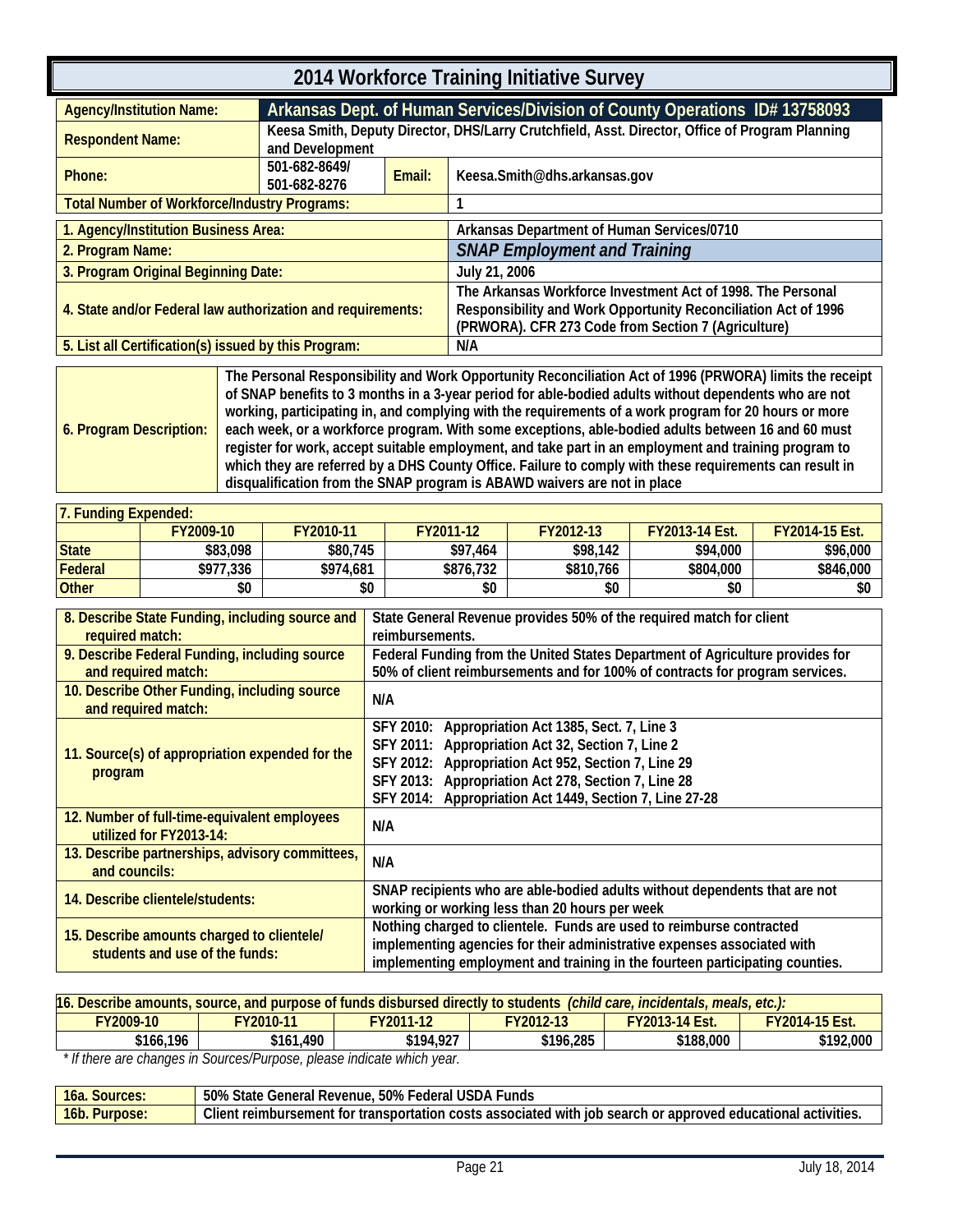# 2014 Workforce Training Initiative Survey

| | | | |
|---|---|---|---|
| **Agency/Institution Name:** | **Arkansas Dept. of Human Services/Division of County Operations ID# 13758093** | | |
| **Respondent Name:** | Keesa Smith, Deputy Director, DHS/Larry Crutchfield, Asst. Director, Office of Program Planning and Development | | |
| **Phone:** | 501-682-8649/ 501-682-8276 | **Email:** | Keesa.Smith@dhs.arkansas.gov |
| **Total Number of Workforce/Industry Programs:** | | | 1 |

| | |
|---|---|
| **1. Agency/Institution Business Area:** | Arkansas Department of Human Services/0710 |
| **2. Program Name:** | *SNAP Employment and Training* |
| **3. Program Original Beginning Date:** | July 21, 2006 |
| **4. State and/or Federal law authorization and requirements:** | The Arkansas Workforce Investment Act of 1998. The Personal Responsibility and Work Opportunity Reconciliation Act of 1996 (PRWORA). CFR 273 Code from Section 7 (Agriculture) |
| **5. List all Certification(s) issued by this Program:** | N/A |

| | |
|---|---|
| **6. Program Description:** | The Personal Responsibility and Work Opportunity Reconciliation Act of 1996 (PRWORA) limits the receipt of SNAP benefits to 3 months in a 3-year period for able-bodied adults without dependents who are not working, participating in, and complying with the requirements of a work program for 20 hours or more each week, or a workforce program. With some exceptions, able-bodied adults between 16 and 60 must register for work, accept suitable employment, and take part in an employment and training program to which they are referred by a DHS County Office. Failure to comply with these requirements can result in disqualification from the SNAP program is ABAWD waivers are not in place |

**7. Funding Expended:**

| | FY2009-10 | FY2010-11 | FY2011-12 | FY2012-13 | FY2013-14 Est. | FY2014-15 Est. |
|---|---|---|---|---|---|---|
| **State** | $83,098 | $80,745 | $97,464 | $98,142 | $94,000 | $96,000 |
| **Federal** | $977,336 | $974,681 | $876,732 | $810,766 | $804,000 | $846,000 |
| **Other** | $0 | $0 | $0 | $0 | $0 | $0 |

| | |
|---|---|
| **8. Describe State Funding, including source and required match:** | State General Revenue provides 50% of the required match for client reimbursements. |
| **9. Describe Federal Funding, including source and required match:** | Federal Funding from the United States Department of Agriculture provides for 50% of client reimbursements and for 100% of contracts for program services. |
| **10. Describe Other Funding, including source and required match:** | N/A |
| **11. Source(s) of appropriation expended for the program** | SFY 2010: Appropriation Act 1385, Sect. 7, Line 3<br>SFY 2011: Appropriation Act 32, Section 7, Line 2<br>SFY 2012: Appropriation Act 952, Section 7, Line 29<br>SFY 2013: Appropriation Act 278, Section 7, Line 28<br>SFY 2014: Appropriation Act 1449, Section 7, Line 27-28 |
| **12. Number of full-time-equivalent employees utilized for FY2013-14:** | N/A |
| **13. Describe partnerships, advisory committees, and councils:** | N/A |
| **14. Describe clientele/students:** | SNAP recipients who are able-bodied adults without dependents that are not working or working less than 20 hours per week |
| **15. Describe amounts charged to clientele/ students and use of the funds:** | Nothing charged to clientele. Funds are used to reimburse contracted implementing agencies for their administrative expenses associated with implementing employment and training in the fourteen participating counties. |

**16. Describe amounts, source, and purpose of funds disbursed directly to students** *(child care, incidentals, meals, etc.):*

| FY2009-10 | FY2010-11 | FY2011-12 | FY2012-13 | FY2013-14 Est. | FY2014-15 Est. |
|---|---|---|---|---|---|
| $166,196 | $161,490 | $194,927 | $196,285 | $188,000 | $192,000 |

*\* If there are changes in Sources/Purpose, please indicate which year.*

| | |
|---|---|
| **16a. Sources:** | 50% State General Revenue, 50% Federal USDA Funds |
| **16b. Purpose:** | Client reimbursement for transportation costs associated with job search or approved educational activities. |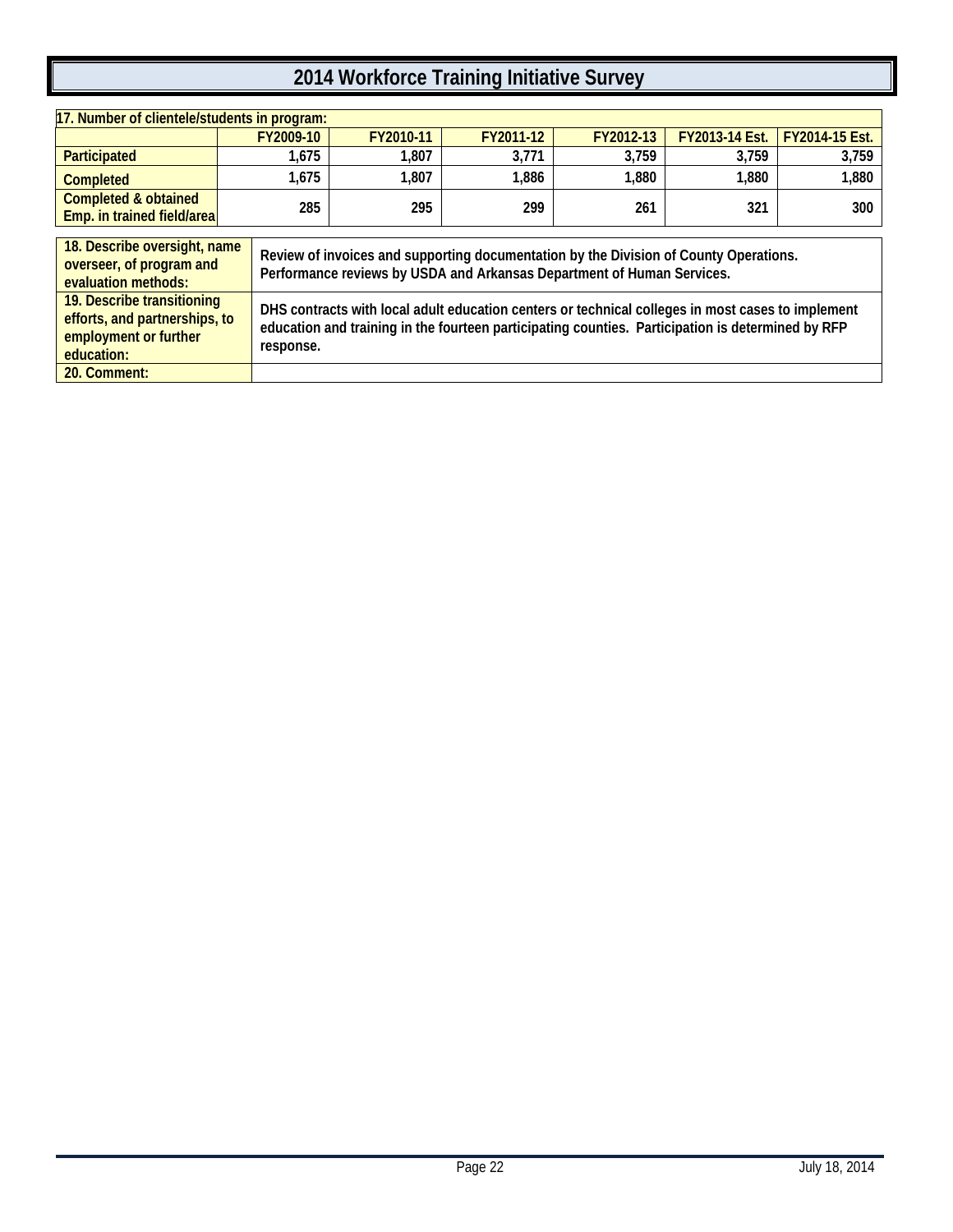# 2014 Workforce Training Initiative Survey

| 17. Number of clientele/students in program: | | | | | | |
|---|---|---|---|---|---|---|
| | FY2009-10 | FY2010-11 | FY2011-12 | FY2012-13 | FY2013-14 Est. | FY2014-15 Est. |
| Participated | 1,675 | 1,807 | 3,771 | 3,759 | 3,759 | 3,759 |
| Completed | 1,675 | 1,807 | 1,886 | 1,880 | 1,880 | 1,880 |
| Completed & obtained Emp. in trained field/area | 285 | 295 | 299 | 261 | 321 | 300 |

| | |
|---|---|
| 18. Describe oversight, name overseer, of program and evaluation methods: | Review of invoices and supporting documentation by the Division of County Operations. Performance reviews by USDA and Arkansas Department of Human Services. |
| 19. Describe transitioning efforts, and partnerships, to employment or further education: | DHS contracts with local adult education centers or technical colleges in most cases to implement education and training in the fourteen participating counties. Participation is determined by RFP response. |
| 20. Comment: | |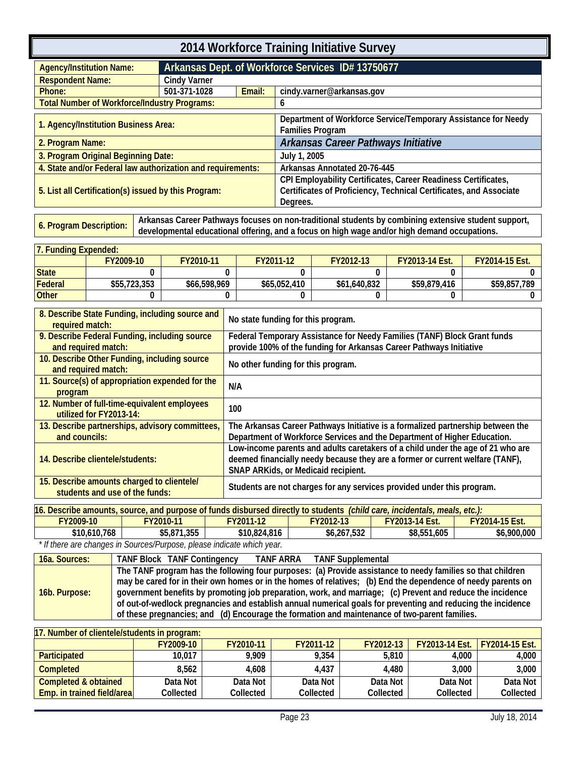# 2014 Workforce Training Initiative Survey

| | | | |
|---|---|---|---|
| **Agency/Institution Name:** | **Arkansas Dept. of Workforce Services ID# 13750677** | | |
| **Respondent Name:** | Cindy Varner | | |
| **Phone:** | 501-371-1028 | **Email:** | cindy.varner@arkansas.gov |
| **Total Number of Workforce/Industry Programs:** | | | 6 |

| | |
|---|---|
| **1. Agency/Institution Business Area:** | Department of Workforce Service/Temporary Assistance for Needy Families Program |
| **2. Program Name:** | *Arkansas Career Pathways Initiative* |
| **3. Program Original Beginning Date:** | July 1, 2005 |
| **4. State and/or Federal law authorization and requirements:** | Arkansas Annotated 20-76-445 |
| **5. List all Certification(s) issued by this Program:** | CPI Employability Certificates, Career Readiness Certificates, Certificates of Proficiency, Technical Certificates, and Associate Degrees. |

| | |
|---|---|
| **6. Program Description:** | Arkansas Career Pathways focuses on non-traditional students by combining extensive student support, developmental educational offering, and a focus on high wage and/or high demand occupations. |

**7. Funding Expended:**

| | FY2009-10 | FY2010-11 | FY2011-12 | FY2012-13 | FY2013-14 Est. | FY2014-15 Est. |
|---|---|---|---|---|---|---|
| **State** | 0 | 0 | 0 | 0 | 0 | 0 |
| **Federal** | $55,723,353 | $66,598,969 | $65,052,410 | $61,640,832 | $59,879,416 | $59,857,789 |
| **Other** | 0 | 0 | 0 | 0 | 0 | 0 |

| | |
|---|---|
| **8. Describe State Funding, including source and required match:** | No state funding for this program. |
| **9. Describe Federal Funding, including source and required match:** | Federal Temporary Assistance for Needy Families (TANF) Block Grant funds provide 100% of the funding for Arkansas Career Pathways Initiative |
| **10. Describe Other Funding, including source and required match:** | No other funding for this program. |
| **11. Source(s) of appropriation expended for the program** | N/A |
| **12. Number of full-time-equivalent employees utilized for FY2013-14:** | 100 |
| **13. Describe partnerships, advisory committees, and councils:** | The Arkansas Career Pathways Initiative is a formalized partnership between the Department of Workforce Services and the Department of Higher Education. |
| **14. Describe clientele/students:** | Low-income parents and adults caretakers of a child under the age of 21 who are deemed financially needy because they are a former or current welfare (TANF), SNAP ARKids, or Medicaid recipient. |
| **15. Describe amounts charged to clientele/ students and use of the funds:** | Students are not charges for any services provided under this program. |

**16. Describe amounts, source, and purpose of funds disbursed directly to students** ***(child care, incidentals, meals, etc.):***

| FY2009-10 | FY2010-11 | FY2011-12 | FY2012-13 | FY2013-14 Est. | FY2014-15 Est. |
|---|---|---|---|---|---|
| $10,610,768 | $5,871,355 | $10,824,816 | $6,267,532 | $8,551,605 | $6,900,000 |

*\* If there are changes in Sources/Purpose, please indicate which year.*

| | |
|---|---|
| **16a. Sources:** | TANF Block TANF Contingency TANF ARRA TANF Supplemental |
| **16b. Purpose:** | The TANF program has the following four purposes: (a) Provide assistance to needy families so that children may be cared for in their own homes or in the homes of relatives; (b) End the dependence of needy parents on government benefits by promoting job preparation, work, and marriage; (c) Prevent and reduce the incidence of out-of-wedlock pregnancies and establish annual numerical goals for preventing and reducing the incidence of these pregnancies; and (d) Encourage the formation and maintenance of two-parent families. |

**17. Number of clientele/students in program:**

| | FY2009-10 | FY2010-11 | FY2011-12 | FY2012-13 | FY2013-14 Est. | FY2014-15 Est. |
|---|---|---|---|---|---|---|
| **Participated** | 10,017 | 9,909 | 9,354 | 5,810 | 4,000 | 4,000 |
| **Completed** | 8,562 | 4,608 | 4,437 | 4,480 | 3,000 | 3,000 |
| **Completed & obtained Emp. in trained field/area** | Data Not Collected | Data Not Collected | Data Not Collected | Data Not Collected | Data Not Collected | Data Not Collected |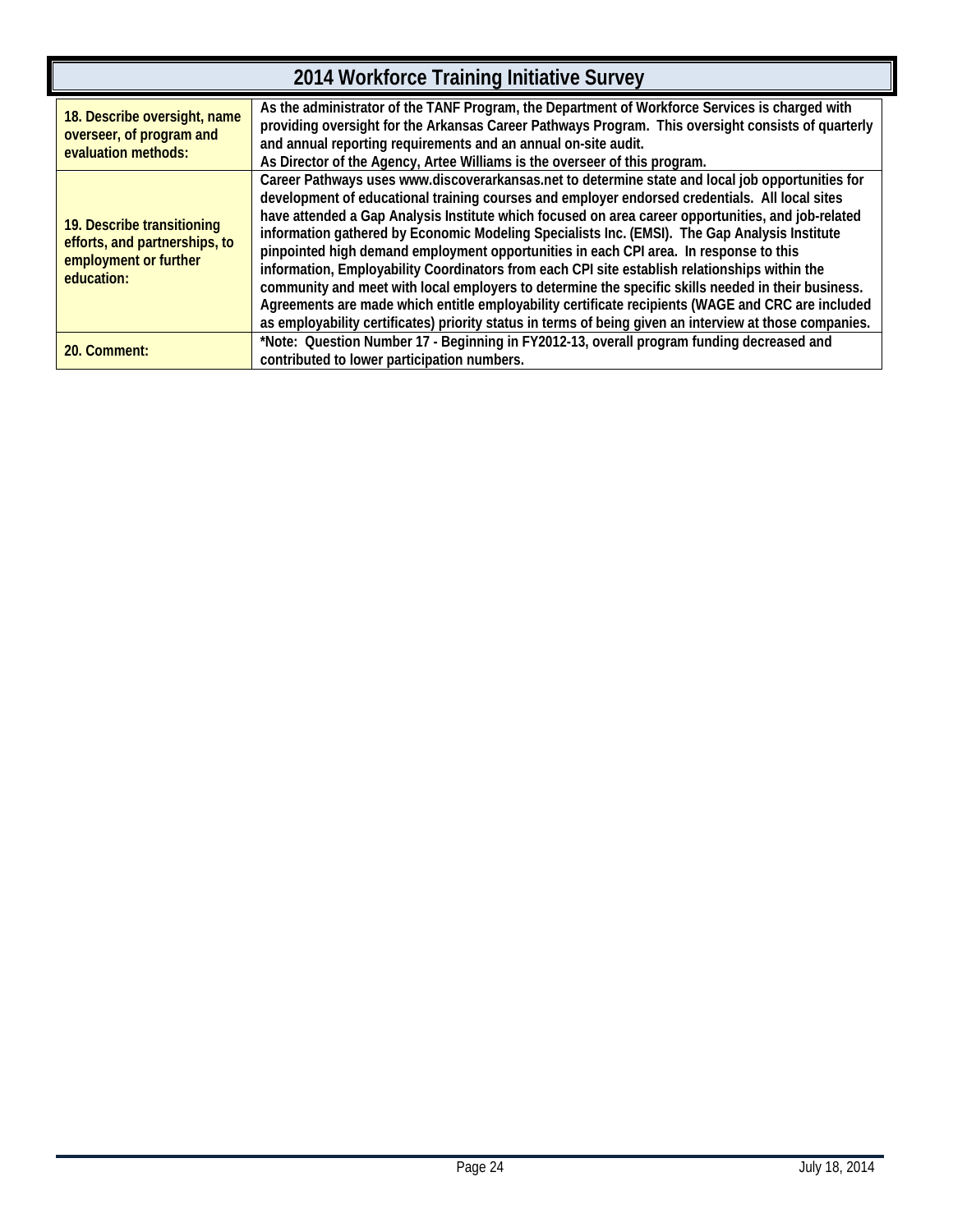# 2014 Workforce Training Initiative Survey

| | |
|---|---|
| **18. Describe oversight, name overseer, of program and evaluation methods:** | As the administrator of the TANF Program, the Department of Workforce Services is charged with providing oversight for the Arkansas Career Pathways Program. This oversight consists of quarterly and annual reporting requirements and an annual on-site audit.<br>As Director of the Agency, Artee Williams is the overseer of this program. |
| **19. Describe transitioning efforts, and partnerships, to employment or further education:** | Career Pathways uses www.discoverarkansas.net to determine state and local job opportunities for development of educational training courses and employer endorsed credentials. All local sites have attended a Gap Analysis Institute which focused on area career opportunities, and job-related information gathered by Economic Modeling Specialists Inc. (EMSI). The Gap Analysis Institute pinpointed high demand employment opportunities in each CPI area. In response to this information, Employability Coordinators from each CPI site establish relationships within the community and meet with local employers to determine the specific skills needed in their business. Agreements are made which entitle employability certificate recipients (WAGE and CRC are included as employability certificates) priority status in terms of being given an interview at those companies. |
| **20. Comment:** | *Note: Question Number 17 - Beginning in FY2012-13, overall program funding decreased and contributed to lower participation numbers. |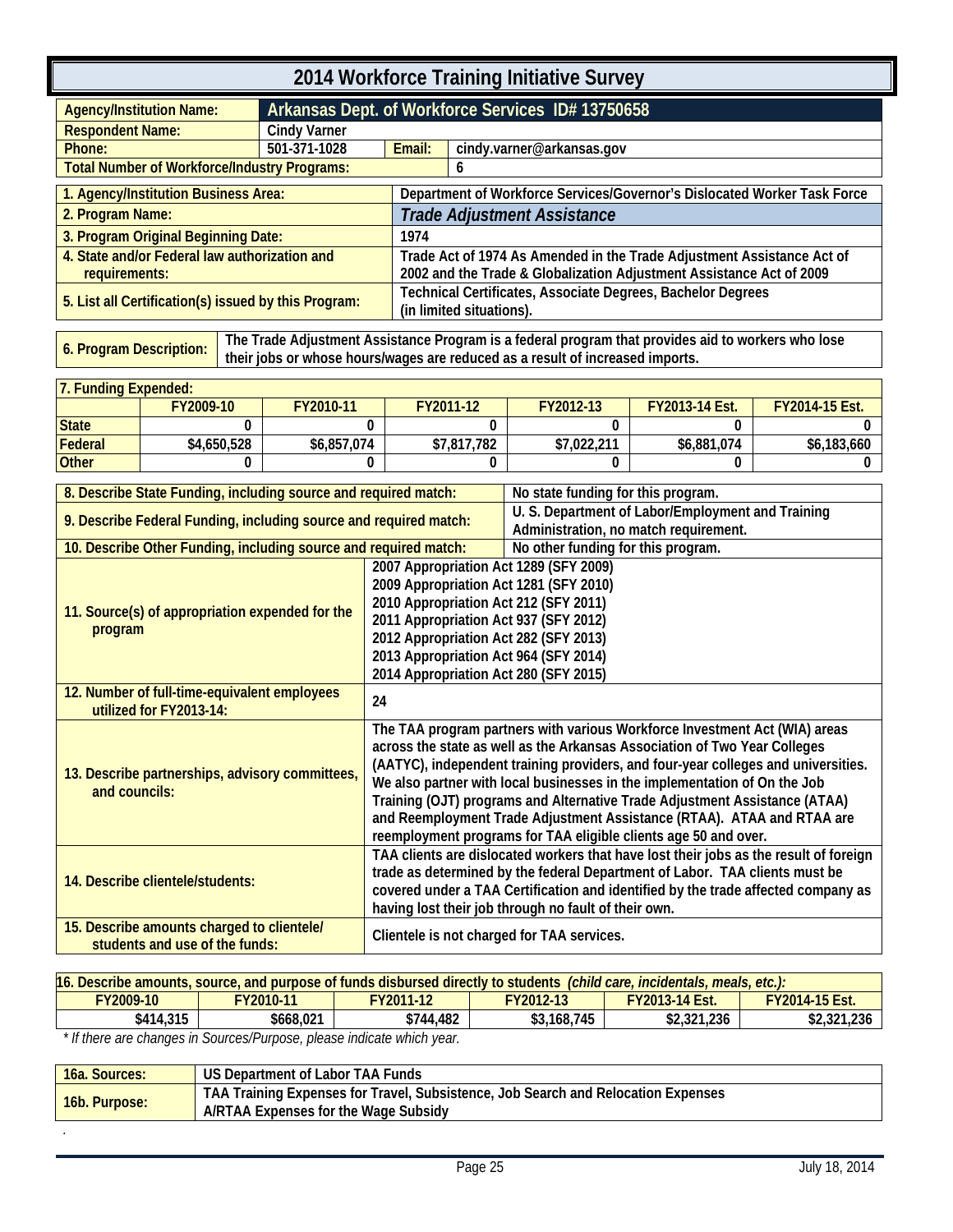# 2014 Workforce Training Initiative Survey

| | | | |
|---|---|---|---|
| **Agency/Institution Name:** | **Arkansas Dept. of Workforce Services ID# 13750658** | | |
| **Respondent Name:** | Cindy Varner | | |
| **Phone:** | 501-371-1028 | **Email:** | cindy.varner@arkansas.gov |
| **Total Number of Workforce/Industry Programs:** | | | 6 |

| | |
|---|---|
| **1. Agency/Institution Business Area:** | Department of Workforce Services/Governor's Dislocated Worker Task Force |
| **2. Program Name:** | *Trade Adjustment Assistance* |
| **3. Program Original Beginning Date:** | 1974 |
| **4. State and/or Federal law authorization and requirements:** | Trade Act of 1974 As Amended in the Trade Adjustment Assistance Act of 2002 and the Trade & Globalization Adjustment Assistance Act of 2009 |
| **5. List all Certification(s) issued by this Program:** | Technical Certificates, Associate Degrees, Bachelor Degrees (in limited situations). |

| | |
|---|---|
| **6. Program Description:** | The Trade Adjustment Assistance Program is a federal program that provides aid to workers who lose their jobs or whose hours/wages are reduced as a result of increased imports. |

**7. Funding Expended:**

| | FY2009-10 | FY2010-11 | FY2011-12 | FY2012-13 | FY2013-14 Est. | FY2014-15 Est. |
|---|---|---|---|---|---|---|
| State | 0 | 0 | 0 | 0 | 0 | 0 |
| Federal | $4,650,528 | $6,857,074 | $7,817,782 | $7,022,211 | $6,881,074 | $6,183,660 |
| Other | 0 | 0 | 0 | 0 | 0 | 0 |

| | |
|---|---|
| **8. Describe State Funding, including source and required match:** | No state funding for this program. |
| **9. Describe Federal Funding, including source and required match:** | U. S. Department of Labor/Employment and Training Administration, no match requirement. |
| **10. Describe Other Funding, including source and required match:** | No other funding for this program. |
| **11. Source(s) of appropriation expended for the program** | 2007 Appropriation Act 1289 (SFY 2009)<br>2009 Appropriation Act 1281 (SFY 2010)<br>2010 Appropriation Act 212 (SFY 2011)<br>2011 Appropriation Act 937 (SFY 2012)<br>2012 Appropriation Act 282 (SFY 2013)<br>2013 Appropriation Act 964 (SFY 2014)<br>2014 Appropriation Act 280 (SFY 2015) |
| **12. Number of full-time-equivalent employees utilized for FY2013-14:** | 24 |
| **13. Describe partnerships, advisory committees, and councils:** | The TAA program partners with various Workforce Investment Act (WIA) areas across the state as well as the Arkansas Association of Two Year Colleges (AATYC), independent training providers, and four-year colleges and universities. We also partner with local businesses in the implementation of On the Job Training (OJT) programs and Alternative Trade Adjustment Assistance (ATAA) and Reemployment Trade Adjustment Assistance (RTAA). ATAA and RTAA are reemployment programs for TAA eligible clients age 50 and over. |
| **14. Describe clientele/students:** | TAA clients are dislocated workers that have lost their jobs as the result of foreign trade as determined by the federal Department of Labor. TAA clients must be covered under a TAA Certification and identified by the trade affected company as having lost their job through no fault of their own. |
| **15. Describe amounts charged to clientele/ students and use of the funds:** | Clientele is not charged for TAA services. |

**16. Describe amounts, source, and purpose of funds disbursed directly to students** *(child care, incidentals, meals, etc.):*

| FY2009-10 | FY2010-11 | FY2011-12 | FY2012-13 | FY2013-14 Est. | FY2014-15 Est. |
|---|---|---|---|---|---|
| $414,315 | $668,021 | $744,482 | $3,168,745 | $2,321,236 | $2,321,236 |

*\* If there are changes in Sources/Purpose, please indicate which year.*

| | |
|---|---|
| **16a. Sources:** | US Department of Labor TAA Funds |
| **16b. Purpose:** | TAA Training Expenses for Travel, Subsistence, Job Search and Relocation Expenses<br>A/RTAA Expenses for the Wage Subsidy |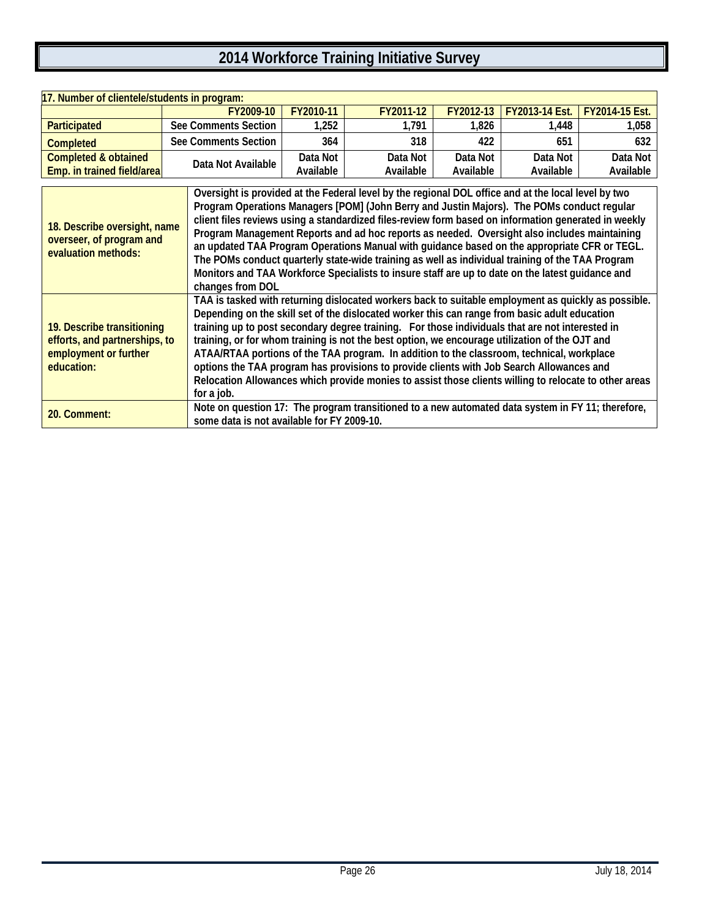# 2014 Workforce Training Initiative Survey

| 17. Number of clientele/students in program: | | | | | | |
|---|---|---|---|---|---|---|
| | FY2009-10 | FY2010-11 | FY2011-12 | FY2012-13 | FY2013-14 Est. | FY2014-15 Est. |
| Participated | See Comments Section | 1,252 | 1,791 | 1,826 | 1,448 | 1,058 |
| Completed | See Comments Section | 364 | 318 | 422 | 651 | 632 |
| Completed & obtained Emp. in trained field/area | Data Not Available | Data Not Available | Data Not Available | Data Not Available | Data Not Available | Data Not Available |

| | |
|---|---|
| **18. Describe oversight, name overseer, of program and evaluation methods:** | Oversight is provided at the Federal level by the regional DOL office and at the local level by two Program Operations Managers [POM] (John Berry and Justin Majors). The POMs conduct regular client files reviews using a standardized files-review form based on information generated in weekly Program Management Reports and ad hoc reports as needed. Oversight also includes maintaining an updated TAA Program Operations Manual with guidance based on the appropriate CFR or TEGL. The POMs conduct quarterly state-wide training as well as individual training of the TAA Program Monitors and TAA Workforce Specialists to insure staff are up to date on the latest guidance and changes from DOL |
| **19. Describe transitioning efforts, and partnerships, to employment or further education:** | TAA is tasked with returning dislocated workers back to suitable employment as quickly as possible. Depending on the skill set of the dislocated worker this can range from basic adult education training up to post secondary degree training. For those individuals that are not interested in training, or for whom training is not the best option, we encourage utilization of the OJT and ATAA/RTAA portions of the TAA program. In addition to the classroom, technical, workplace options the TAA program has provisions to provide clients with Job Search Allowances and Relocation Allowances which provide monies to assist those clients willing to relocate to other areas for a job. |
| **20. Comment:** | Note on question 17: The program transitioned to a new automated data system in FY 11; therefore, some data is not available for FY 2009-10. |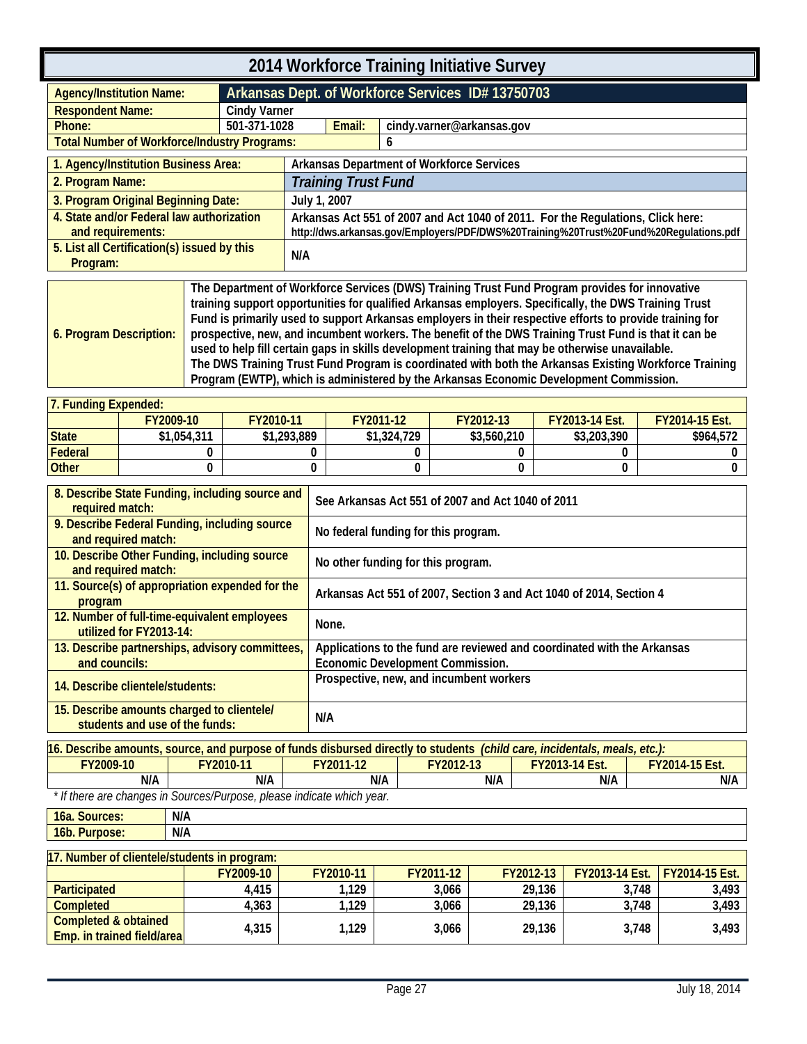# 2014 Workforce Training Initiative Survey

| | | | |
|---|---|---|---|
| **Agency/Institution Name:** | **Arkansas Dept. of Workforce Services ID# 13750703** | | |
| **Respondent Name:** | Cindy Varner | | |
| **Phone:** | 501-371-1028 | **Email:** | cindy.varner@arkansas.gov |
| **Total Number of Workforce/Industry Programs:** | | | 6 |

| | |
|---|---|
| **1. Agency/Institution Business Area:** | Arkansas Department of Workforce Services |
| **2. Program Name:** | *Training Trust Fund* |
| **3. Program Original Beginning Date:** | July 1, 2007 |
| **4. State and/or Federal law authorization and requirements:** | Arkansas Act 551 of 2007 and Act 1040 of 2011. For the Regulations, Click here: http://dws.arkansas.gov/Employers/PDF/DWS%20Training%20Trust%20Fund%20Regulations.pdf |
| **5. List all Certification(s) issued by this Program:** | N/A |

**6. Program Description:** The Department of Workforce Services (DWS) Training Trust Fund Program provides for innovative training support opportunities for qualified Arkansas employers. Specifically, the DWS Training Trust Fund is primarily used to support Arkansas employers in their respective efforts to provide training for prospective, new, and incumbent workers. The benefit of the DWS Training Trust Fund is that it can be used to help fill certain gaps in skills development training that may be otherwise unavailable.
The DWS Training Trust Fund Program is coordinated with both the Arkansas Existing Workforce Training Program (EWTP), which is administered by the Arkansas Economic Development Commission.

**7. Funding Expended:**

| | FY2009-10 | FY2010-11 | FY2011-12 | FY2012-13 | FY2013-14 Est. | FY2014-15 Est. |
|---|---|---|---|---|---|---|
| State | $1,054,311 | $1,293,889 | $1,324,729 | $3,560,210 | $3,203,390 | $964,572 |
| Federal | 0 | 0 | 0 | 0 | 0 | 0 |
| Other | 0 | 0 | 0 | 0 | 0 | 0 |

| | |
|---|---|
| **8. Describe State Funding, including source and required match:** | See Arkansas Act 551 of 2007 and Act 1040 of 2011 |
| **9. Describe Federal Funding, including source and required match:** | No federal funding for this program. |
| **10. Describe Other Funding, including source and required match:** | No other funding for this program. |
| **11. Source(s) of appropriation expended for the program** | Arkansas Act 551 of 2007, Section 3 and Act 1040 of 2014, Section 4 |
| **12. Number of full-time-equivalent employees utilized for FY2013-14:** | None. |
| **13. Describe partnerships, advisory committees, and councils:** | Applications to the fund are reviewed and coordinated with the Arkansas Economic Development Commission. |
| **14. Describe clientele/students:** | Prospective, new, and incumbent workers |
| **15. Describe amounts charged to clientele/ students and use of the funds:** | N/A |

**16. Describe amounts, source, and purpose of funds disbursed directly to students** *(child care, incidentals, meals, etc.)*:

| FY2009-10 | FY2010-11 | FY2011-12 | FY2012-13 | FY2013-14 Est. | FY2014-15 Est. |
|---|---|---|---|---|---|
| N/A | N/A | N/A | N/A | N/A | N/A |

*\* If there are changes in Sources/Purpose, please indicate which year.*

| | |
|---|---|
| **16a. Sources:** | N/A |
| **16b. Purpose:** | N/A |

**17. Number of clientele/students in program:**

| | FY2009-10 | FY2010-11 | FY2011-12 | FY2012-13 | FY2013-14 Est. | FY2014-15 Est. |
|---|---|---|---|---|---|---|
| Participated | 4,415 | 1,129 | 3,066 | 29,136 | 3,748 | 3,493 |
| Completed | 4,363 | 1,129 | 3,066 | 29,136 | 3,748 | 3,493 |
| Completed & obtained Emp. in trained field/area | 4,315 | 1,129 | 3,066 | 29,136 | 3,748 | 3,493 |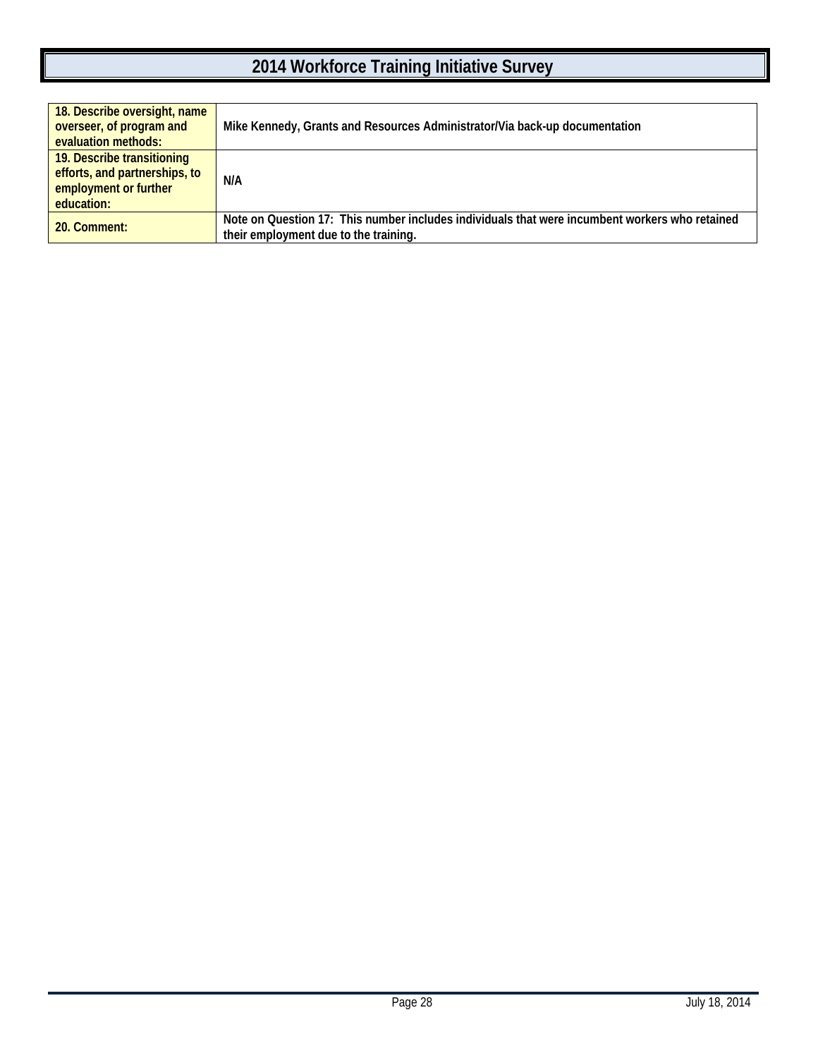# 2014 Workforce Training Initiative Survey

| | |
|---|---|
| **18. Describe oversight, name overseer, of program and evaluation methods:** | **Mike Kennedy, Grants and Resources Administrator/Via back-up documentation** |
| **19. Describe transitioning efforts, and partnerships, to employment or further education:** | **N/A** |
| **20. Comment:** | **Note on Question 17: This number includes individuals that were incumbent workers who retained their employment due to the training.** |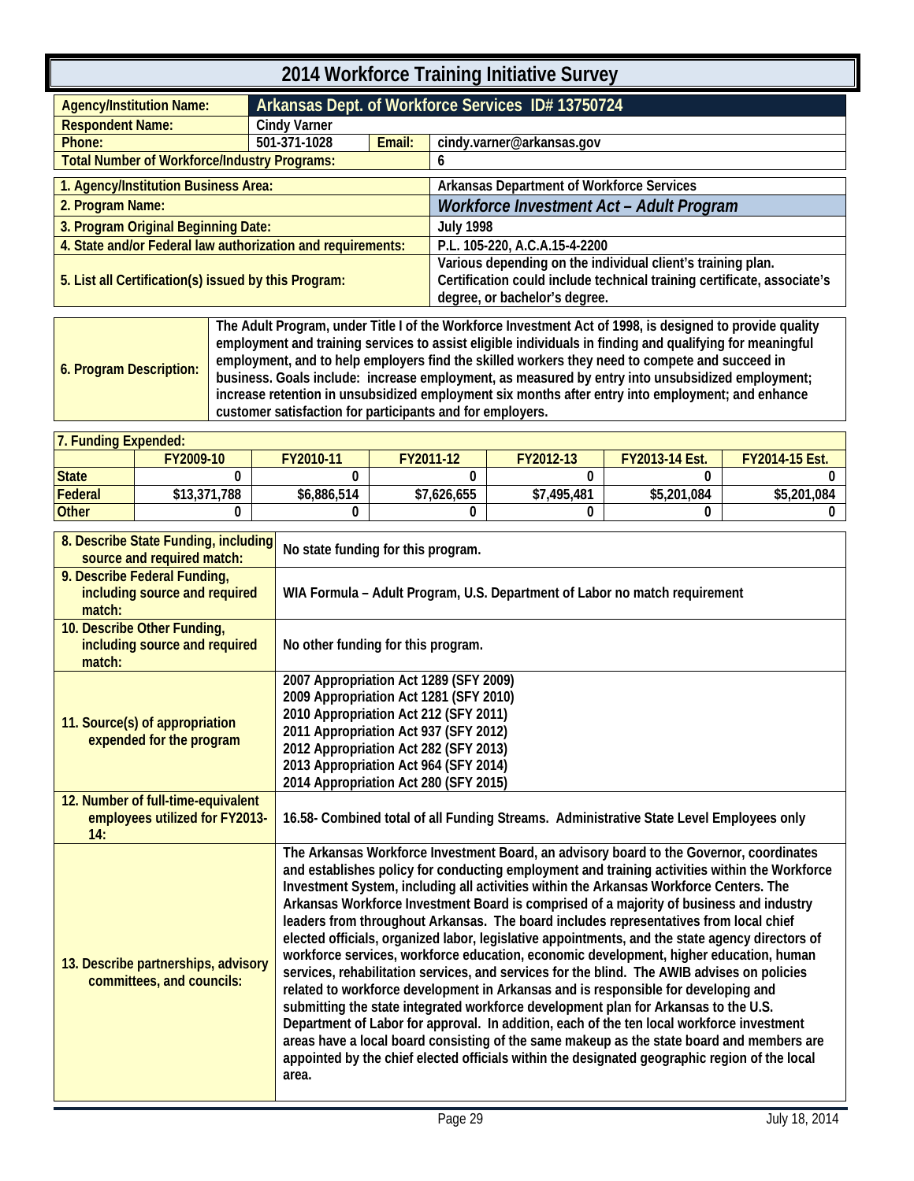# 2014 Workforce Training Initiative Survey

| | | | |
|---|---|---|---|
| **Agency/Institution Name:** | **Arkansas Dept. of Workforce Services ID# 13750724** | | |
| **Respondent Name:** | Cindy Varner | | |
| **Phone:** | 501-371-1028 | **Email:** | cindy.varner@arkansas.gov |
| **Total Number of Workforce/Industry Programs:** | | | 6 |

| | |
|---|---|
| **1. Agency/Institution Business Area:** | Arkansas Department of Workforce Services |
| **2. Program Name:** | ***Workforce Investment Act – Adult Program*** |
| **3. Program Original Beginning Date:** | July 1998 |
| **4. State and/or Federal law authorization and requirements:** | P.L. 105-220, A.C.A.15-4-2200 |
| **5. List all Certification(s) issued by this Program:** | Various depending on the individual client's training plan. Certification could include technical training certificate, associate's degree, or bachelor's degree. |

| | |
|---|---|
| **6. Program Description:** | The Adult Program, under Title I of the Workforce Investment Act of 1998, is designed to provide quality employment and training services to assist eligible individuals in finding and qualifying for meaningful employment, and to help employers find the skilled workers they need to compete and succeed in business. Goals include: increase employment, as measured by entry into unsubsidized employment; increase retention in unsubsidized employment six months after entry into employment; and enhance customer satisfaction for participants and for employers. |

**7. Funding Expended:**

| | FY2009-10 | FY2010-11 | FY2011-12 | FY2012-13 | FY2013-14 Est. | FY2014-15 Est. |
|---|---|---|---|---|---|---|
| **State** | 0 | 0 | 0 | 0 | 0 | 0 |
| **Federal** | $13,371,788 | $6,886,514 | $7,626,655 | $7,495,481 | $5,201,084 | $5,201,084 |
| **Other** | 0 | 0 | 0 | 0 | 0 | 0 |

| | |
|---|---|
| **8. Describe State Funding, including source and required match:** | No state funding for this program. |
| **9. Describe Federal Funding, including source and required match:** | WIA Formula – Adult Program, U.S. Department of Labor no match requirement |
| **10. Describe Other Funding, including source and required match:** | No other funding for this program. |
| **11. Source(s) of appropriation expended for the program** | 2007 Appropriation Act 1289 (SFY 2009)<br>2009 Appropriation Act 1281 (SFY 2010)<br>2010 Appropriation Act 212 (SFY 2011)<br>2011 Appropriation Act 937 (SFY 2012)<br>2012 Appropriation Act 282 (SFY 2013)<br>2013 Appropriation Act 964 (SFY 2014)<br>2014 Appropriation Act 280 (SFY 2015) |
| **12. Number of full-time-equivalent employees utilized for FY2013-14:** | 16.58- Combined total of all Funding Streams. Administrative State Level Employees only |
| **13. Describe partnerships, advisory committees, and councils:** | The Arkansas Workforce Investment Board, an advisory board to the Governor, coordinates and establishes policy for conducting employment and training activities within the Workforce Investment System, including all activities within the Arkansas Workforce Centers. The Arkansas Workforce Investment Board is comprised of a majority of business and industry leaders from throughout Arkansas. The board includes representatives from local chief elected officials, organized labor, legislative appointments, and the state agency directors of workforce services, workforce education, economic development, higher education, human services, rehabilitation services, and services for the blind. The AWIB advises on policies related to workforce development in Arkansas and is responsible for developing and submitting the state integrated workforce development plan for Arkansas to the U.S. Department of Labor for approval. In addition, each of the ten local workforce investment areas have a local board consisting of the same makeup as the state board and members are appointed by the chief elected officials within the designated geographic region of the local area. |

July 18, 2014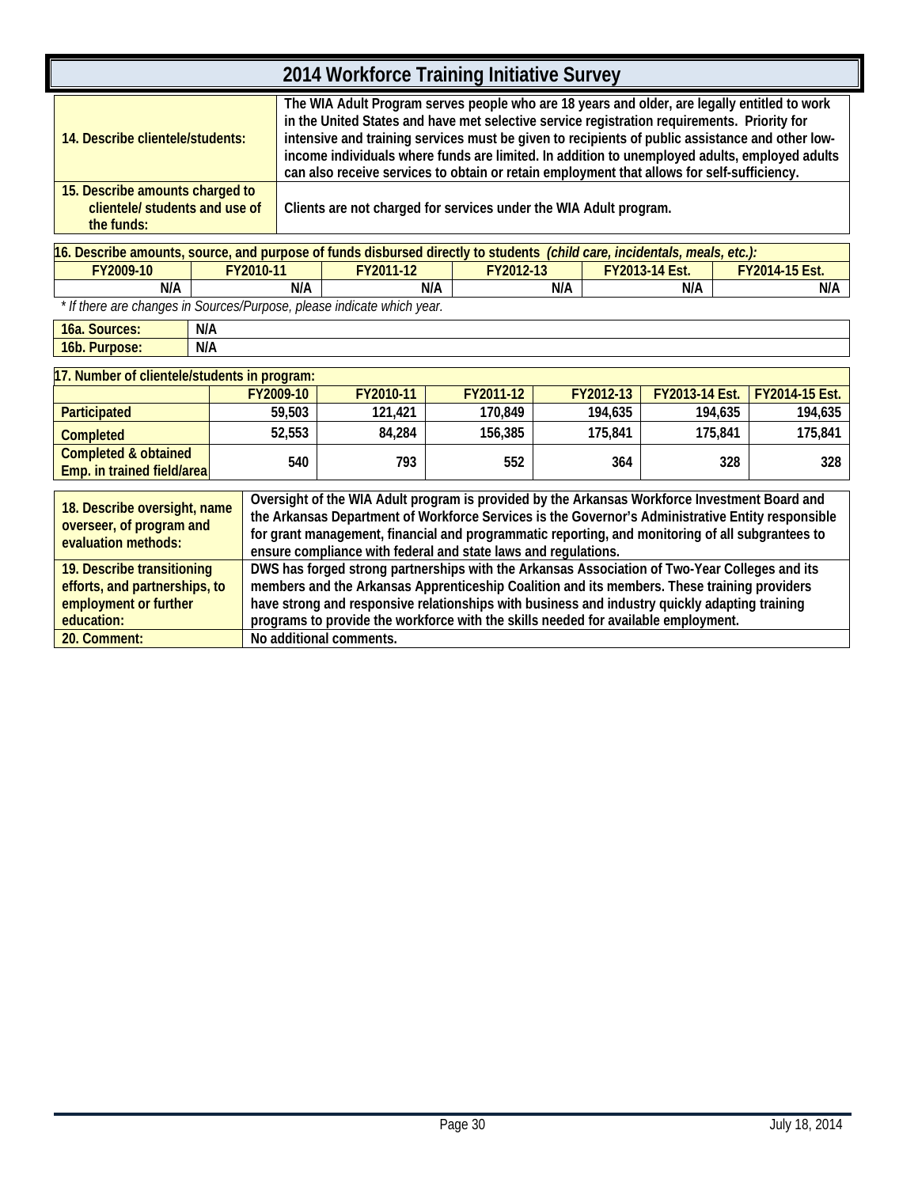# 2014 Workforce Training Initiative Survey

| | |
|---|---|
| **14. Describe clientele/students:** | **The WIA Adult Program serves people who are 18 years and older, are legally entitled to work in the United States and have met selective service registration requirements. Priority for intensive and training services must be given to recipients of public assistance and other low-income individuals where funds are limited. In addition to unemployed adults, employed adults can also receive services to obtain or retain employment that allows for self-sufficiency.** |
| **15. Describe amounts charged to clientele/ students and use of the funds:** | **Clients are not charged for services under the WIA Adult program.** |

**16. Describe amounts, source, and purpose of funds disbursed directly to students** ***(child care, incidentals, meals, etc.):***

| FY2009-10 | FY2010-11 | FY2011-12 | FY2012-13 | FY2013-14 Est. | FY2014-15 Est. |
|---|---|---|---|---|---|
| N/A | N/A | N/A | N/A | N/A | N/A |

*\* If there are changes in Sources/Purpose, please indicate which year.*

| | |
|---|---|
| **16a. Sources:** | **N/A** |
| **16b. Purpose:** | **N/A** |

**17. Number of clientele/students in program:**

| | FY2009-10 | FY2010-11 | FY2011-12 | FY2012-13 | FY2013-14 Est. | FY2014-15 Est. |
|---|---|---|---|---|---|---|
| Participated | 59,503 | 121,421 | 170,849 | 194,635 | 194,635 | 194,635 |
| Completed | 52,553 | 84,284 | 156,385 | 175,841 | 175,841 | 175,841 |
| Completed & obtained Emp. in trained field/area | 540 | 793 | 552 | 364 | 328 | 328 |

| | |
|---|---|
| **18. Describe oversight, name overseer, of program and evaluation methods:** | **Oversight of the WIA Adult program is provided by the Arkansas Workforce Investment Board and the Arkansas Department of Workforce Services is the Governor's Administrative Entity responsible for grant management, financial and programmatic reporting, and monitoring of all subgrantees to ensure compliance with federal and state laws and regulations.** |
| **19. Describe transitioning efforts, and partnerships, to employment or further education:** | **DWS has forged strong partnerships with the Arkansas Association of Two-Year Colleges and its members and the Arkansas Apprenticeship Coalition and its members. These training providers have strong and responsive relationships with business and industry quickly adapting training programs to provide the workforce with the skills needed for available employment.** |
| **20. Comment:** | **No additional comments.** |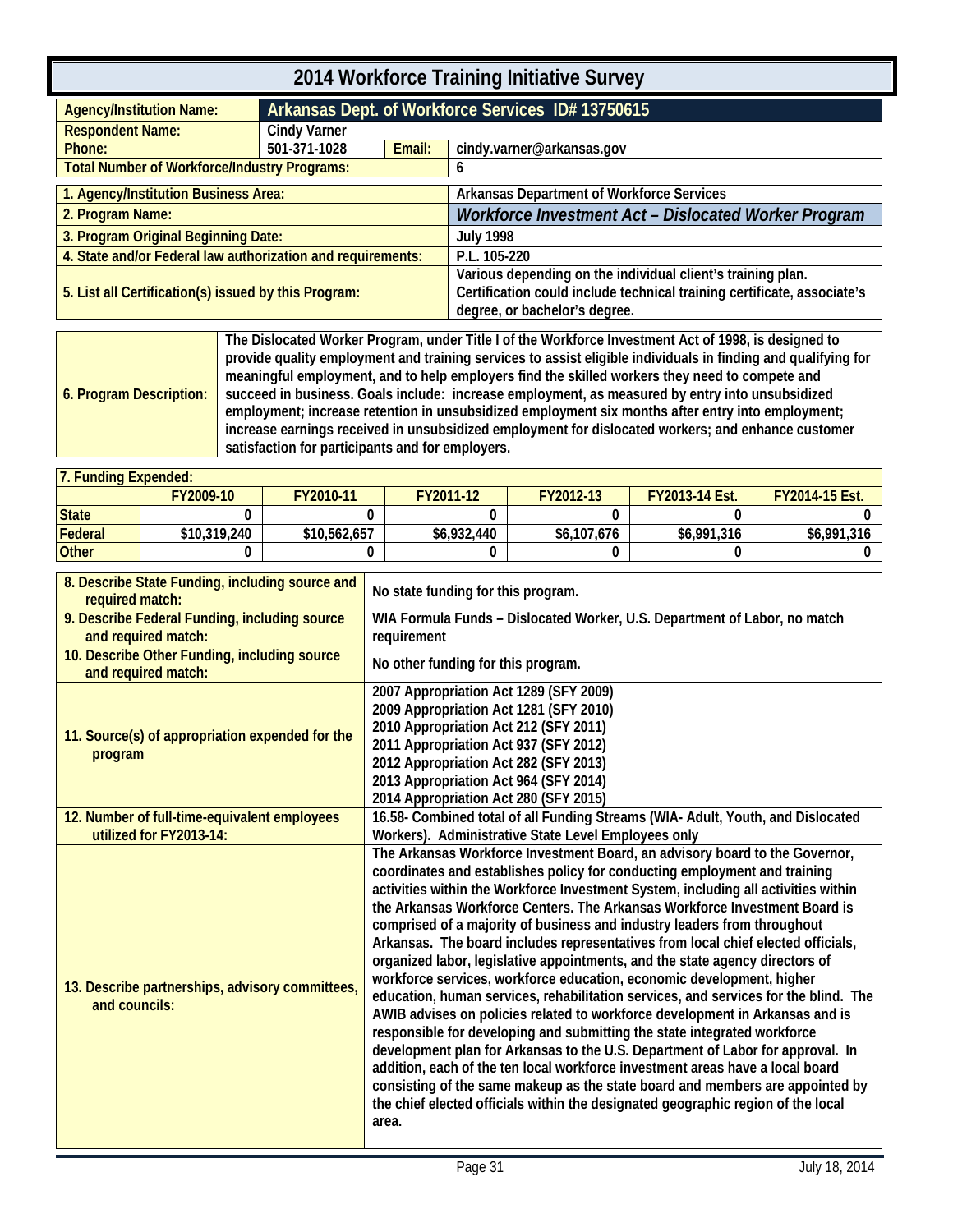# 2014 Workforce Training Initiative Survey

| Agency/Institution Name: | Arkansas Dept. of Workforce Services ID# 13750615 | | |
|---|---|---|---|
| Respondent Name: | Cindy Varner | | |
| Phone: | 501-371-1028 | Email: | cindy.varner@arkansas.gov |
| Total Number of Workforce/Industry Programs: | | | 6 |

| | |
|---|---|
| 1. Agency/Institution Business Area: | Arkansas Department of Workforce Services |
| 2. Program Name: | *Workforce Investment Act – Dislocated Worker Program* |
| 3. Program Original Beginning Date: | July 1998 |
| 4. State and/or Federal law authorization and requirements: | P.L. 105-220 |
| 5. List all Certification(s) issued by this Program: | Various depending on the individual client's training plan. Certification could include technical training certificate, associate's degree, or bachelor's degree. |

| | |
|---|---|
| 6. Program Description: | The Dislocated Worker Program, under Title I of the Workforce Investment Act of 1998, is designed to provide quality employment and training services to assist eligible individuals in finding and qualifying for meaningful employment, and to help employers find the skilled workers they need to compete and succeed in business. Goals include: increase employment, as measured by entry into unsubsidized employment; increase retention in unsubsidized employment six months after entry into employment; increase earnings received in unsubsidized employment for dislocated workers; and enhance customer satisfaction for participants and for employers. |

**7. Funding Expended:**

| | FY2009-10 | FY2010-11 | FY2011-12 | FY2012-13 | FY2013-14 Est. | FY2014-15 Est. |
|---|---|---|---|---|---|---|
| State | 0 | 0 | 0 | 0 | 0 | 0 |
| Federal | $10,319,240 | $10,562,657 | $6,932,440 | $6,107,676 | $6,991,316 | $6,991,316 |
| Other | 0 | 0 | 0 | 0 | 0 | 0 |

| | |
|---|---|
| 8. Describe State Funding, including source and required match: | No state funding for this program. |
| 9. Describe Federal Funding, including source and required match: | WIA Formula Funds – Dislocated Worker, U.S. Department of Labor, no match requirement |
| 10. Describe Other Funding, including source and required match: | No other funding for this program. |
| 11. Source(s) of appropriation expended for the program | 2007 Appropriation Act 1289 (SFY 2009)<br>2009 Appropriation Act 1281 (SFY 2010)<br>2010 Appropriation Act 212 (SFY 2011)<br>2011 Appropriation Act 937 (SFY 2012)<br>2012 Appropriation Act 282 (SFY 2013)<br>2013 Appropriation Act 964 (SFY 2014)<br>2014 Appropriation Act 280 (SFY 2015) |
| 12. Number of full-time-equivalent employees utilized for FY2013-14: | 16.58- Combined total of all Funding Streams (WIA- Adult, Youth, and Dislocated Workers). Administrative State Level Employees only |
| 13. Describe partnerships, advisory committees, and councils: | The Arkansas Workforce Investment Board, an advisory board to the Governor, coordinates and establishes policy for conducting employment and training activities within the Workforce Investment System, including all activities within the Arkansas Workforce Centers. The Arkansas Workforce Investment Board is comprised of a majority of business and industry leaders from throughout Arkansas. The board includes representatives from local chief elected officials, organized labor, legislative appointments, and the state agency directors of workforce services, workforce education, economic development, higher education, human services, rehabilitation services, and services for the blind. The AWIB advises on policies related to workforce development in Arkansas and is responsible for developing and submitting the state integrated workforce development plan for Arkansas to the U.S. Department of Labor for approval. In addition, each of the ten local workforce investment areas have a local board consisting of the same makeup as the state board and members are appointed by the chief elected officials within the designated geographic region of the local area. |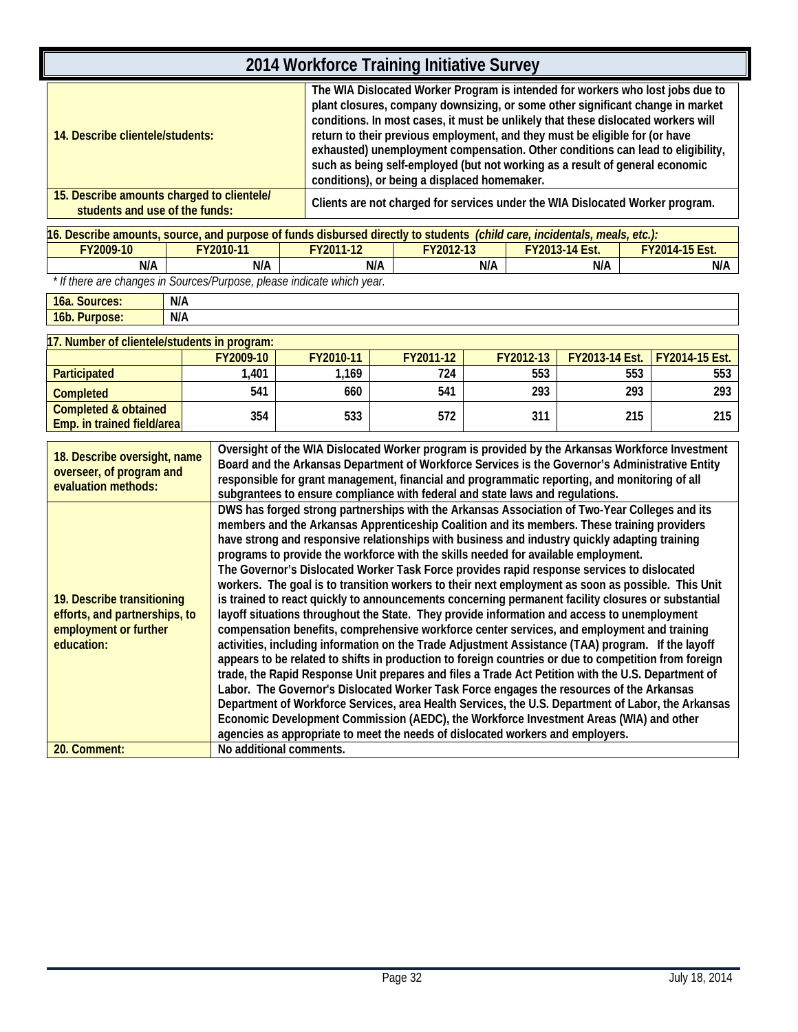# 2014 Workforce Training Initiative Survey

| | |
|---|---|
| **14. Describe clientele/students:** | **The WIA Dislocated Worker Program is intended for workers who lost jobs due to plant closures, company downsizing, or some other significant change in market conditions. In most cases, it must be unlikely that these dislocated workers will return to their previous employment, and they must be eligible for (or have exhausted) unemployment compensation. Other conditions can lead to eligibility, such as being self-employed (but not working as a result of general economic conditions), or being a displaced homemaker.** |
| **15. Describe amounts charged to clientele/ students and use of the funds:** | **Clients are not charged for services under the WIA Dislocated Worker program.** |

**16. Describe amounts, source, and purpose of funds disbursed directly to students** ***(child care, incidentals, meals, etc.):***

| FY2009-10 | FY2010-11 | FY2011-12 | FY2012-13 | FY2013-14 Est. | FY2014-15 Est. |
|---|---|---|---|---|---|
| N/A | N/A | N/A | N/A | N/A | N/A |

*\* If there are changes in Sources/Purpose, please indicate which year.*

| | |
|---|---|
| **16a. Sources:** | N/A |
| **16b. Purpose:** | N/A |

**17. Number of clientele/students in program:**

| | FY2009-10 | FY2010-11 | FY2011-12 | FY2012-13 | FY2013-14 Est. | FY2014-15 Est. |
|---|---|---|---|---|---|---|
| **Participated** | 1,401 | 1,169 | 724 | 553 | 553 | 553 |
| **Completed** | 541 | 660 | 541 | 293 | 293 | 293 |
| **Completed & obtained Emp. in trained field/area** | 354 | 533 | 572 | 311 | 215 | 215 |

| | |
|---|---|
| **18. Describe oversight, name overseer, of program and evaluation methods:** | **Oversight of the WIA Dislocated Worker program is provided by the Arkansas Workforce Investment Board and the Arkansas Department of Workforce Services is the Governor's Administrative Entity responsible for grant management, financial and programmatic reporting, and monitoring of all subgrantees to ensure compliance with federal and state laws and regulations.** |
| **19. Describe transitioning efforts, and partnerships, to employment or further education:** | **DWS has forged strong partnerships with the Arkansas Association of Two-Year Colleges and its members and the Arkansas Apprenticeship Coalition and its members. These training providers have strong and responsive relationships with business and industry quickly adapting training programs to provide the workforce with the skills needed for available employment. The Governor's Dislocated Worker Task Force provides rapid response services to dislocated workers. The goal is to transition workers to their next employment as soon as possible. This Unit is trained to react quickly to announcements concerning permanent facility closures or substantial layoff situations throughout the State. They provide information and access to unemployment compensation benefits, comprehensive workforce center services, and employment and training activities, including information on the Trade Adjustment Assistance (TAA) program. If the layoff appears to be related to shifts in production to foreign countries or due to competition from foreign trade, the Rapid Response Unit prepares and files a Trade Act Petition with the U.S. Department of Labor. The Governor's Dislocated Worker Task Force engages the resources of the Arkansas Department of Workforce Services, area Health Services, the U.S. Department of Labor, the Arkansas Economic Development Commission (AEDC), the Workforce Investment Areas (WIA) and other agencies as appropriate to meet the needs of dislocated workers and employers.** |
| **20. Comment:** | **No additional comments.** |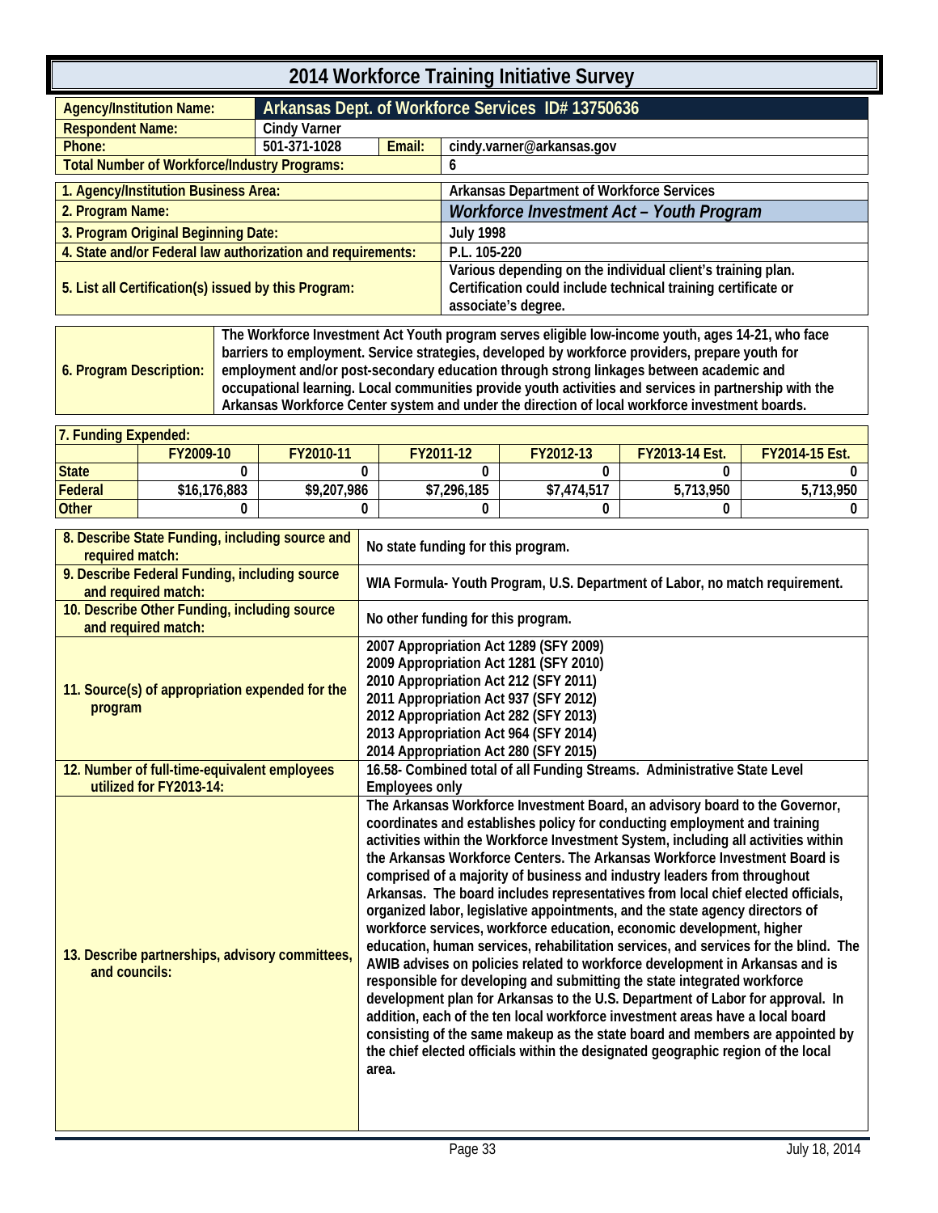# 2014 Workforce Training Initiative Survey

| Agency/Institution Name: | Arkansas Dept. of Workforce Services ID# 13750636 | | |
|---|---|---|---|
| Respondent Name: | Cindy Varner | | |
| Phone: | 501-371-1028 | Email: | cindy.varner@arkansas.gov |
| Total Number of Workforce/Industry Programs: | | | 6 |

| | |
|---|---|
| 1. Agency/Institution Business Area: | Arkansas Department of Workforce Services |
| 2. Program Name: | *Workforce Investment Act – Youth Program* |
| 3. Program Original Beginning Date: | July 1998 |
| 4. State and/or Federal law authorization and requirements: | P.L. 105-220 |
| 5. List all Certification(s) issued by this Program: | Various depending on the individual client's training plan. Certification could include technical training certificate or associate's degree. |

| | |
|---|---|
| 6. Program Description: | The Workforce Investment Act Youth program serves eligible low-income youth, ages 14-21, who face barriers to employment. Service strategies, developed by workforce providers, prepare youth for employment and/or post-secondary education through strong linkages between academic and occupational learning. Local communities provide youth activities and services in partnership with the Arkansas Workforce Center system and under the direction of local workforce investment boards. |

**7. Funding Expended:**

| | FY2009-10 | FY2010-11 | FY2011-12 | FY2012-13 | FY2013-14 Est. | FY2014-15 Est. |
|---|---|---|---|---|---|---|
| State | 0 | 0 | 0 | 0 | 0 | 0 |
| Federal | $16,176,883 | $9,207,986 | $7,296,185 | $7,474,517 | 5,713,950 | 5,713,950 |
| Other | 0 | 0 | 0 | 0 | 0 | 0 |

| | |
|---|---|
| 8. Describe State Funding, including source and required match: | No state funding for this program. |
| 9. Describe Federal Funding, including source and required match: | WIA Formula- Youth Program, U.S. Department of Labor, no match requirement. |
| 10. Describe Other Funding, including source and required match: | No other funding for this program. |
| 11. Source(s) of appropriation expended for the program | 2007 Appropriation Act 1289 (SFY 2009)<br>2009 Appropriation Act 1281 (SFY 2010)<br>2010 Appropriation Act 212 (SFY 2011)<br>2011 Appropriation Act 937 (SFY 2012)<br>2012 Appropriation Act 282 (SFY 2013)<br>2013 Appropriation Act 964 (SFY 2014)<br>2014 Appropriation Act 280 (SFY 2015) |
| 12. Number of full-time-equivalent employees utilized for FY2013-14: | 16.58- Combined total of all Funding Streams. Administrative State Level Employees only |
| 13. Describe partnerships, advisory committees, and councils: | The Arkansas Workforce Investment Board, an advisory board to the Governor, coordinates and establishes policy for conducting employment and training activities within the Workforce Investment System, including all activities within the Arkansas Workforce Centers. The Arkansas Workforce Investment Board is comprised of a majority of business and industry leaders from throughout Arkansas. The board includes representatives from local chief elected officials, organized labor, legislative appointments, and the state agency directors of workforce services, workforce education, economic development, higher education, human services, rehabilitation services, and services for the blind. The AWIB advises on policies related to workforce development in Arkansas and is responsible for developing and submitting the state integrated workforce development plan for Arkansas to the U.S. Department of Labor for approval. In addition, each of the ten local workforce investment areas have a local board consisting of the same makeup as the state board and members are appointed by the chief elected officials within the designated geographic region of the local area. |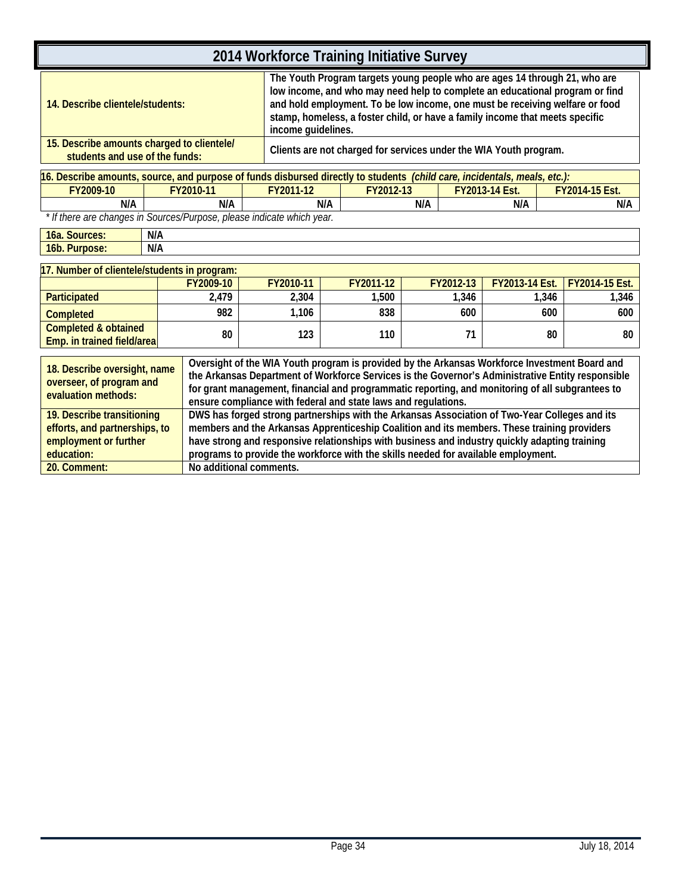# 2014 Workforce Training Initiative Survey

| | |
|---|---|
| **14. Describe clientele/students:** | **The Youth Program targets young people who are ages 14 through 21, who are low income, and who may need help to complete an educational program or find and hold employment. To be low income, one must be receiving welfare or food stamp, homeless, a foster child, or have a family income that meets specific income guidelines.** |
| **15. Describe amounts charged to clientele/ students and use of the funds:** | **Clients are not charged for services under the WIA Youth program.** |

**16. Describe amounts, source, and purpose of funds disbursed directly to students** ***(child care, incidentals, meals, etc.):***

| FY2009-10 | FY2010-11 | FY2011-12 | FY2012-13 | FY2013-14 Est. | FY2014-15 Est. |
|---|---|---|---|---|---|
| N/A | N/A | N/A | N/A | N/A | N/A |

*\* If there are changes in Sources/Purpose, please indicate which year.*

| | |
|---|---|
| **16a. Sources:** | **N/A** |
| **16b. Purpose:** | **N/A** |

**17. Number of clientele/students in program:**

| | FY2009-10 | FY2010-11 | FY2011-12 | FY2012-13 | FY2013-14 Est. | FY2014-15 Est. |
|---|---|---|---|---|---|---|
| **Participated** | 2,479 | 2,304 | 1,500 | 1,346 | 1,346 | 1,346 |
| **Completed** | 982 | 1,106 | 838 | 600 | 600 | 600 |
| **Completed & obtained Emp. in trained field/area** | 80 | 123 | 110 | 71 | 80 | 80 |

| | |
|---|---|
| **18. Describe oversight, name overseer, of program and evaluation methods:** | **Oversight of the WIA Youth program is provided by the Arkansas Workforce Investment Board and the Arkansas Department of Workforce Services is the Governor's Administrative Entity responsible for grant management, financial and programmatic reporting, and monitoring of all subgrantees to ensure compliance with federal and state laws and regulations.** |
| **19. Describe transitioning efforts, and partnerships, to employment or further education:** | **DWS has forged strong partnerships with the Arkansas Association of Two-Year Colleges and its members and the Arkansas Apprenticeship Coalition and its members. These training providers have strong and responsive relationships with business and industry quickly adapting training programs to provide the workforce with the skills needed for available employment.** |
| **20. Comment:** | **No additional comments.** |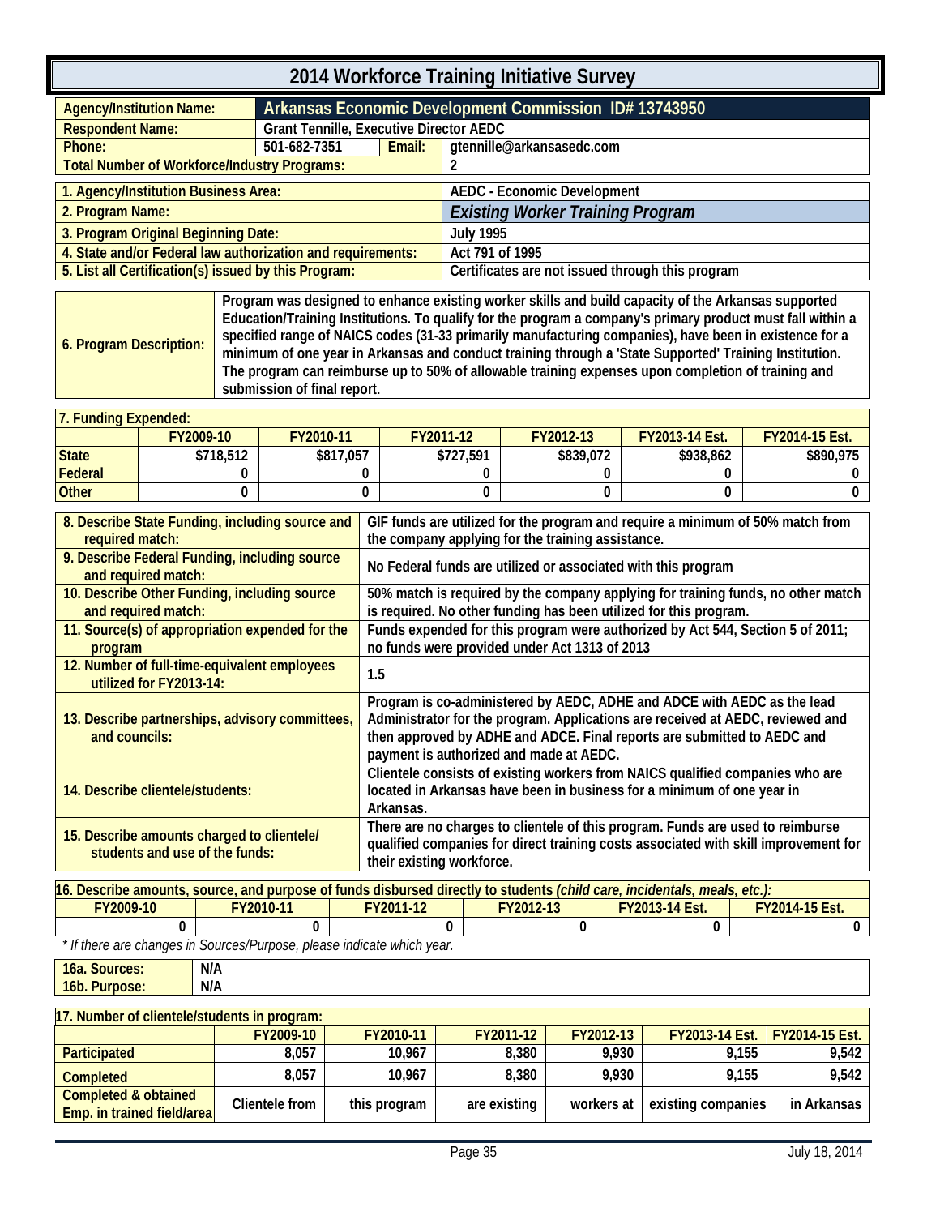# 2014 Workforce Training Initiative Survey

| | | | |
|---|---|---|---|
| **Agency/Institution Name:** | **Arkansas Economic Development Commission ID# 13743950** | | |
| **Respondent Name:** | Grant Tennille, Executive Director AEDC | | |
| **Phone:** | 501-682-7351 | **Email:** | gtennille@arkansasedc.com |
| **Total Number of Workforce/Industry Programs:** | | | 2 |

| | |
|---|---|
| **1. Agency/Institution Business Area:** | AEDC - Economic Development |
| **2. Program Name:** | *Existing Worker Training Program* |
| **3. Program Original Beginning Date:** | July 1995 |
| **4. State and/or Federal law authorization and requirements:** | Act 791 of 1995 |
| **5. List all Certification(s) issued by this Program:** | Certificates are not issued through this program |

| | |
|---|---|
| **6. Program Description:** | Program was designed to enhance existing worker skills and build capacity of the Arkansas supported Education/Training Institutions. To qualify for the program a company's primary product must fall within a specified range of NAICS codes (31-33 primarily manufacturing companies), have been in existence for a minimum of one year in Arkansas and conduct training through a 'State Supported' Training Institution. The program can reimburse up to 50% of allowable training expenses upon completion of training and submission of final report. |

**7. Funding Expended:**

| | FY2009-10 | FY2010-11 | FY2011-12 | FY2012-13 | FY2013-14 Est. | FY2014-15 Est. |
|---|---|---|---|---|---|---|
| **State** | $718,512 | $817,057 | $727,591 | $839,072 | $938,862 | $890,975 |
| **Federal** | 0 | 0 | 0 | 0 | 0 | 0 |
| **Other** | 0 | 0 | 0 | 0 | 0 | 0 |

| | |
|---|---|
| **8. Describe State Funding, including source and required match:** | GIF funds are utilized for the program and require a minimum of 50% match from the company applying for the training assistance. |
| **9. Describe Federal Funding, including source and required match:** | No Federal funds are utilized or associated with this program |
| **10. Describe Other Funding, including source and required match:** | 50% match is required by the company applying for training funds, no other match is required. No other funding has been utilized for this program. |
| **11. Source(s) of appropriation expended for the program** | Funds expended for this program were authorized by Act 544, Section 5 of 2011; no funds were provided under Act 1313 of 2013 |
| **12. Number of full-time-equivalent employees utilized for FY2013-14:** | 1.5 |
| **13. Describe partnerships, advisory committees, and councils:** | Program is co-administered by AEDC, ADHE and ADCE with AEDC as the lead Administrator for the program. Applications are received at AEDC, reviewed and then approved by ADHE and ADCE. Final reports are submitted to AEDC and payment is authorized and made at AEDC. |
| **14. Describe clientele/students:** | Clientele consists of existing workers from NAICS qualified companies who are located in Arkansas have been in business for a minimum of one year in Arkansas. |
| **15. Describe amounts charged to clientele/ students and use of the funds:** | There are no charges to clientele of this program. Funds are used to reimburse qualified companies for direct training costs associated with skill improvement for their existing workforce. |

**16. Describe amounts, source, and purpose of funds disbursed directly to students** ***(child care, incidentals, meals, etc.):***

| FY2009-10 | FY2010-11 | FY2011-12 | FY2012-13 | FY2013-14 Est. | FY2014-15 Est. |
|---|---|---|---|---|---|
| 0 | 0 | 0 | 0 | 0 | 0 |

*\* If there are changes in Sources/Purpose, please indicate which year.*

| | |
|---|---|
| **16a. Sources:** | N/A |
| **16b. Purpose:** | N/A |

**17. Number of clientele/students in program:**

| | FY2009-10 | FY2010-11 | FY2011-12 | FY2012-13 | FY2013-14 Est. | FY2014-15 Est. |
|---|---|---|---|---|---|---|
| **Participated** | 8,057 | 10,967 | 8,380 | 9,930 | 9,155 | 9,542 |
| **Completed** | 8,057 | 10,967 | 8,380 | 9,930 | 9,155 | 9,542 |
| **Completed & obtained Emp. in trained field/area** | Clientele from | this program | are existing | workers at | existing companies | in Arkansas |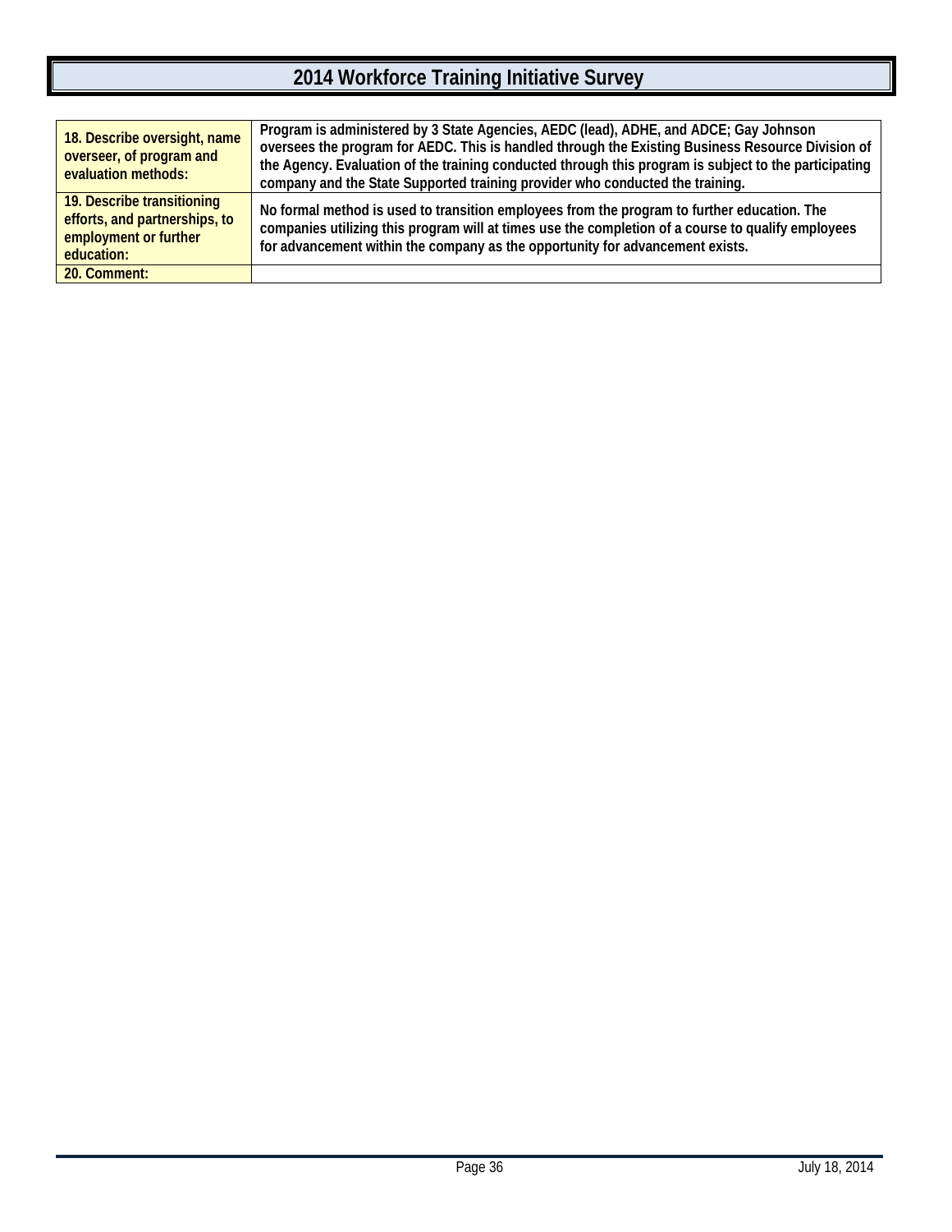# 2014 Workforce Training Initiative Survey

| | |
|---|---|
| **18. Describe oversight, name overseer, of program and evaluation methods:** | **Program is administered by 3 State Agencies, AEDC (lead), ADHE, and ADCE; Gay Johnson oversees the program for AEDC. This is handled through the Existing Business Resource Division of the Agency. Evaluation of the training conducted through this program is subject to the participating company and the State Supported training provider who conducted the training.** |
| **19. Describe transitioning efforts, and partnerships, to employment or further education:** | **No formal method is used to transition employees from the program to further education. The companies utilizing this program will at times use the completion of a course to qualify employees for advancement within the company as the opportunity for advancement exists.** |
| **20. Comment:** | |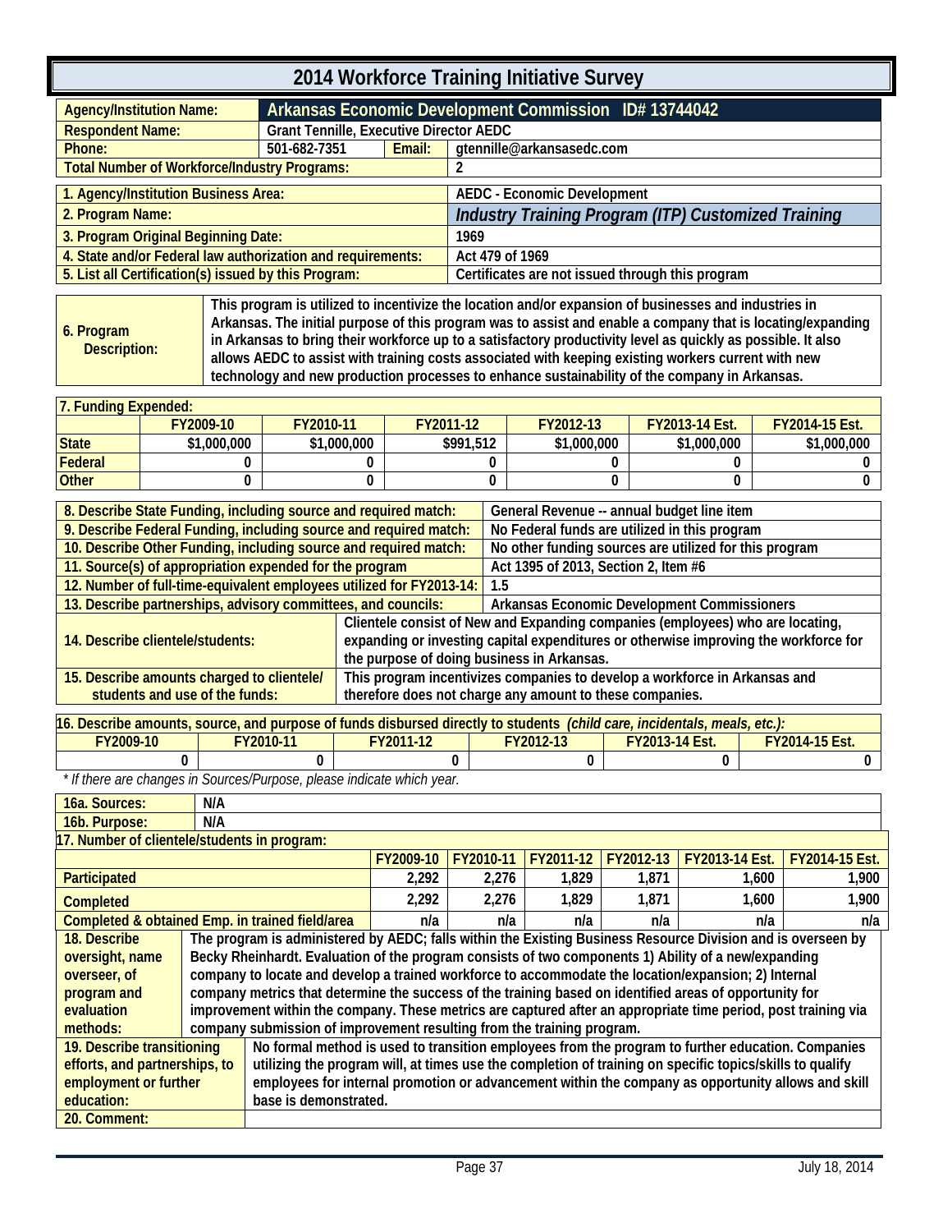# 2014 Workforce Training Initiative Survey

| | | | |
|---|---|---|---|
| **Agency/Institution Name:** | **Arkansas Economic Development Commission ID# 13744042** | | |
| **Respondent Name:** | Grant Tennille, Executive Director AEDC | | |
| **Phone:** | 501-682-7351 | **Email:** | gtennille@arkansasedc.com |
| **Total Number of Workforce/Industry Programs:** | | | 2 |

| | |
|---|---|
| **1. Agency/Institution Business Area:** | AEDC - Economic Development |
| **2. Program Name:** | *Industry Training Program (ITP) Customized Training* |
| **3. Program Original Beginning Date:** | 1969 |
| **4. State and/or Federal law authorization and requirements:** | Act 479 of 1969 |
| **5. List all Certification(s) issued by this Program:** | Certificates are not issued through this program |

| | |
|---|---|
| **6. Program Description:** | This program is utilized to incentivize the location and/or expansion of businesses and industries in Arkansas. The initial purpose of this program was to assist and enable a company that is locating/expanding in Arkansas to bring their workforce up to a satisfactory productivity level as quickly as possible. It also allows AEDC to assist with training costs associated with keeping existing workers current with new technology and new production processes to enhance sustainability of the company in Arkansas. |

**7. Funding Expended:**

| | FY2009-10 | FY2010-11 | FY2011-12 | FY2012-13 | FY2013-14 Est. | FY2014-15 Est. |
|---|---|---|---|---|---|---|
| **State** | $1,000,000 | $1,000,000 | $991,512 | $1,000,000 | $1,000,000 | $1,000,000 |
| **Federal** | 0 | 0 | 0 | 0 | 0 | 0 |
| **Other** | 0 | 0 | 0 | 0 | 0 | 0 |

| | |
|---|---|
| **8. Describe State Funding, including source and required match:** | General Revenue -- annual budget line item |
| **9. Describe Federal Funding, including source and required match:** | No Federal funds are utilized in this program |
| **10. Describe Other Funding, including source and required match:** | No other funding sources are utilized for this program |
| **11. Source(s) of appropriation expended for the program** | Act 1395 of 2013, Section 2, Item #6 |
| **12. Number of full-time-equivalent employees utilized for FY2013-14:** | 1.5 |
| **13. Describe partnerships, advisory committees, and councils:** | Arkansas Economic Development Commissioners |
| **14. Describe clientele/students:** | Clientele consist of New and Expanding companies (employees) who are locating, expanding or investing capital expenditures or otherwise improving the workforce for the purpose of doing business in Arkansas. |
| **15. Describe amounts charged to clientele/ students and use of the funds:** | This program incentivizes companies to develop a workforce in Arkansas and therefore does not charge any amount to these companies. |

**16. Describe amounts, source, and purpose of funds disbursed directly to students** *(child care, incidentals, meals, etc.):*

| FY2009-10 | FY2010-11 | FY2011-12 | FY2012-13 | FY2013-14 Est. | FY2014-15 Est. |
|---|---|---|---|---|---|
| 0 | 0 | 0 | 0 | 0 | 0 |

*\* If there are changes in Sources/Purpose, please indicate which year.*

| | |
|---|---|
| **16a. Sources:** | N/A |
| **16b. Purpose:** | N/A |

**17. Number of clientele/students in program:**

| | FY2009-10 | FY2010-11 | FY2011-12 | FY2012-13 | FY2013-14 Est. | FY2014-15 Est. |
|---|---|---|---|---|---|---|
| **Participated** | 2,292 | 2,276 | 1,829 | 1,871 | 1,600 | 1,900 |
| **Completed** | 2,292 | 2,276 | 1,829 | 1,871 | 1,600 | 1,900 |
| **Completed & obtained Emp. in trained field/area** | n/a | n/a | n/a | n/a | n/a | n/a |

| | |
|---|---|
| **18. Describe oversight, name overseer, of program and evaluation methods:** | The program is administered by AEDC; falls within the Existing Business Resource Division and is overseen by Becky Rheinhardt. Evaluation of the program consists of two components 1) Ability of a new/expanding company to locate and develop a trained workforce to accommodate the location/expansion; 2) Internal company metrics that determine the success of the training based on identified areas of opportunity for improvement within the company. These metrics are captured after an appropriate time period, post training via company submission of improvement resulting from the training program. |
| **19. Describe transitioning efforts, and partnerships, to employment or further education:** | No formal method is used to transition employees from the program to further education. Companies utilizing the program will, at times use the completion of training on specific topics/skills to qualify employees for internal promotion or advancement within the company as opportunity allows and skill base is demonstrated. |
| **20. Comment:** | |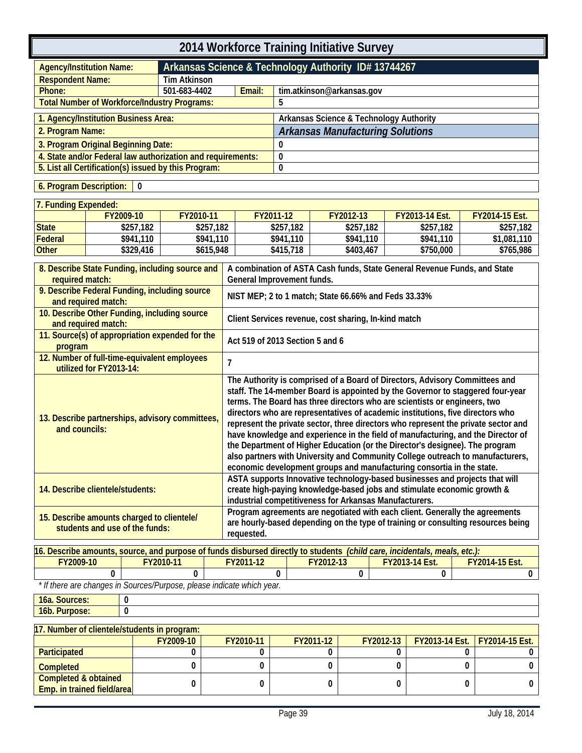# 2014 Workforce Training Initiative Survey

| | | | |
|---|---|---|---|
| **Agency/Institution Name:** | **Arkansas Science & Technology Authority ID# 13744267** | | |
| **Respondent Name:** | Tim Atkinson | | |
| **Phone:** | 501-683-4402 | **Email:** | tim.atkinson@arkansas.gov |
| **Total Number of Workforce/Industry Programs:** | | | 5 |

| | |
|---|---|
| **1. Agency/Institution Business Area:** | Arkansas Science & Technology Authority |
| **2. Program Name:** | ***Arkansas Manufacturing Solutions*** |
| **3. Program Original Beginning Date:** | 0 |
| **4. State and/or Federal law authorization and requirements:** | 0 |
| **5. List all Certification(s) issued by this Program:** | 0 |

**6. Program Description:** 0

**7. Funding Expended:**

| | FY2009-10 | FY2010-11 | FY2011-12 | FY2012-13 | FY2013-14 Est. | FY2014-15 Est. |
|---|---|---|---|---|---|---|
| **State** | $257,182 | $257,182 | $257,182 | $257,182 | $257,182 | $257,182 |
| **Federal** | $941,110 | $941,110 | $941,110 | $941,110 | $941,110 | $1,081,110 |
| **Other** | $329,416 | $615,948 | $415,718 | $403,467 | $750,000 | $765,986 |

| | |
|---|---|
| **8. Describe State Funding, including source and required match:** | A combination of ASTA Cash funds, State General Revenue Funds, and State General Improvement funds. |
| **9. Describe Federal Funding, including source and required match:** | NIST MEP; 2 to 1 match; State 66.66% and Feds 33.33% |
| **10. Describe Other Funding, including source and required match:** | Client Services revenue, cost sharing, In-kind match |
| **11. Source(s) of appropriation expended for the program** | Act 519 of 2013 Section 5 and 6 |
| **12. Number of full-time-equivalent employees utilized for FY2013-14:** | 7 |
| **13. Describe partnerships, advisory committees, and councils:** | The Authority is comprised of a Board of Directors, Advisory Committees and staff. The 14-member Board is appointed by the Governor to staggered four-year terms. The Board has three directors who are scientists or engineers, two directors who are representatives of academic institutions, five directors who represent the private sector, three directors who represent the private sector and have knowledge and experience in the field of manufacturing, and the Director of the Department of Higher Education (or the Director's designee). The program also partners with University and Community College outreach to manufacturers, economic development groups and manufacturing consortia in the state. |
| **14. Describe clientele/students:** | ASTA supports Innovative technology-based businesses and projects that will create high-paying knowledge-based jobs and stimulate economic growth & industrial competitiveness for Arkansas Manufacturers. |
| **15. Describe amounts charged to clientele/ students and use of the funds:** | Program agreements are negotiated with each client. Generally the agreements are hourly-based depending on the type of training or consulting resources being requested. |

**16. Describe amounts, source, and purpose of funds disbursed directly to students** ***(child care, incidentals, meals, etc.):***

| FY2009-10 | FY2010-11 | FY2011-12 | FY2012-13 | FY2013-14 Est. | FY2014-15 Est. |
|---|---|---|---|---|---|
| 0 | 0 | 0 | 0 | 0 | 0 |

*\* If there are changes in Sources/Purpose, please indicate which year.*

| | |
|---|---|
| **16a. Sources:** | 0 |
| **16b. Purpose:** | 0 |

**17. Number of clientele/students in program:**

| | FY2009-10 | FY2010-11 | FY2011-12 | FY2012-13 | FY2013-14 Est. | FY2014-15 Est. |
|---|---|---|---|---|---|---|
| **Participated** | 0 | 0 | 0 | 0 | 0 | 0 |
| **Completed** | 0 | 0 | 0 | 0 | 0 | 0 |
| **Completed & obtained Emp. in trained field/area** | 0 | 0 | 0 | 0 | 0 | 0 |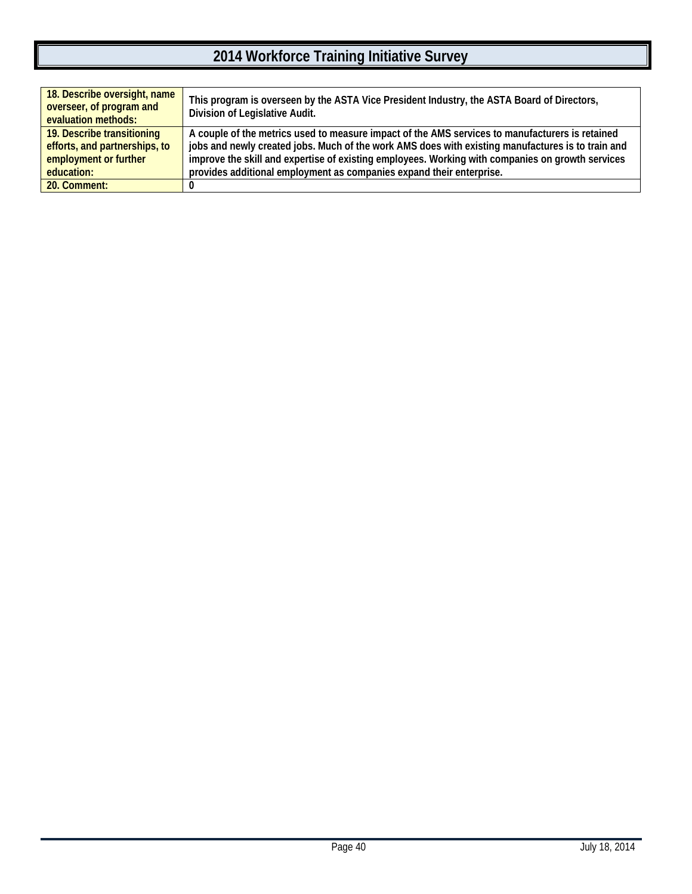# 2014 Workforce Training Initiative Survey

| | |
|---|---|
| 18. Describe oversight, name overseer, of program and evaluation methods: | This program is overseen by the ASTA Vice President Industry, the ASTA Board of Directors, Division of Legislative Audit. |
| 19. Describe transitioning efforts, and partnerships, to employment or further education: | A couple of the metrics used to measure impact of the AMS services to manufacturers is retained jobs and newly created jobs. Much of the work AMS does with existing manufactures is to train and improve the skill and expertise of existing employees. Working with companies on growth services provides additional employment as companies expand their enterprise. |
| 20. Comment: | 0 |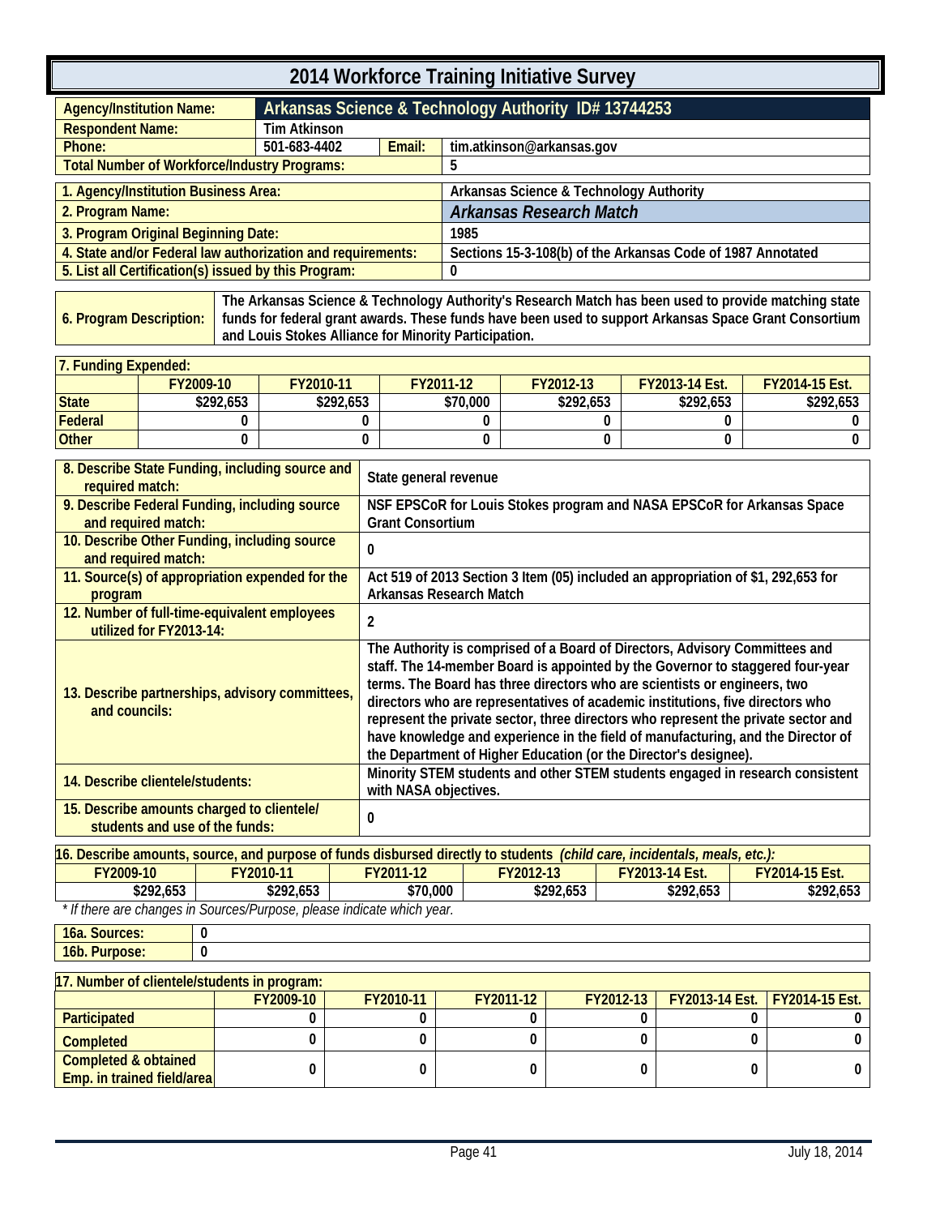# 2014 Workforce Training Initiative Survey

| | | | |
|---|---|---|---|
| **Agency/Institution Name:** | **Arkansas Science & Technology Authority ID# 13744253** | | |
| **Respondent Name:** | Tim Atkinson | | |
| **Phone:** | 501-683-4402 | **Email:** | tim.atkinson@arkansas.gov |
| **Total Number of Workforce/Industry Programs:** | | | 5 |

| | |
|---|---|
| **1. Agency/Institution Business Area:** | Arkansas Science & Technology Authority |
| **2. Program Name:** | *Arkansas Research Match* |
| **3. Program Original Beginning Date:** | 1985 |
| **4. State and/or Federal law authorization and requirements:** | Sections 15-3-108(b) of the Arkansas Code of 1987 Annotated |
| **5. List all Certification(s) issued by this Program:** | 0 |

| | |
|---|---|
| **6. Program Description:** | The Arkansas Science & Technology Authority's Research Match has been used to provide matching state funds for federal grant awards. These funds have been used to support Arkansas Space Grant Consortium and Louis Stokes Alliance for Minority Participation. |

**7. Funding Expended:**

| | FY2009-10 | FY2010-11 | FY2011-12 | FY2012-13 | FY2013-14 Est. | FY2014-15 Est. |
|---|---|---|---|---|---|---|
| State | $292,653 | $292,653 | $70,000 | $292,653 | $292,653 | $292,653 |
| Federal | 0 | 0 | 0 | 0 | 0 | 0 |
| Other | 0 | 0 | 0 | 0 | 0 | 0 |

| | |
|---|---|
| **8. Describe State Funding, including source and required match:** | State general revenue |
| **9. Describe Federal Funding, including source and required match:** | NSF EPSCoR for Louis Stokes program and NASA EPSCoR for Arkansas Space Grant Consortium |
| **10. Describe Other Funding, including source and required match:** | 0 |
| **11. Source(s) of appropriation expended for the program** | Act 519 of 2013 Section 3 Item (05) included an appropriation of $1, 292,653 for Arkansas Research Match |
| **12. Number of full-time-equivalent employees utilized for FY2013-14:** | 2 |
| **13. Describe partnerships, advisory committees, and councils:** | The Authority is comprised of a Board of Directors, Advisory Committees and staff. The 14-member Board is appointed by the Governor to staggered four-year terms. The Board has three directors who are scientists or engineers, two directors who are representatives of academic institutions, five directors who represent the private sector, three directors who represent the private sector and have knowledge and experience in the field of manufacturing, and the Director of the Department of Higher Education (or the Director's designee). |
| **14. Describe clientele/students:** | Minority STEM students and other STEM students engaged in research consistent with NASA objectives. |
| **15. Describe amounts charged to clientele/ students and use of the funds:** | 0 |

**16. Describe amounts, source, and purpose of funds disbursed directly to students** *(child care, incidentals, meals, etc.):*

| FY2009-10 | FY2010-11 | FY2011-12 | FY2012-13 | FY2013-14 Est. | FY2014-15 Est. |
|---|---|---|---|---|---|
| $292,653 | $292,653 | $70,000 | $292,653 | $292,653 | $292,653 |

*\* If there are changes in Sources/Purpose, please indicate which year.*

| | |
|---|---|
| **16a. Sources:** | 0 |
| **16b. Purpose:** | 0 |

**17. Number of clientele/students in program:**

| | FY2009-10 | FY2010-11 | FY2011-12 | FY2012-13 | FY2013-14 Est. | FY2014-15 Est. |
|---|---|---|---|---|---|---|
| Participated | 0 | 0 | 0 | 0 | 0 | 0 |
| Completed | 0 | 0 | 0 | 0 | 0 | 0 |
| Completed & obtained Emp. in trained field/area | 0 | 0 | 0 | 0 | 0 | 0 |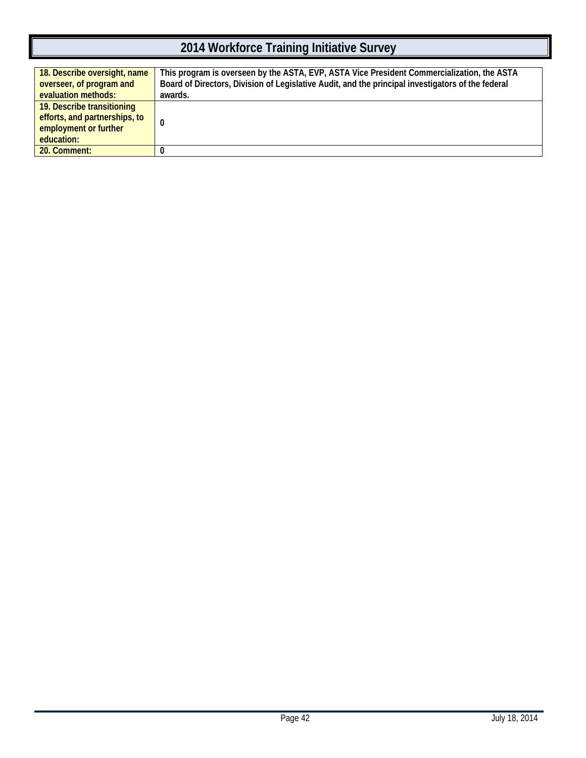# 2014 Workforce Training Initiative Survey

| | |
|---|---|
| 18. Describe oversight, name overseer, of program and evaluation methods: | This program is overseen by the ASTA, EVP, ASTA Vice President Commercialization, the ASTA Board of Directors, Division of Legislative Audit, and the principal investigators of the federal awards. |
| 19. Describe transitioning efforts, and partnerships, to employment or further education: | 0 |
| 20. Comment: | 0 |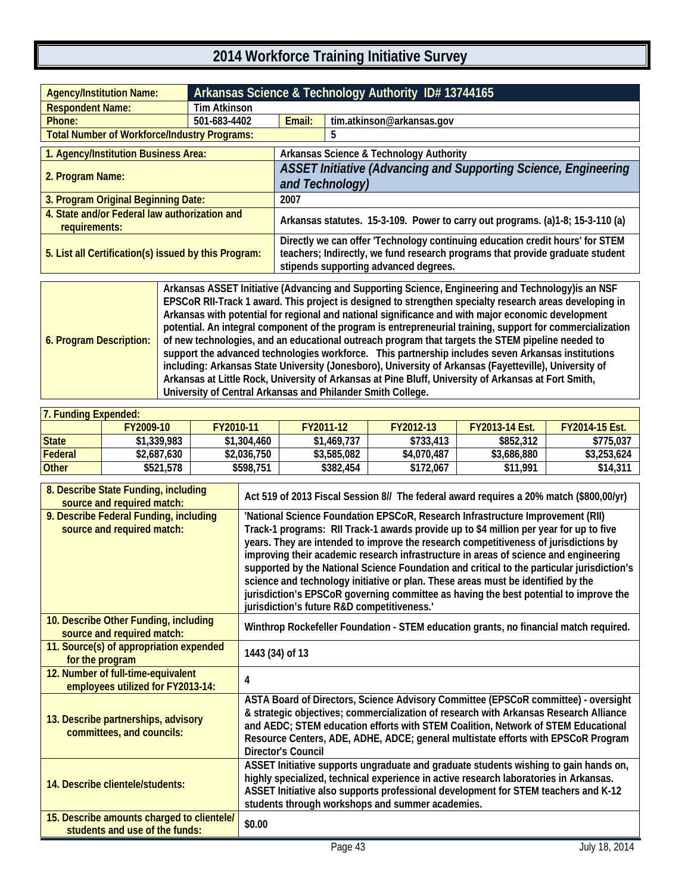# 2014 Workforce Training Initiative Survey

| Agency/Institution Name: | Arkansas Science & Technology Authority ID# 13744165 | | |
|---|---|---|---|
| Respondent Name: | Tim Atkinson | | |
| Phone: | 501-683-4402 | Email: | tim.atkinson@arkansas.gov |
| Total Number of Workforce/Industry Programs: | | | 5 |

| | |
|---|---|
| 1. Agency/Institution Business Area: | Arkansas Science & Technology Authority |
| 2. Program Name: | *ASSET Initiative (Advancing and Supporting Science, Engineering and Technology)* |
| 3. Program Original Beginning Date: | 2007 |
| 4. State and/or Federal law authorization and requirements: | Arkansas statutes. 15-3-109. Power to carry out programs. (a)1-8; 15-3-110 (a) |
| 5. List all Certification(s) issued by this Program: | Directly we can offer 'Technology continuing education credit hours' for STEM teachers; Indirectly, we fund research programs that provide graduate student stipends supporting advanced degrees. |

| | |
|---|---|
| 6. Program Description: | Arkansas ASSET Initiative (Advancing and Supporting Science, Engineering and Technology)is an NSF EPSCoR RII-Track 1 award. This project is designed to strengthen specialty research areas developing in Arkansas with potential for regional and national significance and with major economic development potential. An integral component of the program is entrepreneurial training, support for commercialization of new technologies, and an educational outreach program that targets the STEM pipeline needed to support the advanced technologies workforce. This partnership includes seven Arkansas institutions including: Arkansas State University (Jonesboro), University of Arkansas (Fayetteville), University of Arkansas at Little Rock, University of Arkansas at Pine Bluff, University of Arkansas at Fort Smith, University of Central Arkansas and Philander Smith College. |

**7. Funding Expended:**

| | FY2009-10 | FY2010-11 | FY2011-12 | FY2012-13 | FY2013-14 Est. | FY2014-15 Est. |
|---|---|---|---|---|---|---|
| State | $1,339,983 | $1,304,460 | $1,469,737 | $733,413 | $852,312 | $775,037 |
| Federal | $2,687,630 | $2,036,750 | $3,585,082 | $4,070,487 | $3,686,880 | $3,253,624 |
| Other | $521,578 | $598,751 | $382,454 | $172,067 | $11,991 | $14,311 |

| | |
|---|---|
| 8. Describe State Funding, including source and required match: | Act 519 of 2013 Fiscal Session 8// The federal award requires a 20% match ($800,00/yr) |
| 9. Describe Federal Funding, including source and required match: | 'National Science Foundation EPSCoR, Research Infrastructure Improvement (RII) Track-1 programs: RII Track-1 awards provide up to $4 million per year for up to five years. They are intended to improve the research competitiveness of jurisdictions by improving their academic research infrastructure in areas of science and engineering supported by the National Science Foundation and critical to the particular jurisdiction's science and technology initiative or plan. These areas must be identified by the jurisdiction's EPSCoR governing committee as having the best potential to improve the jurisdiction's future R&D competitiveness.' |
| 10. Describe Other Funding, including source and required match: | Winthrop Rockefeller Foundation - STEM education grants, no financial match required. |
| 11. Source(s) of appropriation expended for the program | 1443 (34) of 13 |
| 12. Number of full-time-equivalent employees utilized for FY2013-14: | 4 |
| 13. Describe partnerships, advisory committees, and councils: | ASTA Board of Directors, Science Advisory Committee (EPSCoR committee) - oversight & strategic objectives; commercialization of research with Arkansas Research Alliance and AEDC; STEM education efforts with STEM Coalition, Network of STEM Educational Resource Centers, ADE, ADHE, ADCE; general multistate efforts with EPSCoR Program Director's Council |
| 14. Describe clientele/students: | ASSET Initiative supports ungraduate and graduate students wishing to gain hands on, highly specialized, technical experience in active research laboratories in Arkansas. ASSET Initiative also supports professional development for STEM teachers and K-12 students through workshops and summer academies. |
| 15. Describe amounts charged to clientele/ students and use of the funds: | $0.00 |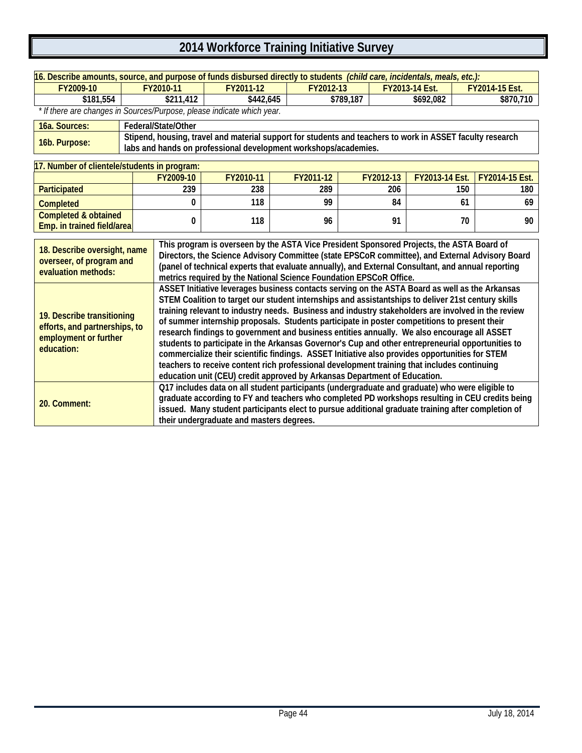# 2014 Workforce Training Initiative Survey

| 16. Describe amounts, source, and purpose of funds disbursed directly to students *(child care, incidentals, meals, etc.):* | | | | | |
|---|---|---|---|---|---|
| FY2009-10 | FY2010-11 | FY2011-12 | FY2012-13 | FY2013-14 Est. | FY2014-15 Est. |
| $181,554 | $211,412 | $442,645 | $789,187 | $692,082 | $870,710 |

*\* If there are changes in Sources/Purpose, please indicate which year.*

| | |
|---|---|
| 16a. Sources: | Federal/State/Other |
| 16b. Purpose: | Stipend, housing, travel and material support for students and teachers to work in ASSET faculty research labs and hands on professional development workshops/academies. |

| 17. Number of clientele/students in program: | | | | | | |
|---|---|---|---|---|---|---|
| | FY2009-10 | FY2010-11 | FY2011-12 | FY2012-13 | FY2013-14 Est. | FY2014-15 Est. |
| Participated | 239 | 238 | 289 | 206 | 150 | 180 |
| Completed | 0 | 118 | 99 | 84 | 61 | 69 |
| Completed & obtained Emp. in trained field/area | 0 | 118 | 96 | 91 | 70 | 90 |

| | |
|---|---|
| 18. Describe oversight, name overseer, of program and evaluation methods: | This program is overseen by the ASTA Vice President Sponsored Projects, the ASTA Board of Directors, the Science Advisory Committee (state EPSCoR committee), and External Advisory Board (panel of technical experts that evaluate annually), and External Consultant, and annual reporting metrics required by the National Science Foundation EPSCoR Office. |
| 19. Describe transitioning efforts, and partnerships, to employment or further education: | ASSET Initiative leverages business contacts serving on the ASTA Board as well as the Arkansas STEM Coalition to target our student internships and assistantships to deliver 21st century skills training relevant to industry needs. Business and industry stakeholders are involved in the review of summer internship proposals. Students participate in poster competitions to present their research findings to government and business entities annually. We also encourage all ASSET students to participate in the Arkansas Governor's Cup and other entrepreneurial opportunities to commercialize their scientific findings. ASSET Initiative also provides opportunities for STEM teachers to receive content rich professional development training that includes continuing education unit (CEU) credit approved by Arkansas Department of Education. |
| 20. Comment: | Q17 includes data on all student participants (undergraduate and graduate) who were eligible to graduate according to FY and teachers who completed PD workshops resulting in CEU credits being issued. Many student participants elect to pursue additional graduate training after completion of their undergraduate and masters degrees. |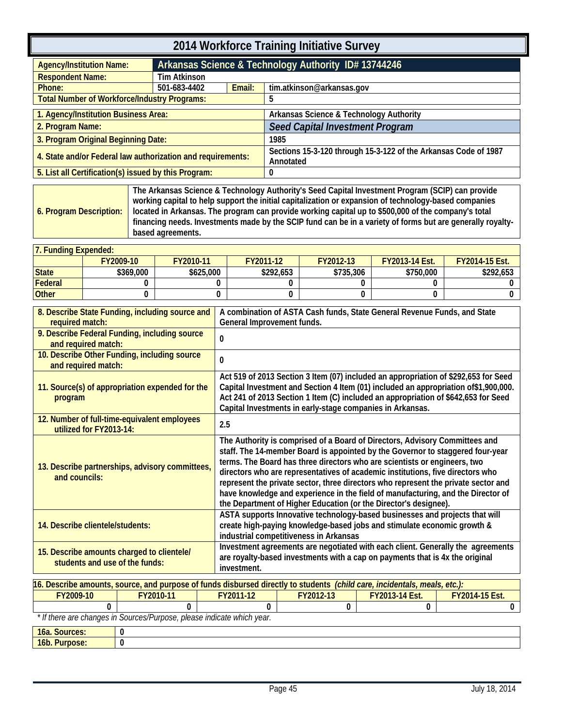# 2014 Workforce Training Initiative Survey

| | | | |
|---|---|---|---|
| **Agency/Institution Name:** | **Arkansas Science & Technology Authority ID# 13744246** | | |
| **Respondent Name:** | Tim Atkinson | | |
| **Phone:** | 501-683-4402 | **Email:** | tim.atkinson@arkansas.gov |
| **Total Number of Workforce/Industry Programs:** | | | 5 |

| | |
|---|---|
| **1. Agency/Institution Business Area:** | Arkansas Science & Technology Authority |
| **2. Program Name:** | *Seed Capital Investment Program* |
| **3. Program Original Beginning Date:** | 1985 |
| **4. State and/or Federal law authorization and requirements:** | Sections 15-3-120 through 15-3-122 of the Arkansas Code of 1987 Annotated |
| **5. List all Certification(s) issued by this Program:** | 0 |

| | |
|---|---|
| **6. Program Description:** | The Arkansas Science & Technology Authority's Seed Capital Investment Program (SCIP) can provide working capital to help support the initial capitalization or expansion of technology-based companies located in Arkansas. The program can provide working capital up to $500,000 of the company's total financing needs. Investments made by the SCIP fund can be in a variety of forms but are generally royalty-based agreements. |

**7. Funding Expended:**

| | FY2009-10 | FY2010-11 | FY2011-12 | FY2012-13 | FY2013-14 Est. | FY2014-15 Est. |
|---|---|---|---|---|---|---|
| **State** | $369,000 | $625,000 | $292,653 | $735,306 | $750,000 | $292,653 |
| **Federal** | 0 | 0 | 0 | 0 | 0 | 0 |
| **Other** | 0 | 0 | 0 | 0 | 0 | 0 |

| | |
|---|---|
| **8. Describe State Funding, including source and required match:** | A combination of ASTA Cash funds, State General Revenue Funds, and State General Improvement funds. |
| **9. Describe Federal Funding, including source and required match:** | 0 |
| **10. Describe Other Funding, including source and required match:** | 0 |
| **11. Source(s) of appropriation expended for the program** | Act 519 of 2013 Section 3 Item (07) included an appropriation of $292,653 for Seed Capital Investment and Section 4 Item (01) included an appropriation of$1,900,000. Act 241 of 2013 Section 1 Item (C) included an appropriation of $642,653 for Seed Capital Investments in early-stage companies in Arkansas. |
| **12. Number of full-time-equivalent employees utilized for FY2013-14:** | 2.5 |
| **13. Describe partnerships, advisory committees, and councils:** | The Authority is comprised of a Board of Directors, Advisory Committees and staff. The 14-member Board is appointed by the Governor to staggered four-year terms. The Board has three directors who are scientists or engineers, two directors who are representatives of academic institutions, five directors who represent the private sector, three directors who represent the private sector and have knowledge and experience in the field of manufacturing, and the Director of the Department of Higher Education (or the Director's designee). |
| **14. Describe clientele/students:** | ASTA supports Innovative technology-based businesses and projects that will create high-paying knowledge-based jobs and stimulate economic growth & industrial competitiveness in Arkansas |
| **15. Describe amounts charged to clientele/ students and use of the funds:** | Investment agreements are negotiated with each client. Generally the agreements are royalty-based investments with a cap on payments that is 4x the original investment. |

**16. Describe amounts, source, and purpose of funds disbursed directly to students** *(child care, incidentals, meals, etc.):*

| FY2009-10 | FY2010-11 | FY2011-12 | FY2012-13 | FY2013-14 Est. | FY2014-15 Est. |
|---|---|---|---|---|---|
| 0 | 0 | 0 | 0 | 0 | 0 |

*\* If there are changes in Sources/Purpose, please indicate which year.*

| | |
|---|---|
| **16a. Sources:** | 0 |
| **16b. Purpose:** | 0 |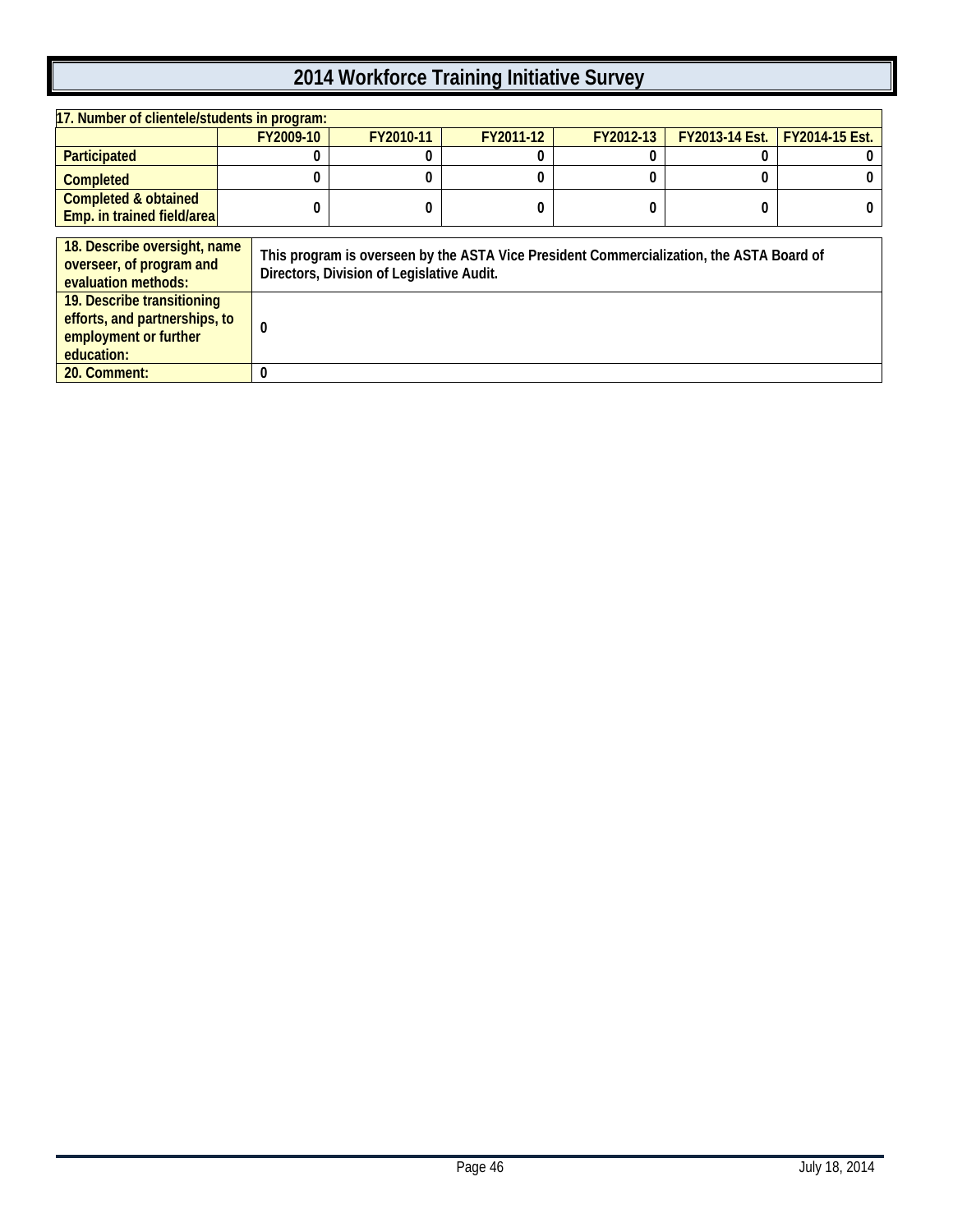# 2014 Workforce Training Initiative Survey

| 17. Number of clientele/students in program: | | | | | | |
|---|---|---|---|---|---|---|
| | FY2009-10 | FY2010-11 | FY2011-12 | FY2012-13 | FY2013-14 Est. | FY2014-15 Est. |
| Participated | 0 | 0 | 0 | 0 | 0 | 0 |
| Completed | 0 | 0 | 0 | 0 | 0 | 0 |
| Completed & obtained Emp. in trained field/area | 0 | 0 | 0 | 0 | 0 | 0 |

| | |
|---|---|
| 18. Describe oversight, name overseer, of program and evaluation methods: | This program is overseen by the ASTA Vice President Commercialization, the ASTA Board of Directors, Division of Legislative Audit. |
| 19. Describe transitioning efforts, and partnerships, to employment or further education: | 0 |
| 20. Comment: | 0 |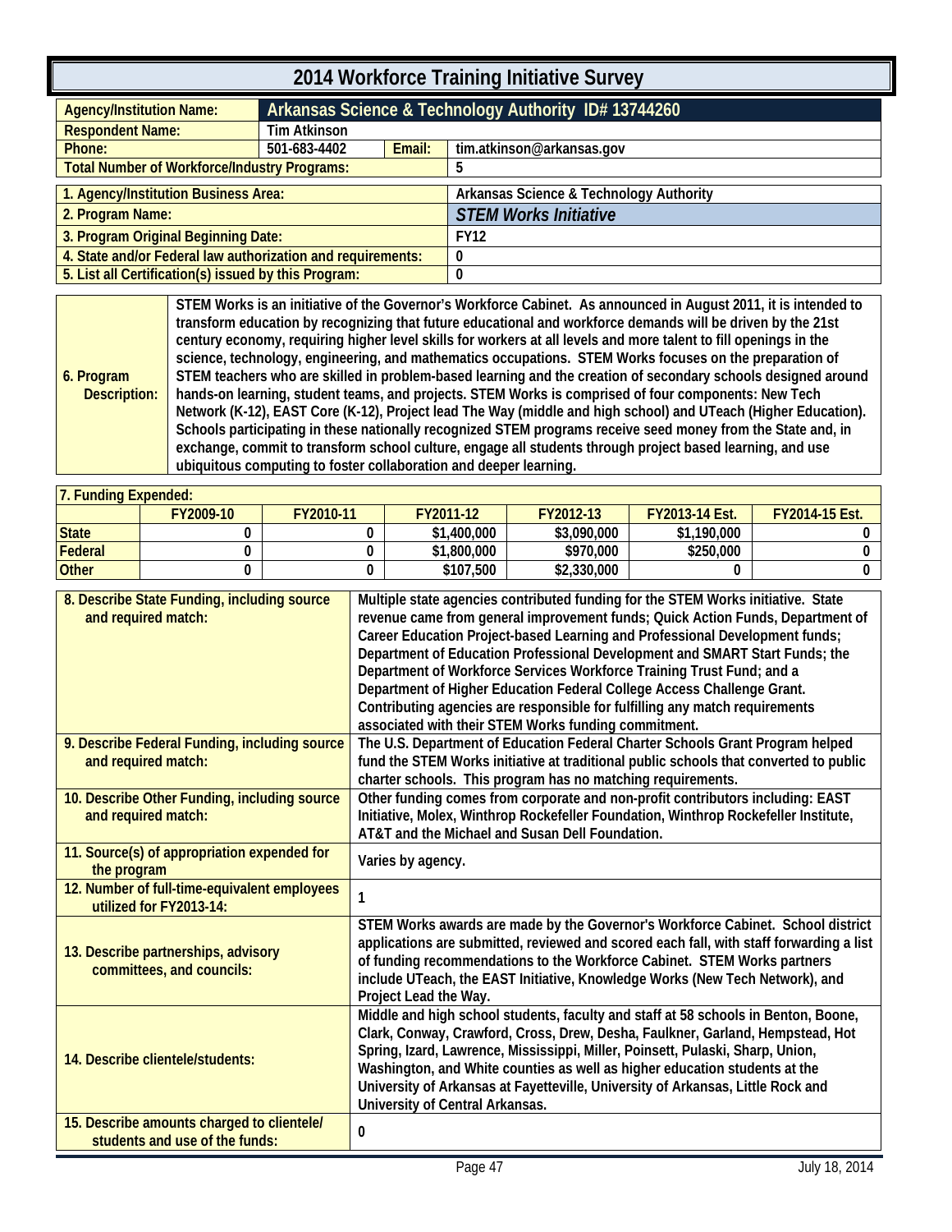# 2014 Workforce Training Initiative Survey

| | | | |
|---|---|---|---|
| **Agency/Institution Name:** | **Arkansas Science & Technology Authority ID# 13744260** | | |
| **Respondent Name:** | Tim Atkinson | | |
| **Phone:** | 501-683-4402 | **Email:** | tim.atkinson@arkansas.gov |
| **Total Number of Workforce/Industry Programs:** | | | 5 |

| | |
|---|---|
| **1. Agency/Institution Business Area:** | Arkansas Science & Technology Authority |
| **2. Program Name:** | ***STEM Works Initiative*** |
| **3. Program Original Beginning Date:** | FY12 |
| **4. State and/or Federal law authorization and requirements:** | 0 |
| **5. List all Certification(s) issued by this Program:** | 0 |

| | |
|---|---|
| **6. Program Description:** | STEM Works is an initiative of the Governor's Workforce Cabinet. As announced in August 2011, it is intended to transform education by recognizing that future educational and workforce demands will be driven by the 21st century economy, requiring higher level skills for workers at all levels and more talent to fill openings in the science, technology, engineering, and mathematics occupations. STEM Works focuses on the preparation of STEM teachers who are skilled in problem-based learning and the creation of secondary schools designed around hands-on learning, student teams, and projects. STEM Works is comprised of four components: New Tech Network (K-12), EAST Core (K-12), Project lead The Way (middle and high school) and UTeach (Higher Education). Schools participating in these nationally recognized STEM programs receive seed money from the State and, in exchange, commit to transform school culture, engage all students through project based learning, and use ubiquitous computing to foster collaboration and deeper learning. |

**7. Funding Expended:**

| | FY2009-10 | FY2010-11 | FY2011-12 | FY2012-13 | FY2013-14 Est. | FY2014-15 Est. |
|---|---|---|---|---|---|---|
| **State** | 0 | 0 | $1,400,000 | $3,090,000 | $1,190,000 | 0 |
| **Federal** | 0 | 0 | $1,800,000 | $970,000 | $250,000 | 0 |
| **Other** | 0 | 0 | $107,500 | $2,330,000 | 0 | 0 |

| | |
|---|---|
| **8. Describe State Funding, including source and required match:** | Multiple state agencies contributed funding for the STEM Works initiative. State revenue came from general improvement funds; Quick Action Funds, Department of Career Education Project-based Learning and Professional Development funds; Department of Education Professional Development and SMART Start Funds; the Department of Workforce Services Workforce Training Trust Fund; and a Department of Higher Education Federal College Access Challenge Grant. Contributing agencies are responsible for fulfilling any match requirements associated with their STEM Works funding commitment. |
| **9. Describe Federal Funding, including source and required match:** | The U.S. Department of Education Federal Charter Schools Grant Program helped fund the STEM Works initiative at traditional public schools that converted to public charter schools. This program has no matching requirements. |
| **10. Describe Other Funding, including source and required match:** | Other funding comes from corporate and non-profit contributors including: EAST Initiative, Molex, Winthrop Rockefeller Foundation, Winthrop Rockefeller Institute, AT&T and the Michael and Susan Dell Foundation. |
| **11. Source(s) of appropriation expended for the program** | Varies by agency. |
| **12. Number of full-time-equivalent employees utilized for FY2013-14:** | 1 |
| **13. Describe partnerships, advisory committees, and councils:** | STEM Works awards are made by the Governor's Workforce Cabinet. School district applications are submitted, reviewed and scored each fall, with staff forwarding a list of funding recommendations to the Workforce Cabinet. STEM Works partners include UTeach, the EAST Initiative, Knowledge Works (New Tech Network), and Project Lead the Way. |
| **14. Describe clientele/students:** | Middle and high school students, faculty and staff at 58 schools in Benton, Boone, Clark, Conway, Crawford, Cross, Drew, Desha, Faulkner, Garland, Hempstead, Hot Spring, Izard, Lawrence, Mississippi, Miller, Poinsett, Pulaski, Sharp, Union, Washington, and White counties as well as higher education students at the University of Arkansas at Fayetteville, University of Arkansas, Little Rock and University of Central Arkansas. |
| **15. Describe amounts charged to clientele/ students and use of the funds:** | 0 |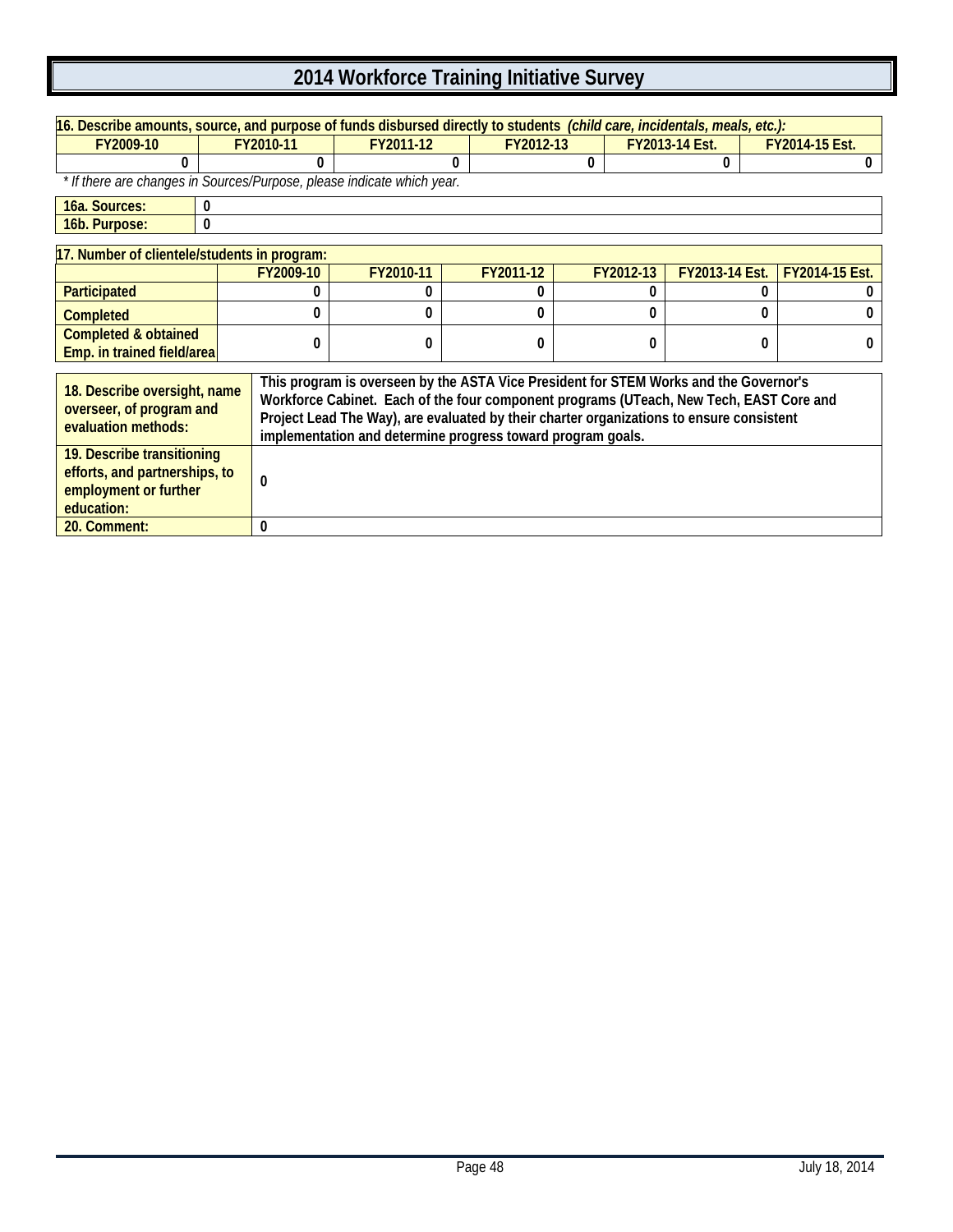# 2014 Workforce Training Initiative Survey

| 16. Describe amounts, source, and purpose of funds disbursed directly to students *(child care, incidentals, meals, etc.)*: | | | | | |
|---|---|---|---|---|---|
| FY2009-10 | FY2010-11 | FY2011-12 | FY2012-13 | FY2013-14 Est. | FY2014-15 Est. |
| 0 | 0 | 0 | 0 | 0 | 0 |

*\* If there are changes in Sources/Purpose, please indicate which year.*

| | |
|---|---|
| 16a. Sources: | 0 |
| 16b. Purpose: | 0 |

| 17. Number of clientele/students in program: | | | | | | |
|---|---|---|---|---|---|---|
| | FY2009-10 | FY2010-11 | FY2011-12 | FY2012-13 | FY2013-14 Est. | FY2014-15 Est. |
| Participated | 0 | 0 | 0 | 0 | 0 | 0 |
| Completed | 0 | 0 | 0 | 0 | 0 | 0 |
| Completed & obtained Emp. in trained field/area | 0 | 0 | 0 | 0 | 0 | 0 |

| | |
|---|---|
| 18. Describe oversight, name overseer, of program and evaluation methods: | This program is overseen by the ASTA Vice President for STEM Works and the Governor's Workforce Cabinet. Each of the four component programs (UTeach, New Tech, EAST Core and Project Lead The Way), are evaluated by their charter organizations to ensure consistent implementation and determine progress toward program goals. |
| 19. Describe transitioning efforts, and partnerships, to employment or further education: | 0 |
| 20. Comment: | 0 |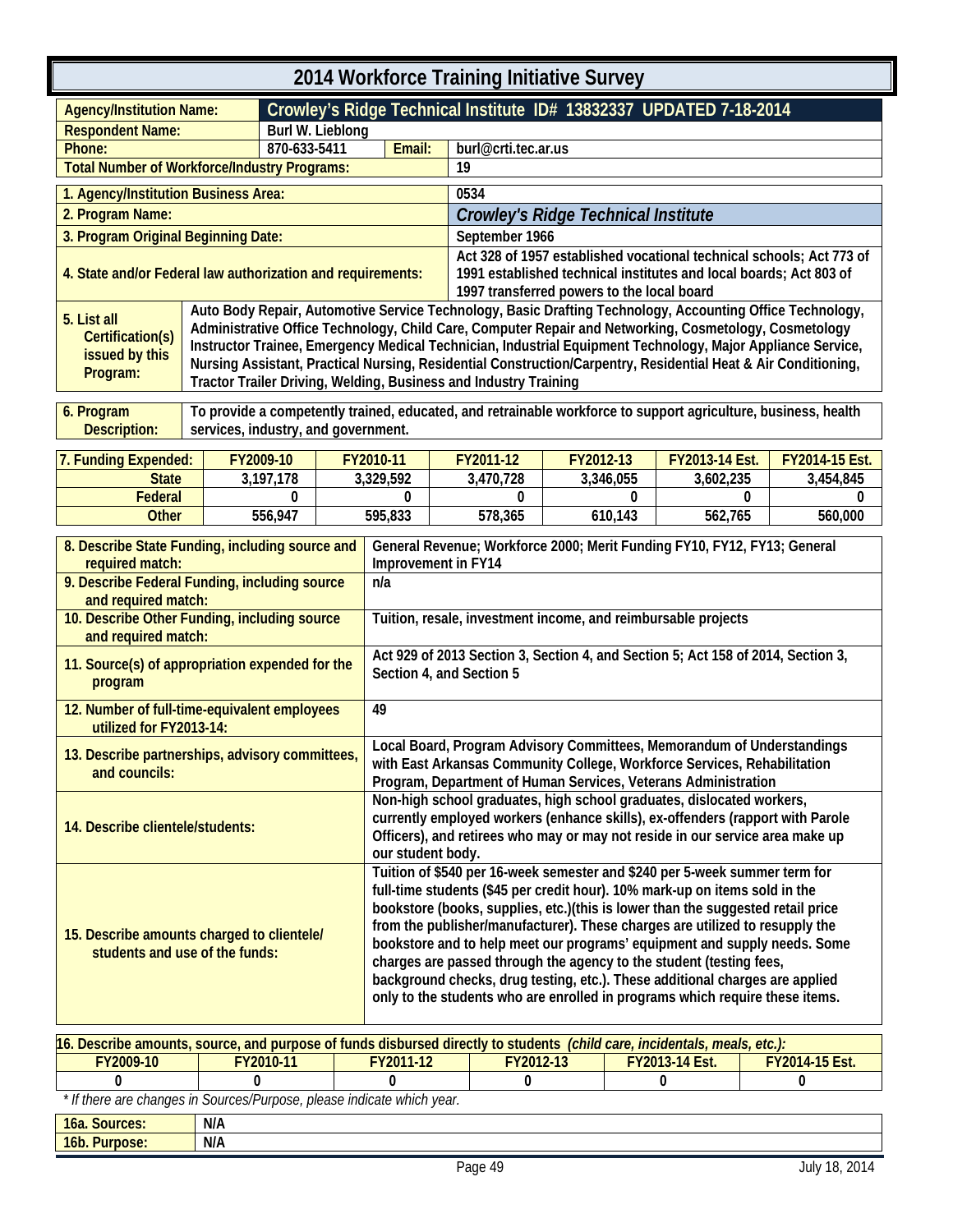# 2014 Workforce Training Initiative Survey

| | | | |
|---|---|---|---|
| **Agency/Institution Name:** | **Crowley's Ridge Technical Institute ID# 13832337 UPDATED 7-18-2014** | | |
| **Respondent Name:** | Burl W. Lieblong | | |
| **Phone:** | 870-633-5411 | **Email:** | burl@crti.tec.ar.us |
| **Total Number of Workforce/Industry Programs:** | | | 19 |

| | |
|---|---|
| **1. Agency/Institution Business Area:** | 0534 |
| **2. Program Name:** | *Crowley's Ridge Technical Institute* |
| **3. Program Original Beginning Date:** | September 1966 |
| **4. State and/or Federal law authorization and requirements:** | Act 328 of 1957 established vocational technical schools; Act 773 of 1991 established technical institutes and local boards; Act 803 of 1997 transferred powers to the local board |
| **5. List all Certification(s) issued by this Program:** | Auto Body Repair, Automotive Service Technology, Basic Drafting Technology, Accounting Office Technology, Administrative Office Technology, Child Care, Computer Repair and Networking, Cosmetology, Cosmetology Instructor Trainee, Emergency Medical Technician, Industrial Equipment Technology, Major Appliance Service, Nursing Assistant, Practical Nursing, Residential Construction/Carpentry, Residential Heat & Air Conditioning, Tractor Trailer Driving, Welding, Business and Industry Training |
| **6. Program Description:** | To provide a competently trained, educated, and retrainable workforce to support agriculture, business, health services, industry, and government. |

| 7. Funding Expended: | FY2009-10 | FY2010-11 | FY2011-12 | FY2012-13 | FY2013-14 Est. | FY2014-15 Est. |
|---|---|---|---|---|---|---|
| State | 3,197,178 | 3,329,592 | 3,470,728 | 3,346,055 | 3,602,235 | 3,454,845 |
| Federal | 0 | 0 | 0 | 0 | 0 | 0 |
| Other | 556,947 | 595,833 | 578,365 | 610,143 | 562,765 | 560,000 |

| | |
|---|---|
| **8. Describe State Funding, including source and required match:** | General Revenue; Workforce 2000; Merit Funding FY10, FY12, FY13; General Improvement in FY14 |
| **9. Describe Federal Funding, including source and required match:** | n/a |
| **10. Describe Other Funding, including source and required match:** | Tuition, resale, investment income, and reimbursable projects |
| **11. Source(s) of appropriation expended for the program** | Act 929 of 2013 Section 3, Section 4, and Section 5; Act 158 of 2014, Section 3, Section 4, and Section 5 |
| **12. Number of full-time-equivalent employees utilized for FY2013-14:** | 49 |
| **13. Describe partnerships, advisory committees, and councils:** | Local Board, Program Advisory Committees, Memorandum of Understandings with East Arkansas Community College, Workforce Services, Rehabilitation Program, Department of Human Services, Veterans Administration |
| **14. Describe clientele/students:** | Non-high school graduates, high school graduates, dislocated workers, currently employed workers (enhance skills), ex-offenders (rapport with Parole Officers), and retirees who may or may not reside in our service area make up our student body. |
| **15. Describe amounts charged to clientele/ students and use of the funds:** | Tuition of $540 per 16-week semester and $240 per 5-week summer term for full-time students ($45 per credit hour). 10% mark-up on items sold in the bookstore (books, supplies, etc.)(this is lower than the suggested retail price from the publisher/manufacturer). These charges are utilized to resupply the bookstore and to help meet our programs' equipment and supply needs. Some charges are passed through the agency to the student (testing fees, background checks, drug testing, etc.). These additional charges are applied only to the students who are enrolled in programs which require these items. |

**16. Describe amounts, source, and purpose of funds disbursed directly to students** *(child care, incidentals, meals, etc.):*

| FY2009-10 | FY2010-11 | FY2011-12 | FY2012-13 | FY2013-14 Est. | FY2014-15 Est. |
|---|---|---|---|---|---|
| 0 | 0 | 0 | 0 | 0 | 0 |

*\* If there are changes in Sources/Purpose, please indicate which year.*

| | |
|---|---|
| **16a. Sources:** | N/A |
| **16b. Purpose:** | N/A |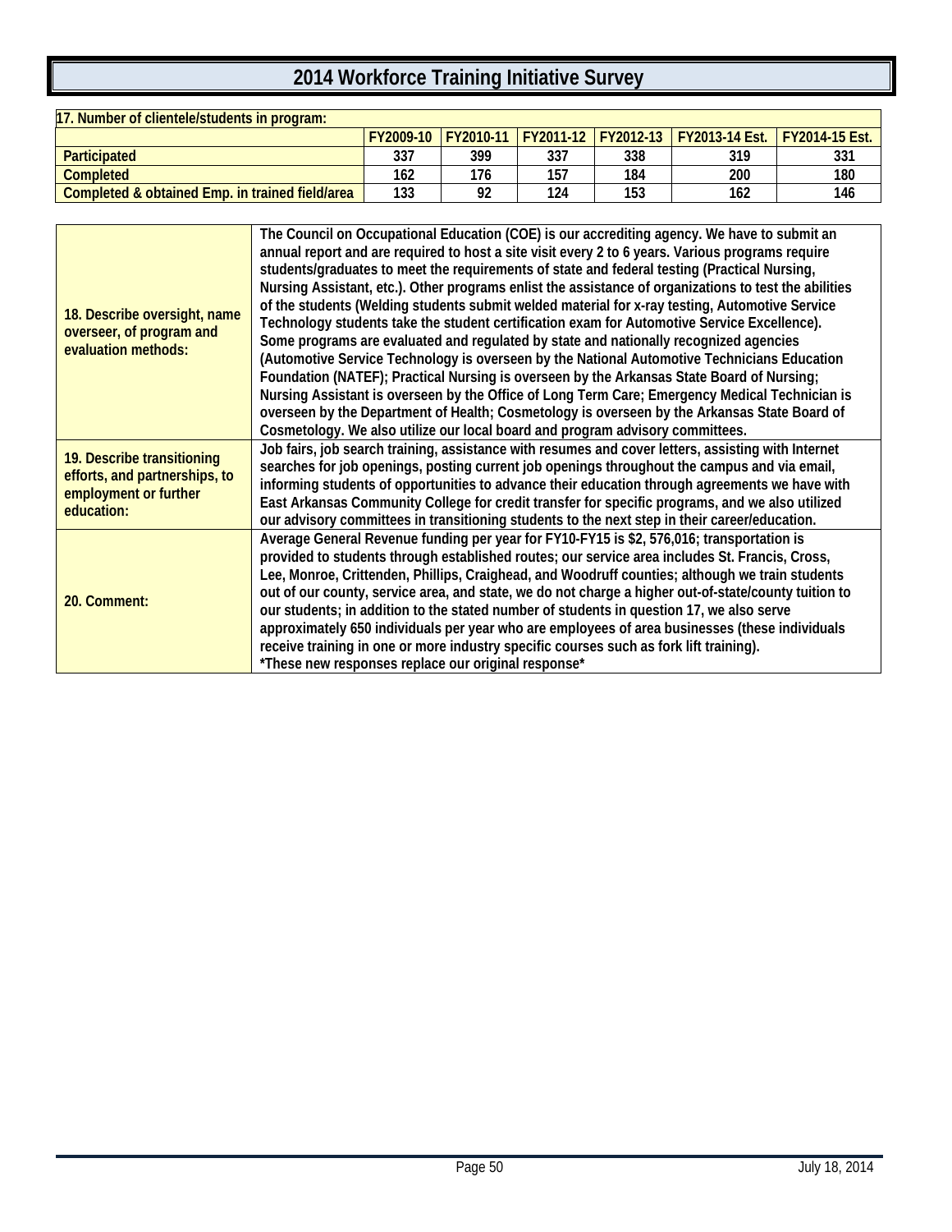# 2014 Workforce Training Initiative Survey

**17. Number of clientele/students in program:**

| | FY2009-10 | FY2010-11 | FY2011-12 | FY2012-13 | FY2013-14 Est. | FY2014-15 Est. |
|---|---|---|---|---|---|---|
| Participated | 337 | 399 | 337 | 338 | 319 | 331 |
| Completed | 162 | 176 | 157 | 184 | 200 | 180 |
| Completed & obtained Emp. in trained field/area | 133 | 92 | 124 | 153 | 162 | 146 |

| | |
|---|---|
| 18. Describe oversight, name overseer, of program and evaluation methods: | The Council on Occupational Education (COE) is our accrediting agency. We have to submit an annual report and are required to host a site visit every 2 to 6 years. Various programs require students/graduates to meet the requirements of state and federal testing (Practical Nursing, Nursing Assistant, etc.). Other programs enlist the assistance of organizations to test the abilities of the students (Welding students submit welded material for x-ray testing, Automotive Service Technology students take the student certification exam for Automotive Service Excellence). Some programs are evaluated and regulated by state and nationally recognized agencies (Automotive Service Technology is overseen by the National Automotive Technicians Education Foundation (NATEF); Practical Nursing is overseen by the Arkansas State Board of Nursing; Nursing Assistant is overseen by the Office of Long Term Care; Emergency Medical Technician is overseen by the Department of Health; Cosmetology is overseen by the Arkansas State Board of Cosmetology. We also utilize our local board and program advisory committees. |
| 19. Describe transitioning efforts, and partnerships, to employment or further education: | Job fairs, job search training, assistance with resumes and cover letters, assisting with Internet searches for job openings, posting current job openings throughout the campus and via email, informing students of opportunities to advance their education through agreements we have with East Arkansas Community College for credit transfer for specific programs, and we also utilized our advisory committees in transitioning students to the next step in their career/education. |
| 20. Comment: | Average General Revenue funding per year for FY10-FY15 is $2, 576,016; transportation is provided to students through established routes; our service area includes St. Francis, Cross, Lee, Monroe, Crittenden, Phillips, Craighead, and Woodruff counties; although we train students out of our county, service area, and state, we do not charge a higher out-of-state/county tuition to our students; in addition to the stated number of students in question 17, we also serve approximately 650 individuals per year who are employees of area businesses (these individuals receive training in one or more industry specific courses such as fork lift training). *These new responses replace our original response* |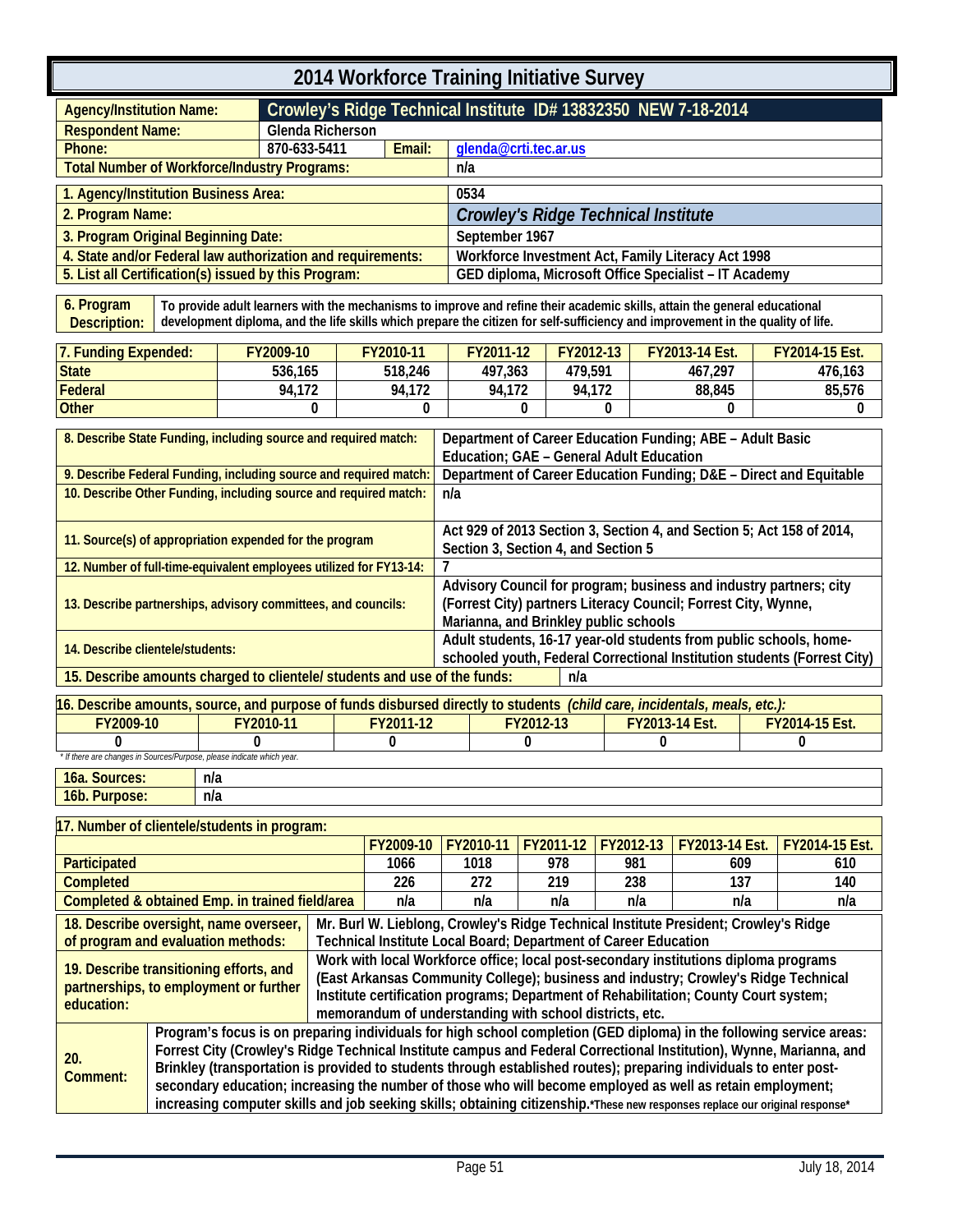# 2014 Workforce Training Initiative Survey

| | | | |
|---|---|---|---|
| **Agency/Institution Name:** | **Crowley's Ridge Technical Institute ID# 13832350 NEW 7-18-2014** | | |
| **Respondent Name:** | Glenda Richerson | | |
| **Phone:** | 870-633-5411 | **Email:** | glenda@crti.tec.ar.us |
| **Total Number of Workforce/Industry Programs:** | | | n/a |

| | |
|---|---|
| **1. Agency/Institution Business Area:** | 0534 |
| **2. Program Name:** | *Crowley's Ridge Technical Institute* |
| **3. Program Original Beginning Date:** | September 1967 |
| **4. State and/or Federal law authorization and requirements:** | Workforce Investment Act, Family Literacy Act 1998 |
| **5. List all Certification(s) issued by this Program:** | GED diploma, Microsoft Office Specialist – IT Academy |

| | |
|---|---|
| **6. Program Description:** | To provide adult learners with the mechanisms to improve and refine their academic skills, attain the general educational development diploma, and the life skills which prepare the citizen for self-sufficiency and improvement in the quality of life. |

| 7. Funding Expended: | FY2009-10 | FY2010-11 | FY2011-12 | FY2012-13 | FY2013-14 Est. | FY2014-15 Est. |
|---|---|---|---|---|---|---|
| State | 536,165 | 518,246 | 497,363 | 479,591 | 467,297 | 476,163 |
| Federal | 94,172 | 94,172 | 94,172 | 94,172 | 88,845 | 85,576 |
| Other | 0 | 0 | 0 | 0 | 0 | 0 |

| | |
|---|---|
| **8. Describe State Funding, including source and required match:** | Department of Career Education Funding; ABE – Adult Basic Education; GAE – General Adult Education |
| **9. Describe Federal Funding, including source and required match:** | Department of Career Education Funding; D&E – Direct and Equitable |
| **10. Describe Other Funding, including source and required match:** | n/a |
| **11. Source(s) of appropriation expended for the program** | Act 929 of 2013 Section 3, Section 4, and Section 5; Act 158 of 2014, Section 3, Section 4, and Section 5 |
| **12. Number of full-time-equivalent employees utilized for FY13-14:** | 7 |
| **13. Describe partnerships, advisory committees, and councils:** | Advisory Council for program; business and industry partners; city (Forrest City) partners Literacy Council; Forrest City, Wynne, Marianna, and Brinkley public schools |
| **14. Describe clientele/students:** | Adult students, 16-17 year-old students from public schools, home-schooled youth, Federal Correctional Institution students (Forrest City) |
| **15. Describe amounts charged to clientele/ students and use of the funds:** | n/a |

**16. Describe amounts, source, and purpose of funds disbursed directly to students** *(child care, incidentals, meals, etc.):*

| FY2009-10 | FY2010-11 | FY2011-12 | FY2012-13 | FY2013-14 Est. | FY2014-15 Est. |
|---|---|---|---|---|---|
| 0 | 0 | 0 | 0 | 0 | 0 |

*\* If there are changes in Sources/Purpose, please indicate which year.*

| | |
|---|---|
| **16a. Sources:** | n/a |
| **16b. Purpose:** | n/a |

**17. Number of clientele/students in program:**

| | FY2009-10 | FY2010-11 | FY2011-12 | FY2012-13 | FY2013-14 Est. | FY2014-15 Est. |
|---|---|---|---|---|---|---|
| Participated | 1066 | 1018 | 978 | 981 | 609 | 610 |
| Completed | 226 | 272 | 219 | 238 | 137 | 140 |
| Completed & obtained Emp. in trained field/area | n/a | n/a | n/a | n/a | n/a | n/a |

| | |
|---|---|
| **18. Describe oversight, name overseer, of program and evaluation methods:** | Mr. Burl W. Lieblong, Crowley's Ridge Technical Institute President; Crowley's Ridge Technical Institute Local Board; Department of Career Education |
| **19. Describe transitioning efforts, and partnerships, to employment or further education:** | Work with local Workforce office; local post-secondary institutions diploma programs (East Arkansas Community College); business and industry; Crowley's Ridge Technical Institute certification programs; Department of Rehabilitation; County Court system; memorandum of understanding with school districts, etc. |
| **20. Comment:** | Program's focus is on preparing individuals for high school completion (GED diploma) in the following service areas: Forrest City (Crowley's Ridge Technical Institute campus and Federal Correctional Institution), Wynne, Marianna, and Brinkley (transportation is provided to students through established routes); preparing individuals to enter post-secondary education; increasing the number of those who will become employed as well as retain employment; increasing computer skills and job seeking skills; obtaining citizenship.\*These new responses replace our original response\* |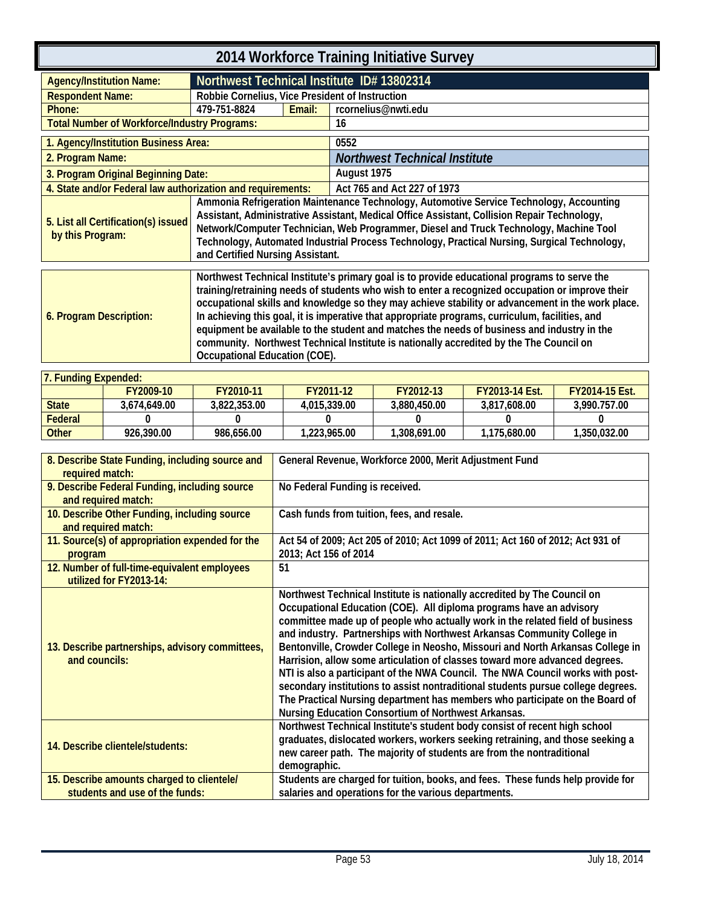# 2014 Workforce Training Initiative Survey

| Agency/Institution Name: | Northwest Technical Institute ID# 13802314 | | |
|---|---|---|---|
| Respondent Name: | Robbie Cornelius, Vice President of Instruction | | |
| Phone: | 479-751-8824 | Email: | rcornelius@nwti.edu |
| Total Number of Workforce/Industry Programs: | | | 16 |

| | |
|---|---|
| 1. Agency/Institution Business Area: | 0552 |
| 2. Program Name: | *Northwest Technical Institute* |
| 3. Program Original Beginning Date: | August 1975 |
| 4. State and/or Federal law authorization and requirements: | Act 765 and Act 227 of 1973 |
| 5. List all Certification(s) issued by this Program: | Ammonia Refrigeration Maintenance Technology, Automotive Service Technology, Accounting Assistant, Administrative Assistant, Medical Office Assistant, Collision Repair Technology, Network/Computer Technician, Web Programmer, Diesel and Truck Technology, Machine Tool Technology, Automated Industrial Process Technology, Practical Nursing, Surgical Technology, and Certified Nursing Assistant. |
| 6. Program Description: | Northwest Technical Institute's primary goal is to provide educational programs to serve the training/retraining needs of students who wish to enter a recognized occupation or improve their occupational skills and knowledge so they may achieve stability or advancement in the work place. In achieving this goal, it is imperative that appropriate programs, curriculum, facilities, and equipment be available to the student and matches the needs of business and industry in the community. Northwest Technical Institute is nationally accredited by the The Council on Occupational Education (COE). |

**7. Funding Expended:**

| | FY2009-10 | FY2010-11 | FY2011-12 | FY2012-13 | FY2013-14 Est. | FY2014-15 Est. |
|---|---|---|---|---|---|---|
| State | 3,674,649.00 | 3,822,353.00 | 4,015,339.00 | 3,880,450.00 | 3,817,608.00 | 3,990.757.00 |
| Federal | 0 | 0 | 0 | 0 | 0 | 0 |
| Other | 926,390.00 | 986,656.00 | 1,223,965.00 | 1,308,691.00 | 1,175,680.00 | 1,350,032.00 |

| | |
|---|---|
| 8. Describe State Funding, including source and required match: | General Revenue, Workforce 2000, Merit Adjustment Fund |
| 9. Describe Federal Funding, including source and required match: | No Federal Funding is received. |
| 10. Describe Other Funding, including source and required match: | Cash funds from tuition, fees, and resale. |
| 11. Source(s) of appropriation expended for the program | Act 54 of 2009; Act 205 of 2010; Act 1099 of 2011; Act 160 of 2012; Act 931 of 2013; Act 156 of 2014 |
| 12. Number of full-time-equivalent employees utilized for FY2013-14: | 51 |
| 13. Describe partnerships, advisory committees, and councils: | Northwest Technical Institute is nationally accredited by The Council on Occupational Education (COE). All diploma programs have an advisory committee made up of people who actually work in the related field of business and industry. Partnerships with Northwest Arkansas Community College in Bentonville, Crowder College in Neosho, Missouri and North Arkansas College in Harrision, allow some articulation of classes toward more advanced degrees. NTI is also a participant of the NWA Council. The NWA Council works with post-secondary institutions to assist nontraditional students pursue college degrees. The Practical Nursing department has members who participate on the Board of Nursing Education Consortium of Northwest Arkansas. |
| 14. Describe clientele/students: | Northwest Technical Institute's student body consist of recent high school graduates, dislocated workers, workers seeking retraining, and those seeking a new career path. The majority of students are from the nontraditional demographic. |
| 15. Describe amounts charged to clientele/ students and use of the funds: | Students are charged for tuition, books, and fees. These funds help provide for salaries and operations for the various departments. |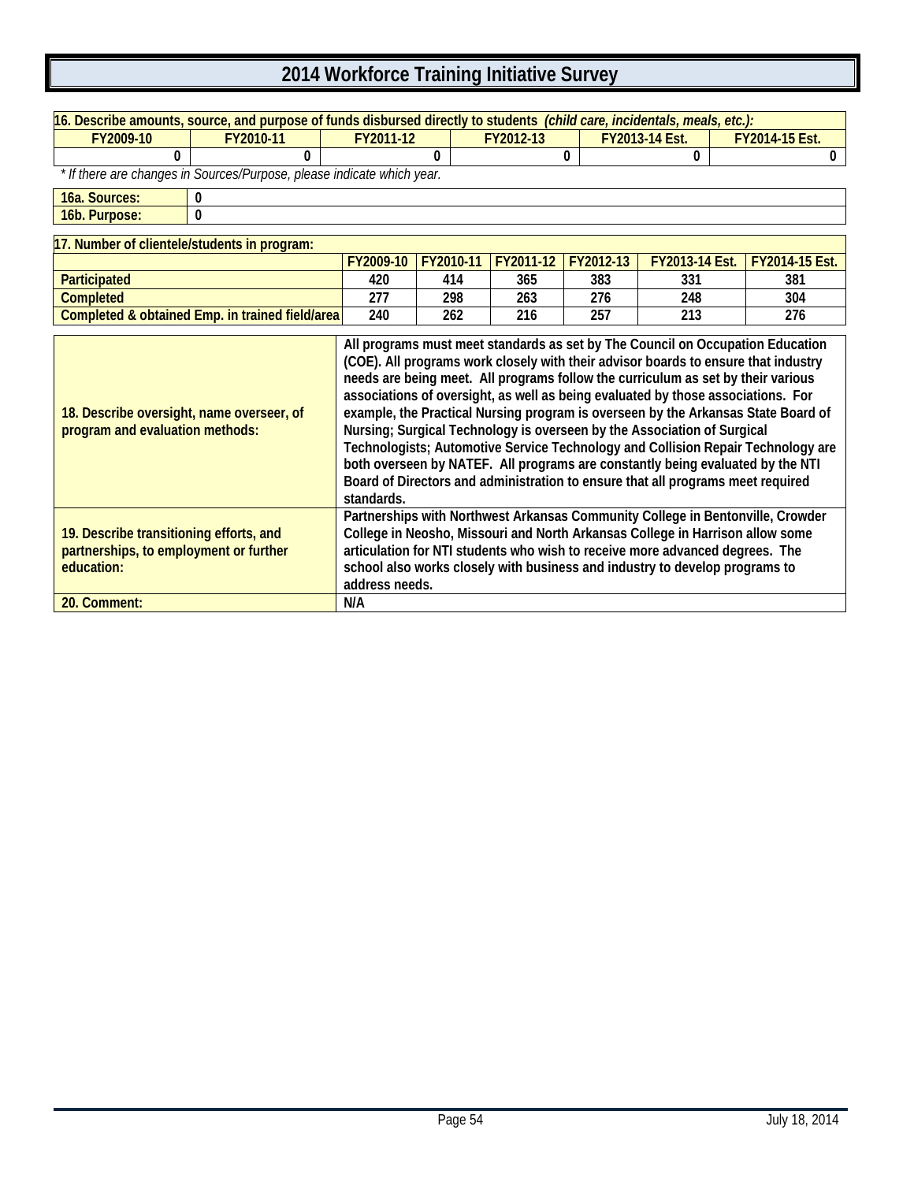# 2014 Workforce Training Initiative Survey

| 16. Describe amounts, source, and purpose of funds disbursed directly to students *(child care, incidentals, meals, etc.):* | | | | | |
|---|---|---|---|---|---|
| FY2009-10 | FY2010-11 | FY2011-12 | FY2012-13 | FY2013-14 Est. | FY2014-15 Est. |
| 0 | 0 | 0 | 0 | 0 | 0 |

*\* If there are changes in Sources/Purpose, please indicate which year.*

| | |
|---|---|
| 16a. Sources: | 0 |
| 16b. Purpose: | 0 |

| 17. Number of clientele/students in program: | FY2009-10 | FY2010-11 | FY2011-12 | FY2012-13 | FY2013-14 Est. | FY2014-15 Est. |
|---|---|---|---|---|---|---|
| Participated | 420 | 414 | 365 | 383 | 331 | 381 |
| Completed | 277 | 298 | 263 | 276 | 248 | 304 |
| Completed & obtained Emp. in trained field/area | 240 | 262 | 216 | 257 | 213 | 276 |

| | |
|---|---|
| 18. Describe oversight, name overseer, of program and evaluation methods: | All programs must meet standards as set by The Council on Occupation Education (COE). All programs work closely with their advisor boards to ensure that industry needs are being meet. All programs follow the curriculum as set by their various associations of oversight, as well as being evaluated by those associations. For example, the Practical Nursing program is overseen by the Arkansas State Board of Nursing; Surgical Technology is overseen by the Association of Surgical Technologists; Automotive Service Technology and Collision Repair Technology are both overseen by NATEF. All programs are constantly being evaluated by the NTI Board of Directors and administration to ensure that all programs meet required standards. |
| 19. Describe transitioning efforts, and partnerships, to employment or further education: | Partnerships with Northwest Arkansas Community College in Bentonville, Crowder College in Neosho, Missouri and North Arkansas College in Harrison allow some articulation for NTI students who wish to receive more advanced degrees. The school also works closely with business and industry to develop programs to address needs. |
| 20. Comment: | N/A |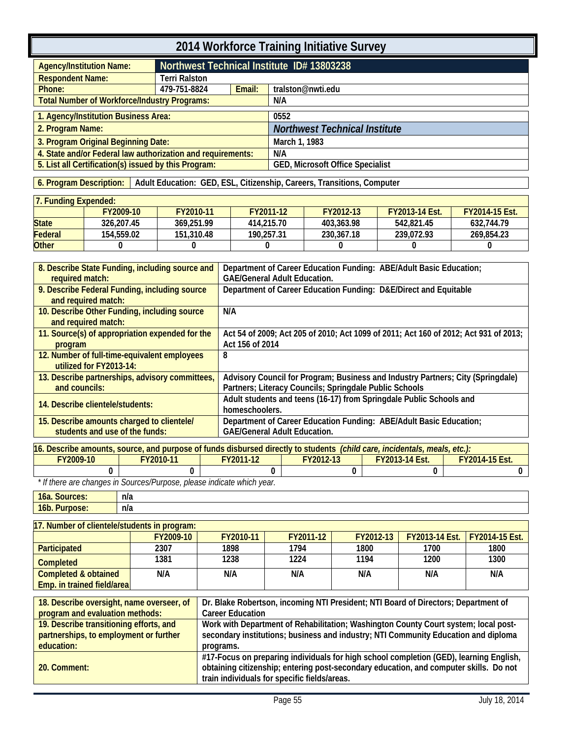# 2014 Workforce Training Initiative Survey

| | | | |
|---|---|---|---|
| **Agency/Institution Name:** | **Northwest Technical Institute ID# 13803238** | | |
| **Respondent Name:** | Terri Ralston | | |
| **Phone:** | 479-751-8824 | **Email:** | tralston@nwti.edu |
| **Total Number of Workforce/Industry Programs:** | | | N/A |

| | |
|---|---|
| **1. Agency/Institution Business Area:** | 0552 |
| **2. Program Name:** | *Northwest Technical Institute* |
| **3. Program Original Beginning Date:** | March 1, 1983 |
| **4. State and/or Federal law authorization and requirements:** | N/A |
| **5. List all Certification(s) issued by this Program:** | GED, Microsoft Office Specialist |

**6. Program Description:** Adult Education: GED, ESL, Citizenship, Careers, Transitions, Computer

**7. Funding Expended:**

| | FY2009-10 | FY2010-11 | FY2011-12 | FY2012-13 | FY2013-14 Est. | FY2014-15 Est. |
|---|---|---|---|---|---|---|
| **State** | 326,207.45 | 369,251.99 | 414,215.70 | 403,363.98 | 542,821.45 | 632,744.79 |
| **Federal** | 154,559.02 | 151,310.48 | 190,257.31 | 230,367.18 | 239,072.93 | 269,854.23 |
| **Other** | 0 | 0 | 0 | 0 | 0 | 0 |

| | |
|---|---|
| **8. Describe State Funding, including source and required match:** | Department of Career Education Funding: ABE/Adult Basic Education; GAE/General Adult Education. |
| **9. Describe Federal Funding, including source and required match:** | Department of Career Education Funding: D&E/Direct and Equitable |
| **10. Describe Other Funding, including source and required match:** | N/A |
| **11. Source(s) of appropriation expended for the program** | Act 54 of 2009; Act 205 of 2010; Act 1099 of 2011; Act 160 of 2012; Act 931 of 2013; Act 156 of 2014 |
| **12. Number of full-time-equivalent employees utilized for FY2013-14:** | 8 |
| **13. Describe partnerships, advisory committees, and councils:** | Advisory Council for Program; Business and Industry Partners; City (Springdale) Partners; Literacy Councils; Springdale Public Schools |
| **14. Describe clientele/students:** | Adult students and teens (16-17) from Springdale Public Schools and homeschoolers. |
| **15. Describe amounts charged to clientele/ students and use of the funds:** | Department of Career Education Funding: ABE/Adult Basic Education; GAE/General Adult Education. |

**16. Describe amounts, source, and purpose of funds disbursed directly to students** *(child care, incidentals, meals, etc.):*

| FY2009-10 | FY2010-11 | FY2011-12 | FY2012-13 | FY2013-14 Est. | FY2014-15 Est. |
|---|---|---|---|---|---|
| 0 | 0 | 0 | 0 | 0 | 0 |

*\* If there are changes in Sources/Purpose, please indicate which year.*

| | |
|---|---|
| **16a. Sources:** | n/a |
| **16b. Purpose:** | n/a |

**17. Number of clientele/students in program:**

| | FY2009-10 | FY2010-11 | FY2011-12 | FY2012-13 | FY2013-14 Est. | FY2014-15 Est. |
|---|---|---|---|---|---|---|
| **Participated** | 2307 | 1898 | 1794 | 1800 | 1700 | 1800 |
| **Completed** | 1381 | 1238 | 1224 | 1194 | 1200 | 1300 |
| **Completed & obtained Emp. in trained field/area** | N/A | N/A | N/A | N/A | N/A | N/A |

| | |
|---|---|
| **18. Describe oversight, name overseer, of program and evaluation methods:** | Dr. Blake Robertson, incoming NTI President; NTI Board of Directors; Department of Career Education |
| **19. Describe transitioning efforts, and partnerships, to employment or further education:** | Work with Department of Rehabilitation; Washington County Court system; local post-secondary institutions; business and industry; NTI Community Education and diploma programs. |
| **20. Comment:** | #17-Focus on preparing individuals for high school completion (GED), learning English, obtaining citizenship; entering post-secondary education, and computer skills. Do not train individuals for specific fields/areas. |